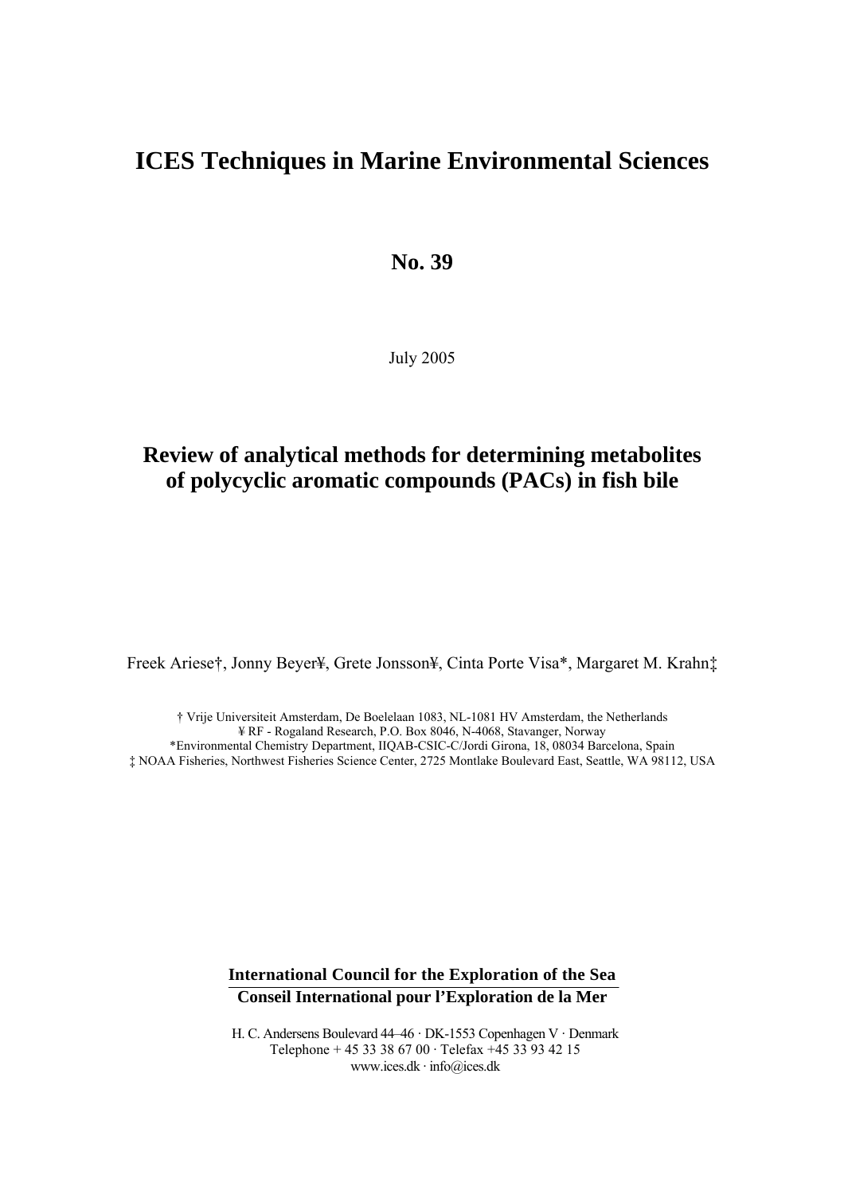# ICES Techniques in Marine Environmental Sciences

## No. 39

July 2005

## Review of analytical methods for determining metabolites of polycyclic aromatic compounds (PACs) in fish bile

Freek Ariese†, Jonny Beyer¥, Grete Jonsson¥, Cinta Porte Visa*, Margaret M. Krahn‡

† Vrije Universiteit Amsterdam, De Boelelaan 1083, NL-1081 HV Amsterdam, the Netherlands
¥ RF - Rogaland Research, P.O. Box 8046, N-4068, Stavanger, Norway
*Environmental Chemistry Department, IIQAB-CSIC-C/Jordi Girona, 18, 08034 Barcelona, Spain
‡ NOAA Fisheries, Northwest Fisheries Science Center, 2725 Montlake Boulevard East, Seattle, WA 98112, USA

**International Council for the Exploration of the Sea**
**Conseil International pour l'Exploration de la Mer**

H. C. Andersens Boulevard 44–46 · DK-1553 Copenhagen V · Denmark
Telephone + 45 33 38 67 00 · Telefax +45 33 93 42 15
www.ices.dk · info@ices.dk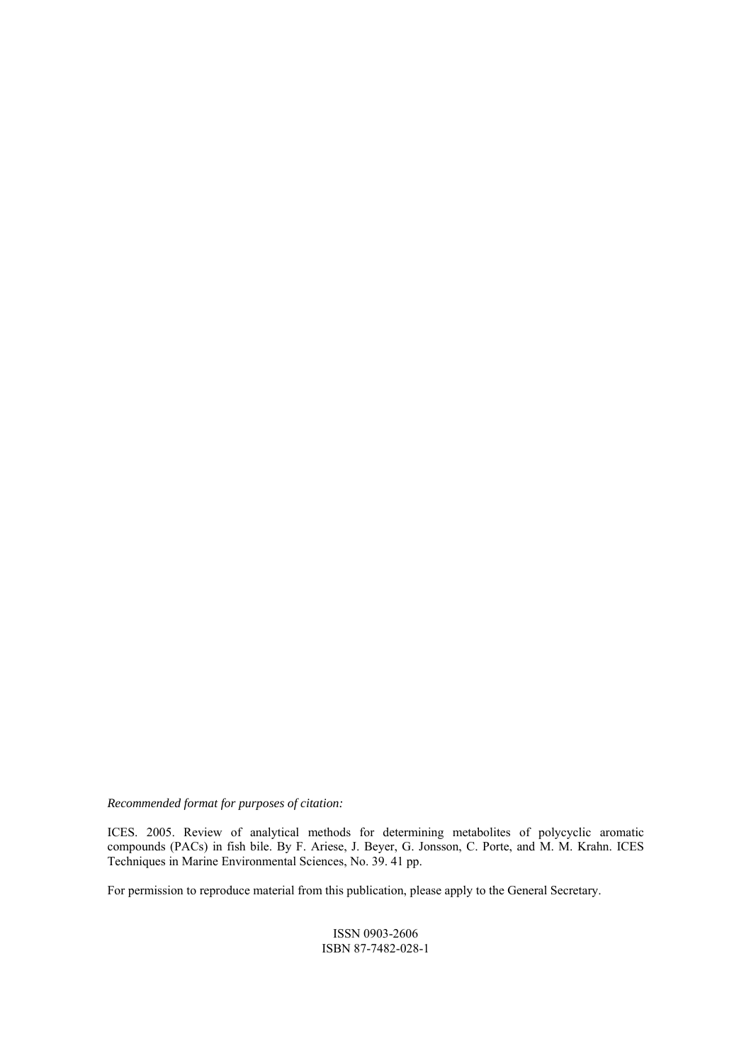*Recommended format for purposes of citation:*

ICES. 2005. Review of analytical methods for determining metabolites of polycyclic aromatic compounds (PACs) in fish bile. By F. Ariese, J. Beyer, G. Jonsson, C. Porte, and M. M. Krahn. ICES Techniques in Marine Environmental Sciences, No. 39. 41 pp.

For permission to reproduce material from this publication, please apply to the General Secretary.

ISSN 0903-2606
ISBN 87-7482-028-1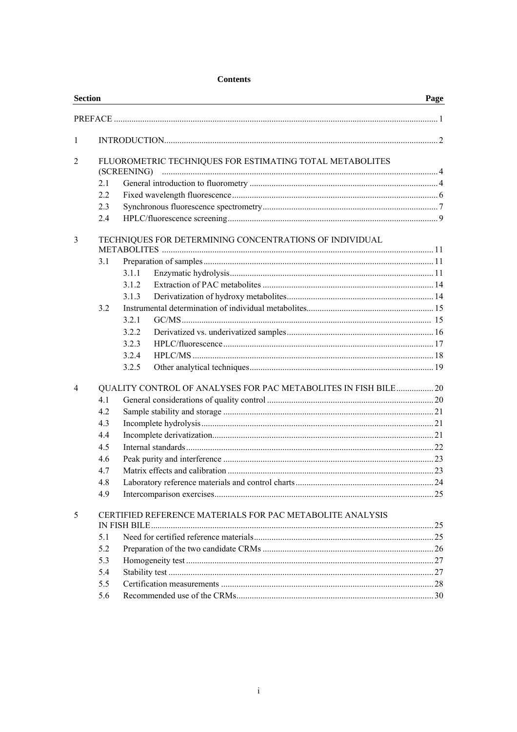# Contents

| Section | | | Page |
|---|---|---|---|
| PREFACE | | | 1 |
| 1 | INTRODUCTION | | 2 |
| 2 | FLUOROMETRIC TECHNIQUES FOR ESTIMATING TOTAL METABOLITES (SCREENING) | | 4 |
| | 2.1 | General introduction to fluorometry | 4 |
| | 2.2 | Fixed wavelength fluorescence | 6 |
| | 2.3 | Synchronous fluorescence spectrometry | 7 |
| | 2.4 | HPLC/fluorescence screening | 9 |
| 3 | TECHNIQUES FOR DETERMINING CONCENTRATIONS OF INDIVIDUAL METABOLITES | | 11 |
| | 3.1 | Preparation of samples | 11 |
| | | 3.1.1 Enzymatic hydrolysis | 11 |
| | | 3.1.2 Extraction of PAC metabolites | 14 |
| | | 3.1.3 Derivatization of hydroxy metabolites | 14 |
| | 3.2 | Instrumental determination of individual metabolites | 15 |
| | | 3.2.1 GC/MS | 15 |
| | | 3.2.2 Derivatized vs. underivatized samples | 16 |
| | | 3.2.3 HPLC/fluorescence | 17 |
| | | 3.2.4 HPLC/MS | 18 |
| | | 3.2.5 Other analytical techniques | 19 |
| 4 | QUALITY CONTROL OF ANALYSES FOR PAC METABOLITES IN FISH BILE | | 20 |
| | 4.1 | General considerations of quality control | 20 |
| | 4.2 | Sample stability and storage | 21 |
| | 4.3 | Incomplete hydrolysis | 21 |
| | 4.4 | Incomplete derivatization | 21 |
| | 4.5 | Internal standards | 22 |
| | 4.6 | Peak purity and interference | 23 |
| | 4.7 | Matrix effects and calibration | 23 |
| | 4.8 | Laboratory reference materials and control charts | 24 |
| | 4.9 | Intercomparison exercises | 25 |
| 5 | CERTIFIED REFERENCE MATERIALS FOR PAC METABOLITE ANALYSIS IN FISH BILE | | 25 |
| | 5.1 | Need for certified reference materials | 25 |
| | 5.2 | Preparation of the two candidate CRMs | 26 |
| | 5.3 | Homogeneity test | 27 |
| | 5.4 | Stability test | 27 |
| | 5.5 | Certification measurements | 28 |
| | 5.6 | Recommended use of the CRMs | 30 |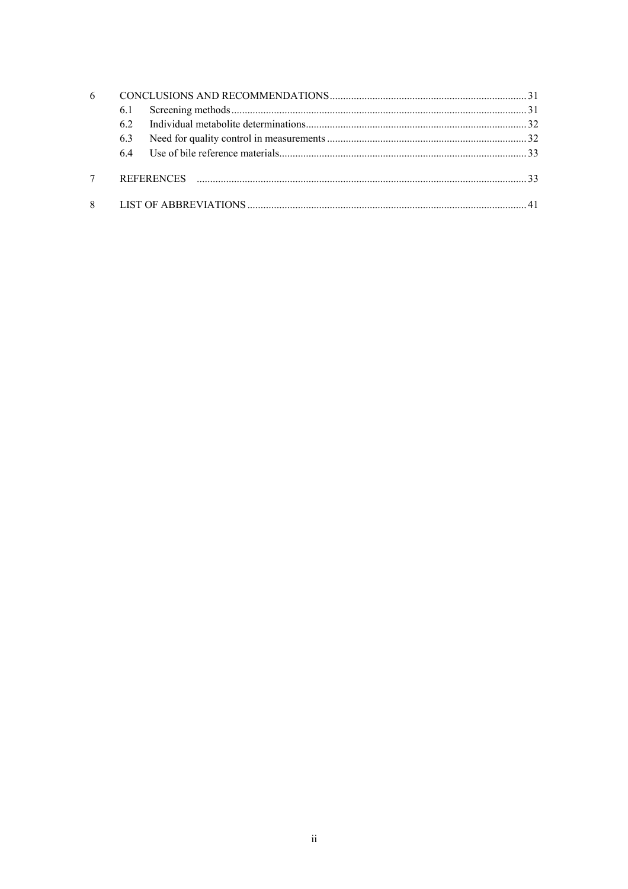| | | | |
|---|---|---|---|
| 6 | CONCLUSIONS AND RECOMMENDATIONS | | 31 |
| | 6.1 | Screening methods | 31 |
| | 6.2 | Individual metabolite determinations | 32 |
| | 6.3 | Need for quality control in measurements | 32 |
| | 6.4 | Use of bile reference materials | 33 |
| 7 | REFERENCES | | 33 |
| 8 | LIST OF ABBREVIATIONS | | 41 |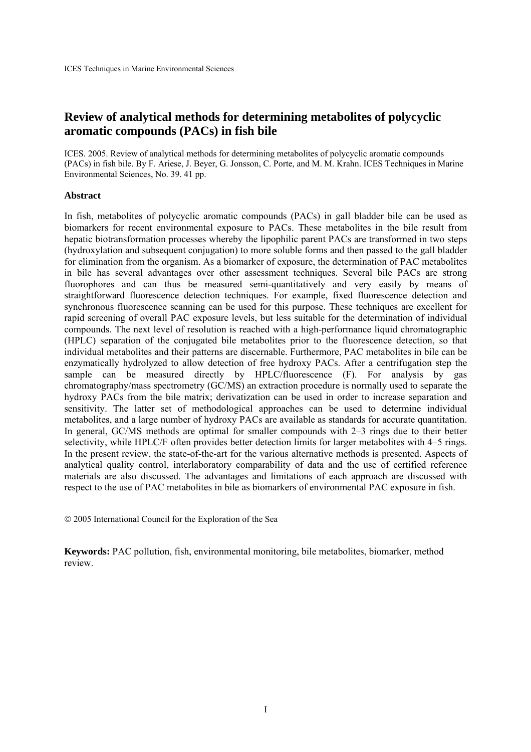# Review of analytical methods for determining metabolites of polycyclic aromatic compounds (PACs) in fish bile

ICES. 2005. Review of analytical methods for determining metabolites of polycyclic aromatic compounds (PACs) in fish bile. By F. Ariese, J. Beyer, G. Jonsson, C. Porte, and M. M. Krahn. ICES Techniques in Marine Environmental Sciences, No. 39. 41 pp.

## Abstract

In fish, metabolites of polycyclic aromatic compounds (PACs) in gall bladder bile can be used as biomarkers for recent environmental exposure to PACs. These metabolites in the bile result from hepatic biotransformation processes whereby the lipophilic parent PACs are transformed in two steps (hydroxylation and subsequent conjugation) to more soluble forms and then passed to the gall bladder for elimination from the organism. As a biomarker of exposure, the determination of PAC metabolites in bile has several advantages over other assessment techniques. Several bile PACs are strong fluorophores and can thus be measured semi-quantitatively and very easily by means of straightforward fluorescence detection techniques. For example, fixed fluorescence detection and synchronous fluorescence scanning can be used for this purpose. These techniques are excellent for rapid screening of overall PAC exposure levels, but less suitable for the determination of individual compounds. The next level of resolution is reached with a high-performance liquid chromatographic (HPLC) separation of the conjugated bile metabolites prior to the fluorescence detection, so that individual metabolites and their patterns are discernable. Furthermore, PAC metabolites in bile can be enzymatically hydrolyzed to allow detection of free hydroxy PACs. After a centrifugation step the sample can be measured directly by HPLC/fluorescence (F). For analysis by gas chromatography/mass spectrometry (GC/MS) an extraction procedure is normally used to separate the hydroxy PACs from the bile matrix; derivatization can be used in order to increase separation and sensitivity. The latter set of methodological approaches can be used to determine individual metabolites, and a large number of hydroxy PACs are available as standards for accurate quantitation. In general, GC/MS methods are optimal for smaller compounds with 2–3 rings due to their better selectivity, while HPLC/F often provides better detection limits for larger metabolites with 4–5 rings. In the present review, the state-of-the-art for the various alternative methods is presented. Aspects of analytical quality control, interlaboratory comparability of data and the use of certified reference materials are also discussed. The advantages and limitations of each approach are discussed with respect to the use of PAC metabolites in bile as biomarkers of environmental PAC exposure in fish.

© 2005 International Council for the Exploration of the Sea

**Keywords:** PAC pollution, fish, environmental monitoring, bile metabolites, biomarker, method review.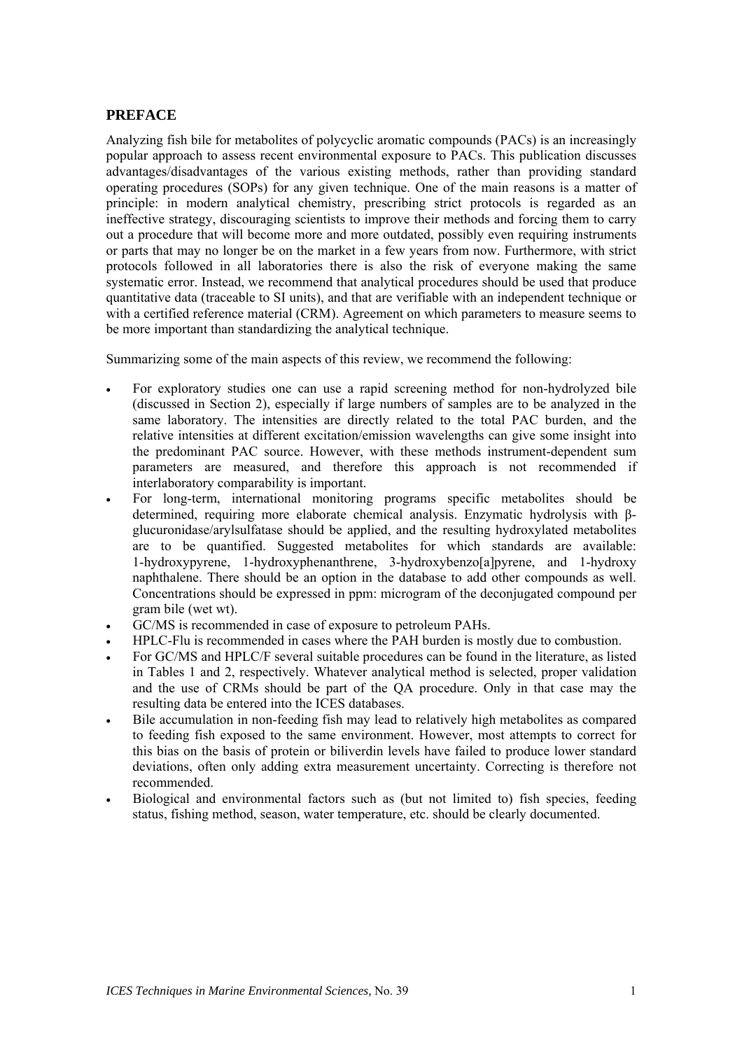## PREFACE

Analyzing fish bile for metabolites of polycyclic aromatic compounds (PACs) is an increasingly popular approach to assess recent environmental exposure to PACs. This publication discusses advantages/disadvantages of the various existing methods, rather than providing standard operating procedures (SOPs) for any given technique. One of the main reasons is a matter of principle: in modern analytical chemistry, prescribing strict protocols is regarded as an ineffective strategy, discouraging scientists to improve their methods and forcing them to carry out a procedure that will become more and more outdated, possibly even requiring instruments or parts that may no longer be on the market in a few years from now. Furthermore, with strict protocols followed in all laboratories there is also the risk of everyone making the same systematic error. Instead, we recommend that analytical procedures should be used that produce quantitative data (traceable to SI units), and that are verifiable with an independent technique or with a certified reference material (CRM). Agreement on which parameters to measure seems to be more important than standardizing the analytical technique.

Summarizing some of the main aspects of this review, we recommend the following:

- For exploratory studies one can use a rapid screening method for non-hydrolyzed bile (discussed in Section 2), especially if large numbers of samples are to be analyzed in the same laboratory. The intensities are directly related to the total PAC burden, and the relative intensities at different excitation/emission wavelengths can give some insight into the predominant PAC source. However, with these methods instrument-dependent sum parameters are measured, and therefore this approach is not recommended if interlaboratory comparability is important.
- For long-term, international monitoring programs specific metabolites should be determined, requiring more elaborate chemical analysis. Enzymatic hydrolysis with β-glucuronidase/arylsulfatase should be applied, and the resulting hydroxylated metabolites are to be quantified. Suggested metabolites for which standards are available: 1-hydroxypyrene, 1-hydroxyphenanthrene, 3-hydroxybenzo[a]pyrene, and 1-hydroxy naphthalene. There should be an option in the database to add other compounds as well. Concentrations should be expressed in ppm: microgram of the deconjugated compound per gram bile (wet wt).
- GC/MS is recommended in case of exposure to petroleum PAHs.
- HPLC-Flu is recommended in cases where the PAH burden is mostly due to combustion.
- For GC/MS and HPLC/F several suitable procedures can be found in the literature, as listed in Tables 1 and 2, respectively. Whatever analytical method is selected, proper validation and the use of CRMs should be part of the QA procedure. Only in that case may the resulting data be entered into the ICES databases.
- Bile accumulation in non-feeding fish may lead to relatively high metabolites as compared to feeding fish exposed to the same environment. However, most attempts to correct for this bias on the basis of protein or biliverdin levels have failed to produce lower standard deviations, often only adding extra measurement uncertainty. Correcting is therefore not recommended.
- Biological and environmental factors such as (but not limited to) fish species, feeding status, fishing method, season, water temperature, etc. should be clearly documented.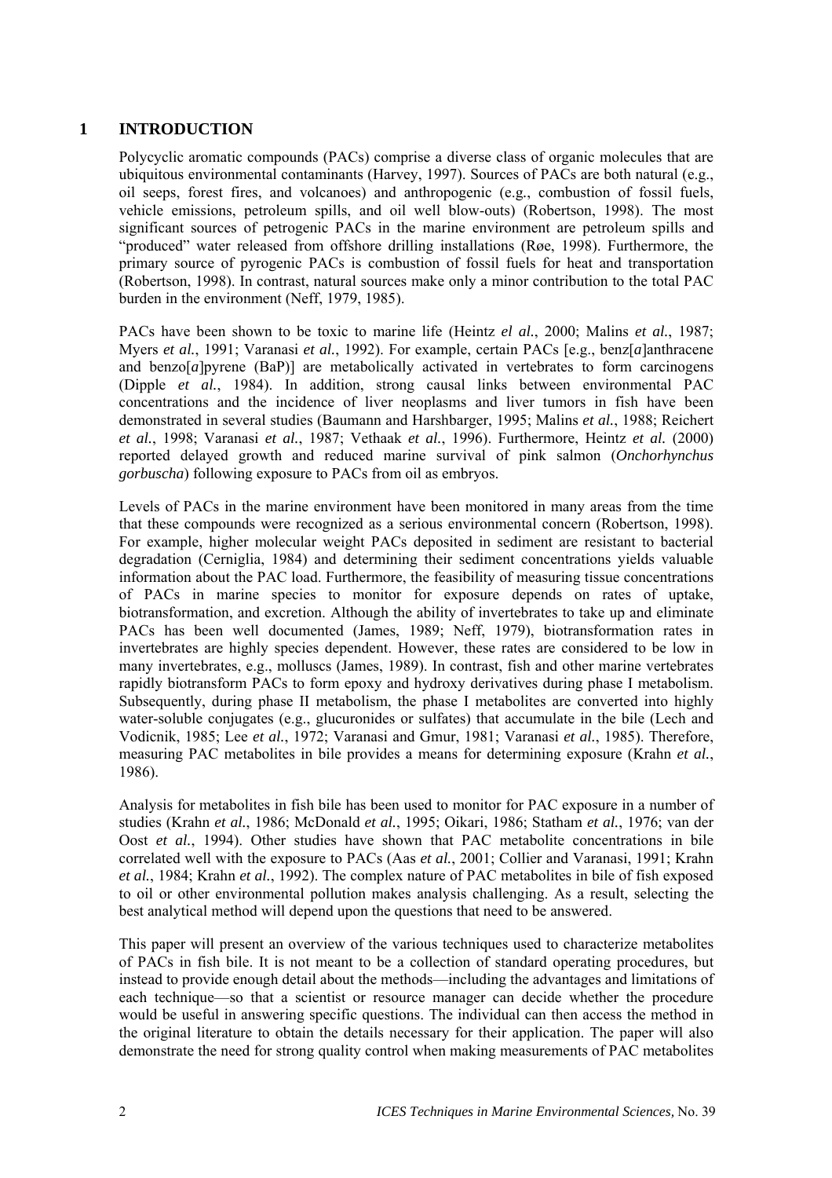# 1 INTRODUCTION

Polycyclic aromatic compounds (PACs) comprise a diverse class of organic molecules that are ubiquitous environmental contaminants (Harvey, 1997). Sources of PACs are both natural (e.g., oil seeps, forest fires, and volcanoes) and anthropogenic (e.g., combustion of fossil fuels, vehicle emissions, petroleum spills, and oil well blow-outs) (Robertson, 1998). The most significant sources of petrogenic PACs in the marine environment are petroleum spills and "produced" water released from offshore drilling installations (Røe, 1998). Furthermore, the primary source of pyrogenic PACs is combustion of fossil fuels for heat and transportation (Robertson, 1998). In contrast, natural sources make only a minor contribution to the total PAC burden in the environment (Neff, 1979, 1985).

PACs have been shown to be toxic to marine life (Heintz *el al.*, 2000; Malins *et al.*, 1987; Myers *et al.*, 1991; Varanasi *et al.*, 1992). For example, certain PACs [e.g., benz[*a*]anthracene and benzo[*a*]pyrene (BaP)] are metabolically activated in vertebrates to form carcinogens (Dipple *et al.*, 1984). In addition, strong causal links between environmental PAC concentrations and the incidence of liver neoplasms and liver tumors in fish have been demonstrated in several studies (Baumann and Harshbarger, 1995; Malins *et al.*, 1988; Reichert *et al.*, 1998; Varanasi *et al.*, 1987; Vethaak *et al.*, 1996). Furthermore, Heintz *et al.* (2000) reported delayed growth and reduced marine survival of pink salmon (*Onchorhynchus gorbuscha*) following exposure to PACs from oil as embryos.

Levels of PACs in the marine environment have been monitored in many areas from the time that these compounds were recognized as a serious environmental concern (Robertson, 1998). For example, higher molecular weight PACs deposited in sediment are resistant to bacterial degradation (Cerniglia, 1984) and determining their sediment concentrations yields valuable information about the PAC load. Furthermore, the feasibility of measuring tissue concentrations of PACs in marine species to monitor for exposure depends on rates of uptake, biotransformation, and excretion. Although the ability of invertebrates to take up and eliminate PACs has been well documented (James, 1989; Neff, 1979), biotransformation rates in invertebrates are highly species dependent. However, these rates are considered to be low in many invertebrates, e.g., molluscs (James, 1989). In contrast, fish and other marine vertebrates rapidly biotransform PACs to form epoxy and hydroxy derivatives during phase I metabolism. Subsequently, during phase II metabolism, the phase I metabolites are converted into highly water-soluble conjugates (e.g., glucuronides or sulfates) that accumulate in the bile (Lech and Vodicnik, 1985; Lee *et al.*, 1972; Varanasi and Gmur, 1981; Varanasi *et al.*, 1985). Therefore, measuring PAC metabolites in bile provides a means for determining exposure (Krahn *et al.*, 1986).

Analysis for metabolites in fish bile has been used to monitor for PAC exposure in a number of studies (Krahn *et al.*, 1986; McDonald *et al.*, 1995; Oikari, 1986; Statham *et al.*, 1976; van der Oost *et al.*, 1994). Other studies have shown that PAC metabolite concentrations in bile correlated well with the exposure to PACs (Aas *et al.*, 2001; Collier and Varanasi, 1991; Krahn *et al.*, 1984; Krahn *et al.*, 1992). The complex nature of PAC metabolites in bile of fish exposed to oil or other environmental pollution makes analysis challenging. As a result, selecting the best analytical method will depend upon the questions that need to be answered.

This paper will present an overview of the various techniques used to characterize metabolites of PACs in fish bile. It is not meant to be a collection of standard operating procedures, but instead to provide enough detail about the methods—including the advantages and limitations of each technique—so that a scientist or resource manager can decide whether the procedure would be useful in answering specific questions. The individual can then access the method in the original literature to obtain the details necessary for their application. The paper will also demonstrate the need for strong quality control when making measurements of PAC metabolites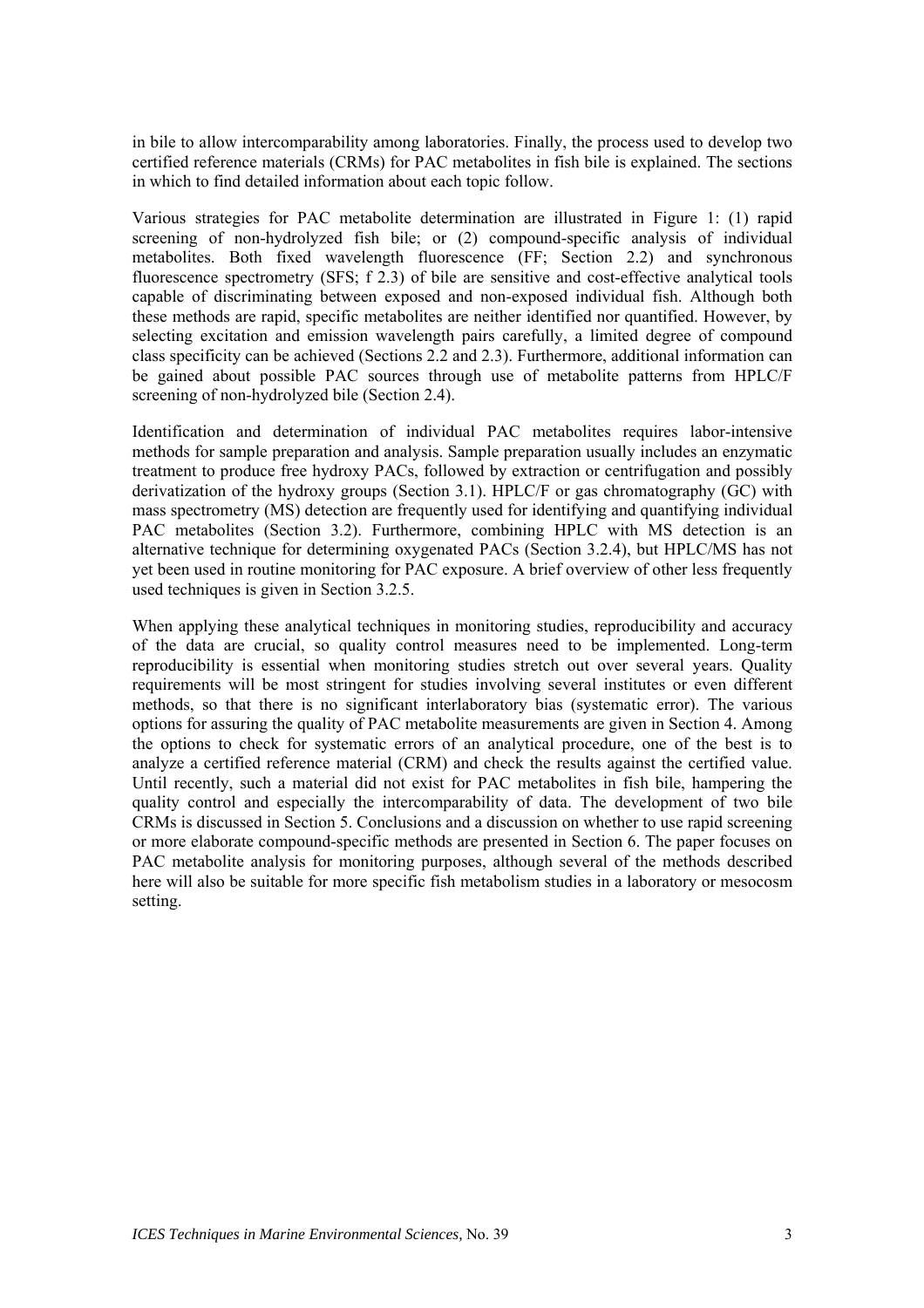in bile to allow intercomparability among laboratories. Finally, the process used to develop two certified reference materials (CRMs) for PAC metabolites in fish bile is explained. The sections in which to find detailed information about each topic follow.

Various strategies for PAC metabolite determination are illustrated in Figure 1: (1) rapid screening of non-hydrolyzed fish bile; or (2) compound-specific analysis of individual metabolites. Both fixed wavelength fluorescence (FF; Section 2.2) and synchronous fluorescence spectrometry (SFS; f 2.3) of bile are sensitive and cost-effective analytical tools capable of discriminating between exposed and non-exposed individual fish. Although both these methods are rapid, specific metabolites are neither identified nor quantified. However, by selecting excitation and emission wavelength pairs carefully, a limited degree of compound class specificity can be achieved (Sections 2.2 and 2.3). Furthermore, additional information can be gained about possible PAC sources through use of metabolite patterns from HPLC/F screening of non-hydrolyzed bile (Section 2.4).

Identification and determination of individual PAC metabolites requires labor-intensive methods for sample preparation and analysis. Sample preparation usually includes an enzymatic treatment to produce free hydroxy PACs, followed by extraction or centrifugation and possibly derivatization of the hydroxy groups (Section 3.1). HPLC/F or gas chromatography (GC) with mass spectrometry (MS) detection are frequently used for identifying and quantifying individual PAC metabolites (Section 3.2). Furthermore, combining HPLC with MS detection is an alternative technique for determining oxygenated PACs (Section 3.2.4), but HPLC/MS has not yet been used in routine monitoring for PAC exposure. A brief overview of other less frequently used techniques is given in Section 3.2.5.

When applying these analytical techniques in monitoring studies, reproducibility and accuracy of the data are crucial, so quality control measures need to be implemented. Long-term reproducibility is essential when monitoring studies stretch out over several years. Quality requirements will be most stringent for studies involving several institutes or even different methods, so that there is no significant interlaboratory bias (systematic error). The various options for assuring the quality of PAC metabolite measurements are given in Section 4. Among the options to check for systematic errors of an analytical procedure, one of the best is to analyze a certified reference material (CRM) and check the results against the certified value. Until recently, such a material did not exist for PAC metabolites in fish bile, hampering the quality control and especially the intercomparability of data. The development of two bile CRMs is discussed in Section 5. Conclusions and a discussion on whether to use rapid screening or more elaborate compound-specific methods are presented in Section 6. The paper focuses on PAC metabolite analysis for monitoring purposes, although several of the methods described here will also be suitable for more specific fish metabolism studies in a laboratory or mesocosm setting.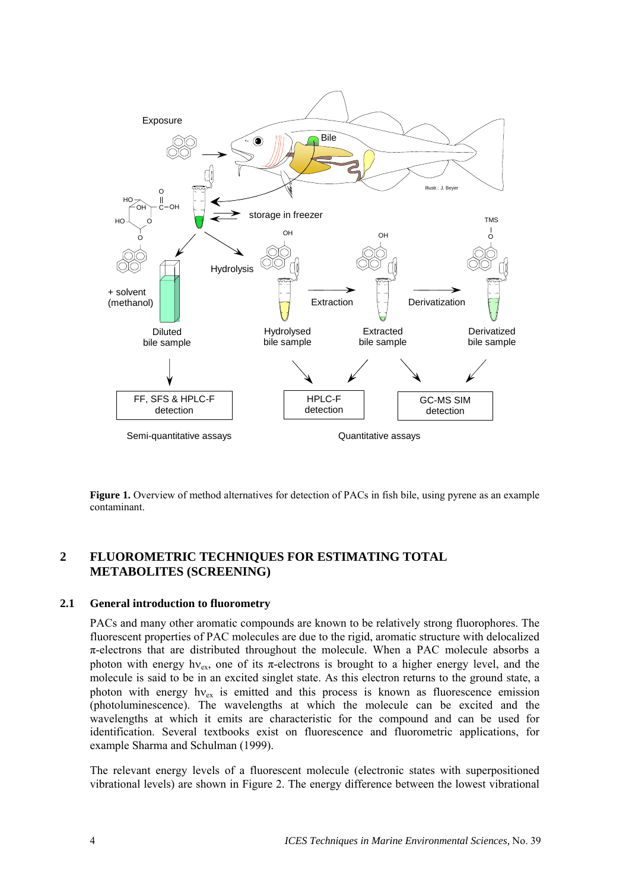**Figure 1.** Overview of method alternatives for detection of PACs in fish bile, using pyrene as an example contaminant.

## 2 FLUOROMETRIC TECHNIQUES FOR ESTIMATING TOTAL METABOLITES (SCREENING)

### 2.1 General introduction to fluorometry

PACs and many other aromatic compounds are known to be relatively strong fluorophores. The fluorescent properties of PAC molecules are due to the rigid, aromatic structure with delocalized π-electrons that are distributed throughout the molecule. When a PAC molecule absorbs a photon with energy $h\nu_{ex}$, one of its π-electrons is brought to a higher energy level, and the molecule is said to be in an excited singlet state. As this electron returns to the ground state, a photon with energy $h\nu_{ex}$ is emitted and this process is known as fluorescence emission (photoluminescence). The wavelengths at which the molecule can be excited and the wavelengths at which it emits are characteristic for the compound and can be used for identification. Several textbooks exist on fluorescence and fluorometric applications, for example Sharma and Schulman (1999).

The relevant energy levels of a fluorescent molecule (electronic states with superpositioned vibrational levels) are shown in Figure 2. The energy difference between the lowest vibrational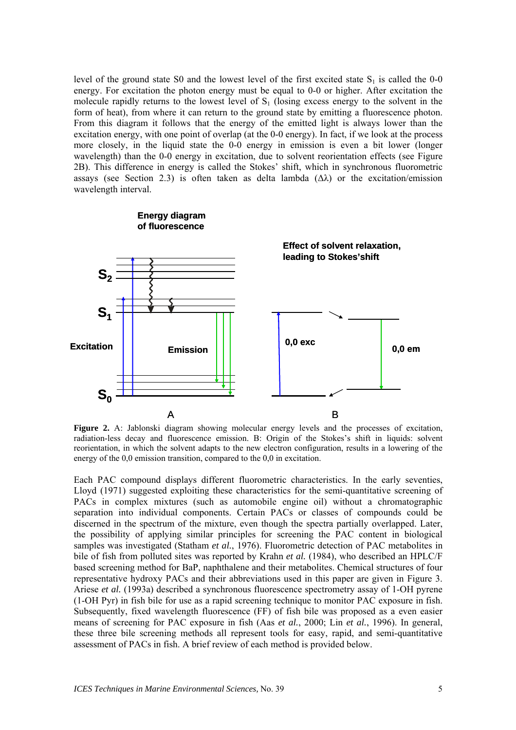level of the ground state S0 and the lowest level of the first excited state $S_1$ is called the 0-0 energy. For excitation the photon energy must be equal to 0-0 or higher. After excitation the molecule rapidly returns to the lowest level of $S_1$ (losing excess energy to the solvent in the form of heat), from where it can return to the ground state by emitting a fluorescence photon. From this diagram it follows that the energy of the emitted light is always lower than the excitation energy, with one point of overlap (at the 0-0 energy). In fact, if we look at the process more closely, in the liquid state the 0-0 energy in emission is even a bit lower (longer wavelength) than the 0-0 energy in excitation, due to solvent reorientation effects (see Figure 2B). This difference in energy is called the Stokes' shift, which in synchronous fluorometric assays (see Section 2.3) is often taken as delta lambda ($\Delta\lambda$) or the excitation/emission wavelength interval.

**Figure 2.** A: Jablonski diagram showing molecular energy levels and the processes of excitation, radiation-less decay and fluorescence emission. B: Origin of the Stokes's shift in liquids: solvent reorientation, in which the solvent adapts to the new electron configuration, results in a lowering of the energy of the 0,0 emission transition, compared to the 0,0 in excitation.

Each PAC compound displays different fluorometric characteristics. In the early seventies, Lloyd (1971) suggested exploiting these characteristics for the semi-quantitative screening of PACs in complex mixtures (such as automobile engine oil) without a chromatographic separation into individual components. Certain PACs or classes of compounds could be discerned in the spectrum of the mixture, even though the spectra partially overlapped. Later, the possibility of applying similar principles for screening the PAC content in biological samples was investigated (Statham *et al.*, 1976). Fluorometric detection of PAC metabolites in bile of fish from polluted sites was reported by Krahn *et al.* (1984), who described an HPLC/F based screening method for BaP, naphthalene and their metabolites. Chemical structures of four representative hydroxy PACs and their abbreviations used in this paper are given in Figure 3. Ariese *et al.* (1993a) described a synchronous fluorescence spectrometry assay of 1-OH pyrene (1-OH Pyr) in fish bile for use as a rapid screening technique to monitor PAC exposure in fish. Subsequently, fixed wavelength fluorescence (FF) of fish bile was proposed as a even easier means of screening for PAC exposure in fish (Aas *et al.*, 2000; Lin *et al.*, 1996). In general, these three bile screening methods all represent tools for easy, rapid, and semi-quantitative assessment of PACs in fish. A brief review of each method is provided below.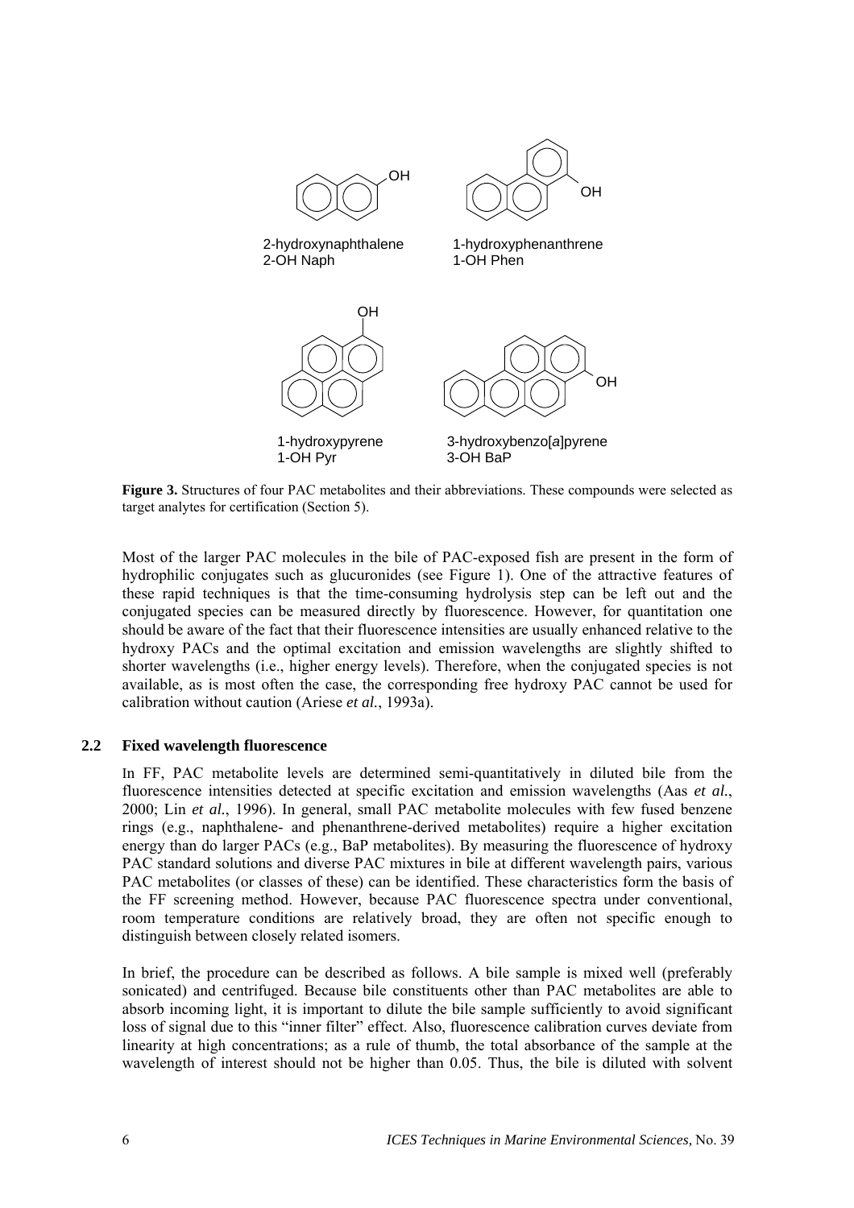2-hydroxynaphthalene
2-OH Naph

1-hydroxyphenanthrene
1-OH Phen

1-hydroxypyrene
1-OH Pyr

3-hydroxybenzo[*a*]pyrene
3-OH BaP

**Figure 3.** Structures of four PAC metabolites and their abbreviations. These compounds were selected as target analytes for certification (Section 5).

Most of the larger PAC molecules in the bile of PAC-exposed fish are present in the form of hydrophilic conjugates such as glucuronides (see Figure 1). One of the attractive features of these rapid techniques is that the time-consuming hydrolysis step can be left out and the conjugated species can be measured directly by fluorescence. However, for quantitation one should be aware of the fact that their fluorescence intensities are usually enhanced relative to the hydroxy PACs and the optimal excitation and emission wavelengths are slightly shifted to shorter wavelengths (i.e., higher energy levels). Therefore, when the conjugated species is not available, as is most often the case, the corresponding free hydroxy PAC cannot be used for calibration without caution (Ariese *et al.*, 1993a).

## 2.2 Fixed wavelength fluorescence

In FF, PAC metabolite levels are determined semi-quantitatively in diluted bile from the fluorescence intensities detected at specific excitation and emission wavelengths (Aas *et al.*, 2000; Lin *et al.*, 1996). In general, small PAC metabolite molecules with few fused benzene rings (e.g., naphthalene- and phenanthrene-derived metabolites) require a higher excitation energy than do larger PACs (e.g., BaP metabolites). By measuring the fluorescence of hydroxy PAC standard solutions and diverse PAC mixtures in bile at different wavelength pairs, various PAC metabolites (or classes of these) can be identified. These characteristics form the basis of the FF screening method. However, because PAC fluorescence spectra under conventional, room temperature conditions are relatively broad, they are often not specific enough to distinguish between closely related isomers.

In brief, the procedure can be described as follows. A bile sample is mixed well (preferably sonicated) and centrifuged. Because bile constituents other than PAC metabolites are able to absorb incoming light, it is important to dilute the bile sample sufficiently to avoid significant loss of signal due to this "inner filter" effect. Also, fluorescence calibration curves deviate from linearity at high concentrations; as a rule of thumb, the total absorbance of the sample at the wavelength of interest should not be higher than 0.05. Thus, the bile is diluted with solvent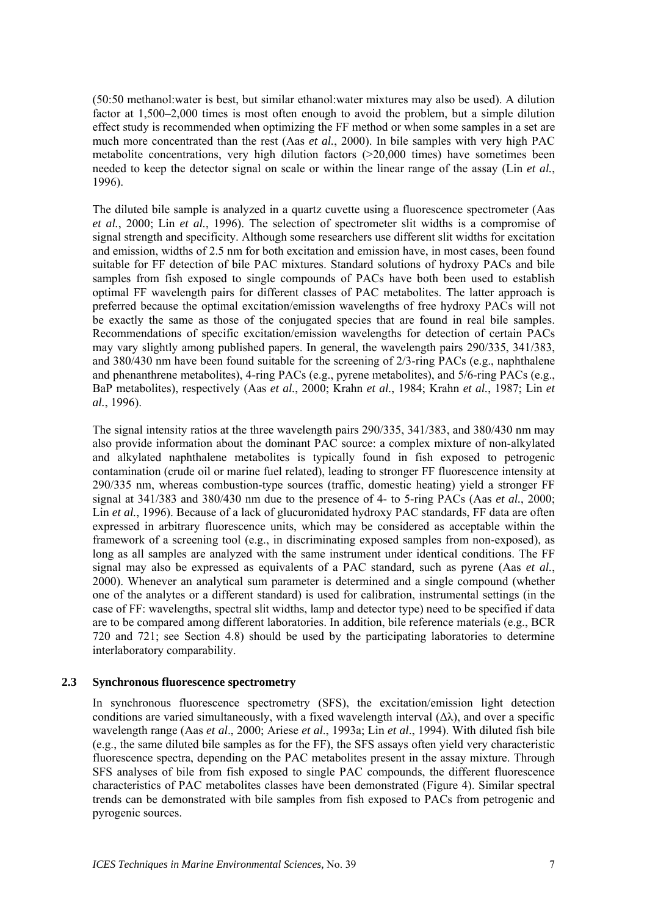(50:50 methanol:water is best, but similar ethanol:water mixtures may also be used). A dilution factor at 1,500–2,000 times is most often enough to avoid the problem, but a simple dilution effect study is recommended when optimizing the FF method or when some samples in a set are much more concentrated than the rest (Aas *et al.*, 2000). In bile samples with very high PAC metabolite concentrations, very high dilution factors (>20,000 times) have sometimes been needed to keep the detector signal on scale or within the linear range of the assay (Lin *et al.*, 1996).

The diluted bile sample is analyzed in a quartz cuvette using a fluorescence spectrometer (Aas *et al.*, 2000; Lin *et al.*, 1996). The selection of spectrometer slit widths is a compromise of signal strength and specificity. Although some researchers use different slit widths for excitation and emission, widths of 2.5 nm for both excitation and emission have, in most cases, been found suitable for FF detection of bile PAC mixtures. Standard solutions of hydroxy PACs and bile samples from fish exposed to single compounds of PACs have both been used to establish optimal FF wavelength pairs for different classes of PAC metabolites. The latter approach is preferred because the optimal excitation/emission wavelengths of free hydroxy PACs will not be exactly the same as those of the conjugated species that are found in real bile samples. Recommendations of specific excitation/emission wavelengths for detection of certain PACs may vary slightly among published papers. In general, the wavelength pairs 290/335, 341/383, and 380/430 nm have been found suitable for the screening of 2/3-ring PACs (e.g., naphthalene and phenanthrene metabolites), 4-ring PACs (e.g., pyrene metabolites), and 5/6-ring PACs (e.g., BaP metabolites), respectively (Aas *et al.*, 2000; Krahn *et al.*, 1984; Krahn *et al.*, 1987; Lin *et al.*, 1996).

The signal intensity ratios at the three wavelength pairs 290/335, 341/383, and 380/430 nm may also provide information about the dominant PAC source: a complex mixture of non-alkylated and alkylated naphthalene metabolites is typically found in fish exposed to petrogenic contamination (crude oil or marine fuel related), leading to stronger FF fluorescence intensity at 290/335 nm, whereas combustion-type sources (traffic, domestic heating) yield a stronger FF signal at 341/383 and 380/430 nm due to the presence of 4- to 5-ring PACs (Aas *et al.*, 2000; Lin *et al.*, 1996). Because of a lack of glucuronidated hydroxy PAC standards, FF data are often expressed in arbitrary fluorescence units, which may be considered as acceptable within the framework of a screening tool (e.g., in discriminating exposed samples from non-exposed), as long as all samples are analyzed with the same instrument under identical conditions. The FF signal may also be expressed as equivalents of a PAC standard, such as pyrene (Aas *et al.*, 2000). Whenever an analytical sum parameter is determined and a single compound (whether one of the analytes or a different standard) is used for calibration, instrumental settings (in the case of FF: wavelengths, spectral slit widths, lamp and detector type) need to be specified if data are to be compared among different laboratories. In addition, bile reference materials (e.g., BCR 720 and 721; see Section 4.8) should be used by the participating laboratories to determine interlaboratory comparability.

## 2.3 Synchronous fluorescence spectrometry

In synchronous fluorescence spectrometry (SFS), the excitation/emission light detection conditions are varied simultaneously, with a fixed wavelength interval ($\Delta\lambda$), and over a specific wavelength range (Aas *et al*., 2000; Ariese *et al*., 1993a; Lin *et al*., 1994). With diluted fish bile (e.g., the same diluted bile samples as for the FF), the SFS assays often yield very characteristic fluorescence spectra, depending on the PAC metabolites present in the assay mixture. Through SFS analyses of bile from fish exposed to single PAC compounds, the different fluorescence characteristics of PAC metabolites classes have been demonstrated (Figure 4). Similar spectral trends can be demonstrated with bile samples from fish exposed to PACs from petrogenic and pyrogenic sources.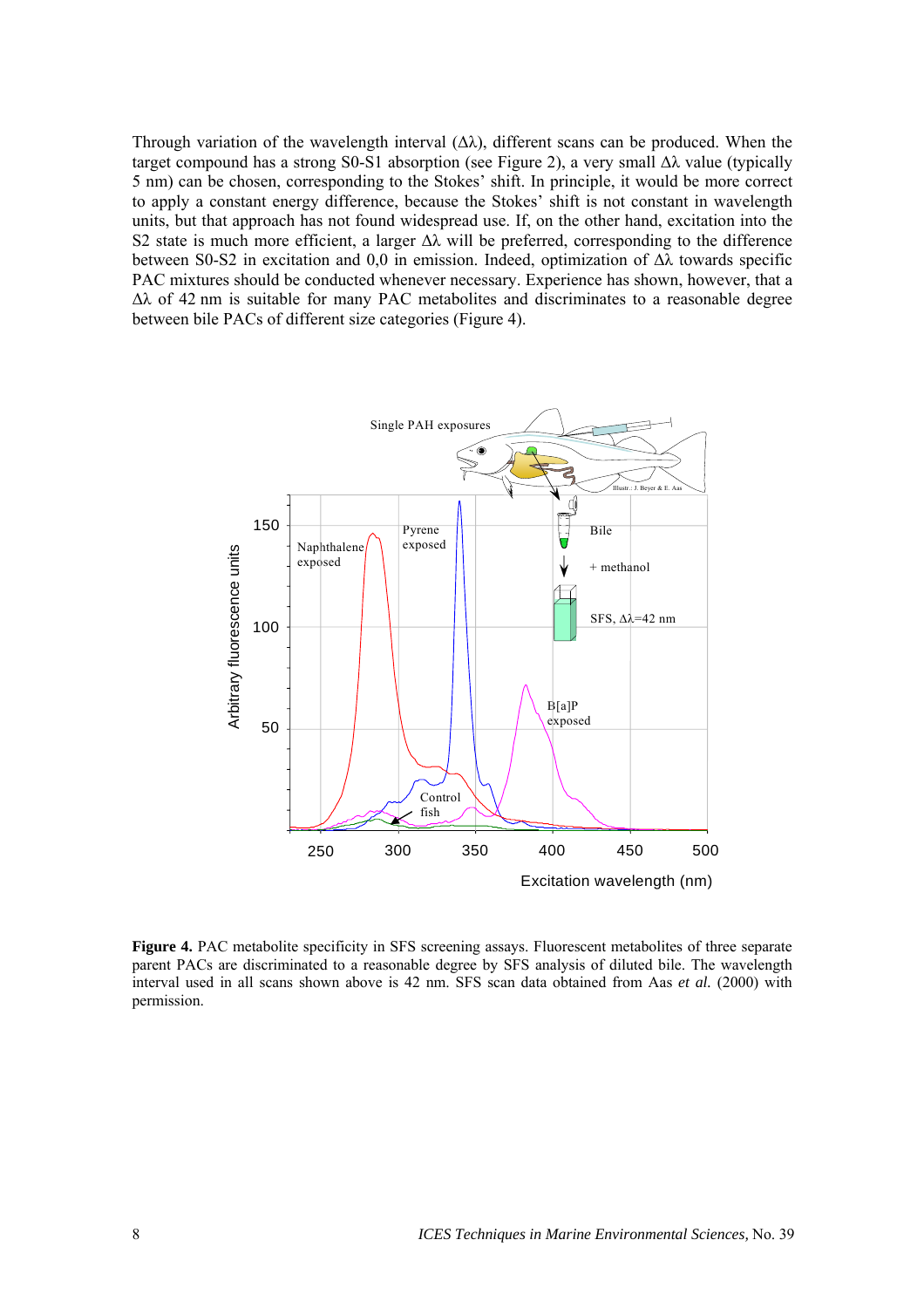Through variation of the wavelength interval ($\Delta\lambda$), different scans can be produced. When the target compound has a strong S0-S1 absorption (see Figure 2), a very small $\Delta\lambda$ value (typically 5 nm) can be chosen, corresponding to the Stokes' shift. In principle, it would be more correct to apply a constant energy difference, because the Stokes' shift is not constant in wavelength units, but that approach has not found widespread use. If, on the other hand, excitation into the S2 state is much more efficient, a larger $\Delta\lambda$ will be preferred, corresponding to the difference between S0-S2 in excitation and 0,0 in emission. Indeed, optimization of $\Delta\lambda$ towards specific PAC mixtures should be conducted whenever necessary. Experience has shown, however, that a $\Delta\lambda$ of 42 nm is suitable for many PAC metabolites and discriminates to a reasonable degree between bile PACs of different size categories (Figure 4).

**Figure 4.** PAC metabolite specificity in SFS screening assays. Fluorescent metabolites of three separate parent PACs are discriminated to a reasonable degree by SFS analysis of diluted bile. The wavelength interval used in all scans shown above is 42 nm. SFS scan data obtained from Aas *et al.* (2000) with permission.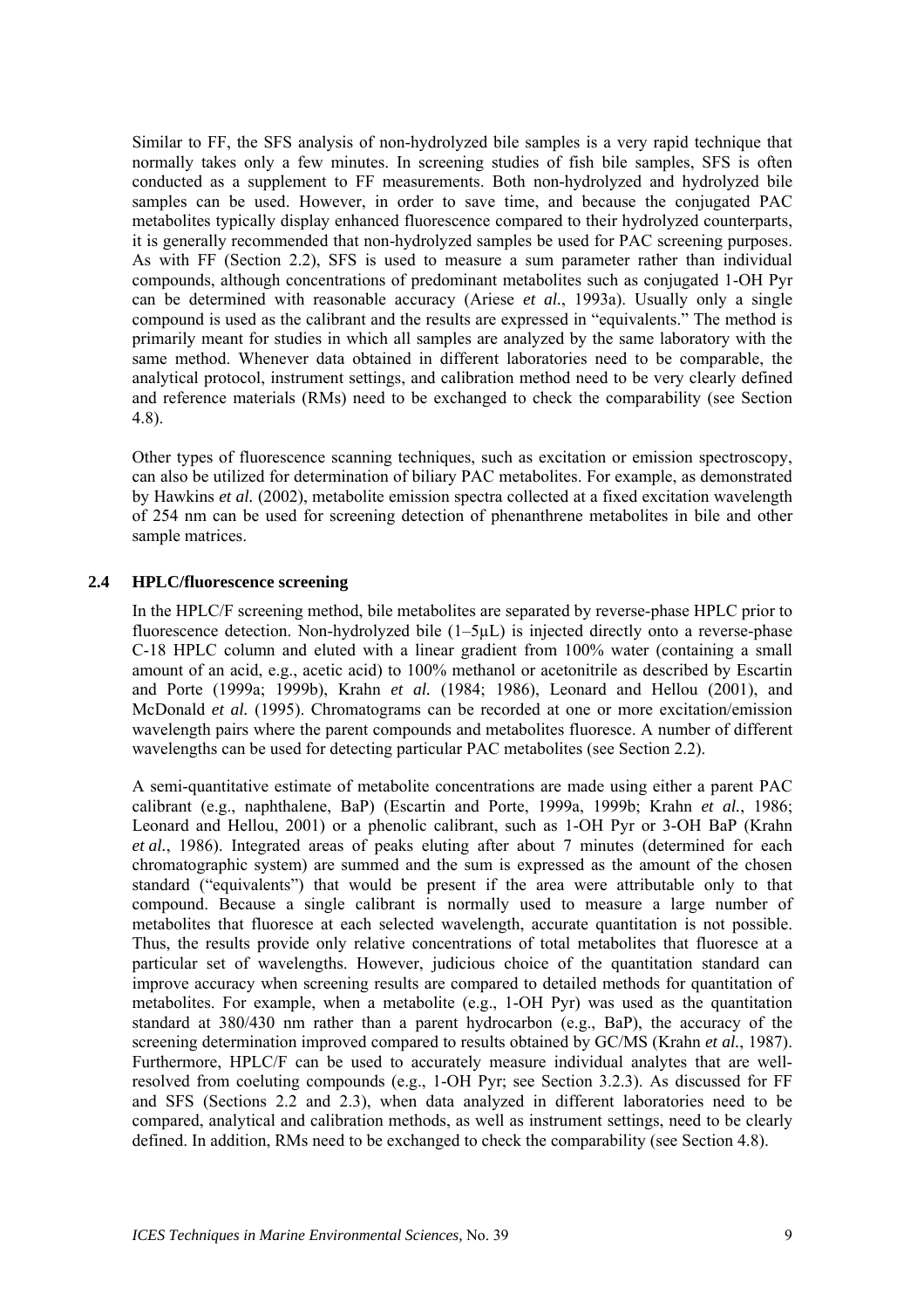Similar to FF, the SFS analysis of non-hydrolyzed bile samples is a very rapid technique that normally takes only a few minutes. In screening studies of fish bile samples, SFS is often conducted as a supplement to FF measurements. Both non-hydrolyzed and hydrolyzed bile samples can be used. However, in order to save time, and because the conjugated PAC metabolites typically display enhanced fluorescence compared to their hydrolyzed counterparts, it is generally recommended that non-hydrolyzed samples be used for PAC screening purposes. As with FF (Section 2.2), SFS is used to measure a sum parameter rather than individual compounds, although concentrations of predominant metabolites such as conjugated 1-OH Pyr can be determined with reasonable accuracy (Ariese *et al.*, 1993a). Usually only a single compound is used as the calibrant and the results are expressed in "equivalents." The method is primarily meant for studies in which all samples are analyzed by the same laboratory with the same method. Whenever data obtained in different laboratories need to be comparable, the analytical protocol, instrument settings, and calibration method need to be very clearly defined and reference materials (RMs) need to be exchanged to check the comparability (see Section 4.8).

Other types of fluorescence scanning techniques, such as excitation or emission spectroscopy, can also be utilized for determination of biliary PAC metabolites. For example, as demonstrated by Hawkins *et al.* (2002), metabolite emission spectra collected at a fixed excitation wavelength of 254 nm can be used for screening detection of phenanthrene metabolites in bile and other sample matrices.

## 2.4 HPLC/fluorescence screening

In the HPLC/F screening method, bile metabolites are separated by reverse-phase HPLC prior to fluorescence detection. Non-hydrolyzed bile (1–5µL) is injected directly onto a reverse-phase C-18 HPLC column and eluted with a linear gradient from 100% water (containing a small amount of an acid, e.g., acetic acid) to 100% methanol or acetonitrile as described by Escartin and Porte (1999a; 1999b), Krahn *et al.* (1984; 1986), Leonard and Hellou (2001), and McDonald *et al.* (1995). Chromatograms can be recorded at one or more excitation/emission wavelength pairs where the parent compounds and metabolites fluoresce. A number of different wavelengths can be used for detecting particular PAC metabolites (see Section 2.2).

A semi-quantitative estimate of metabolite concentrations are made using either a parent PAC calibrant (e.g., naphthalene, BaP) (Escartin and Porte, 1999a, 1999b; Krahn *et al.*, 1986; Leonard and Hellou, 2001) or a phenolic calibrant, such as 1-OH Pyr or 3-OH BaP (Krahn *et al.*, 1986). Integrated areas of peaks eluting after about 7 minutes (determined for each chromatographic system) are summed and the sum is expressed as the amount of the chosen standard ("equivalents") that would be present if the area were attributable only to that compound. Because a single calibrant is normally used to measure a large number of metabolites that fluoresce at each selected wavelength, accurate quantitation is not possible. Thus, the results provide only relative concentrations of total metabolites that fluoresce at a particular set of wavelengths. However, judicious choice of the quantitation standard can improve accuracy when screening results are compared to detailed methods for quantitation of metabolites. For example, when a metabolite (e.g., 1-OH Pyr) was used as the quantitation standard at 380/430 nm rather than a parent hydrocarbon (e.g., BaP), the accuracy of the screening determination improved compared to results obtained by GC/MS (Krahn *et al.*, 1987). Furthermore, HPLC/F can be used to accurately measure individual analytes that are well-resolved from coeluting compounds (e.g., 1-OH Pyr; see Section 3.2.3). As discussed for FF and SFS (Sections 2.2 and 2.3), when data analyzed in different laboratories need to be compared, analytical and calibration methods, as well as instrument settings, need to be clearly defined. In addition, RMs need to be exchanged to check the comparability (see Section 4.8).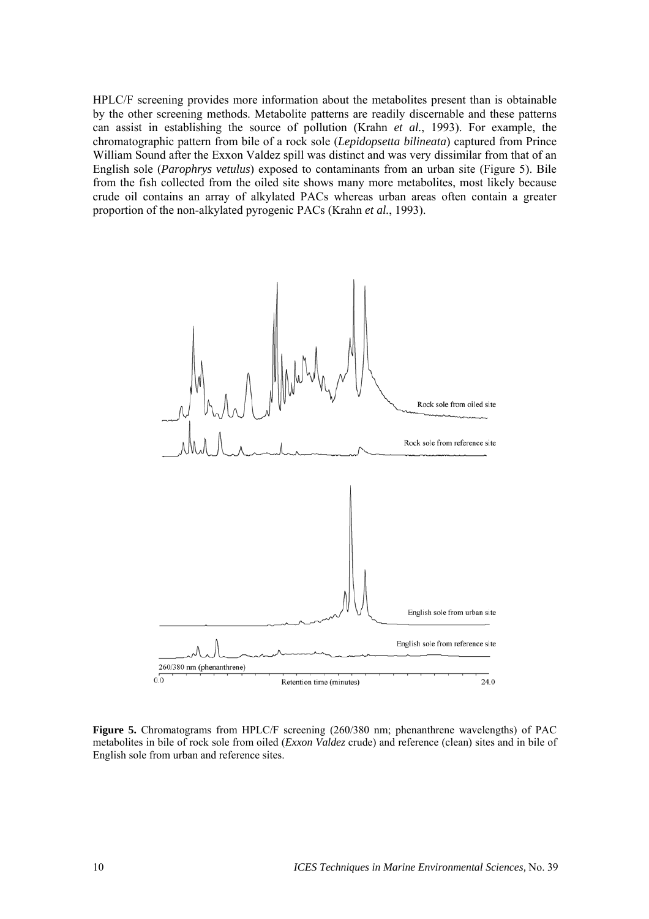HPLC/F screening provides more information about the metabolites present than is obtainable by the other screening methods. Metabolite patterns are readily discernable and these patterns can assist in establishing the source of pollution (Krahn *et al.*, 1993). For example, the chromatographic pattern from bile of a rock sole (*Lepidopsetta bilineata*) captured from Prince William Sound after the Exxon Valdez spill was distinct and was very dissimilar from that of an English sole (*Parophrys vetulus*) exposed to contaminants from an urban site (Figure 5). Bile from the fish collected from the oiled site shows many more metabolites, most likely because crude oil contains an array of alkylated PACs whereas urban areas often contain a greater proportion of the non-alkylated pyrogenic PACs (Krahn *et al.*, 1993).

**Figure 5.** Chromatograms from HPLC/F screening (260/380 nm; phenanthrene wavelengths) of PAC metabolites in bile of rock sole from oiled (*Exxon Valdez* crude) and reference (clean) sites and in bile of English sole from urban and reference sites.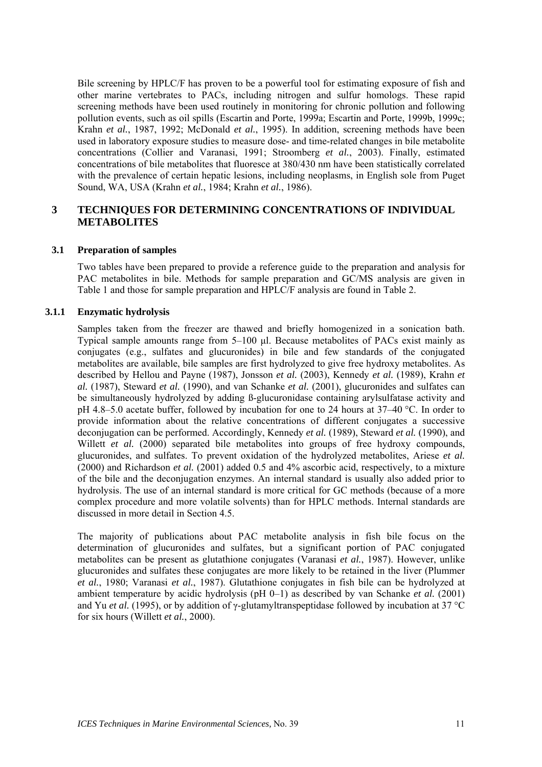Bile screening by HPLC/F has proven to be a powerful tool for estimating exposure of fish and other marine vertebrates to PACs, including nitrogen and sulfur homologs. These rapid screening methods have been used routinely in monitoring for chronic pollution and following pollution events, such as oil spills (Escartin and Porte, 1999a; Escartin and Porte, 1999b, 1999c; Krahn *et al.*, 1987, 1992; McDonald *et al.*, 1995). In addition, screening methods have been used in laboratory exposure studies to measure dose- and time-related changes in bile metabolite concentrations (Collier and Varanasi, 1991; Stroomberg *et al.*, 2003). Finally, estimated concentrations of bile metabolites that fluoresce at 380/430 nm have been statistically correlated with the prevalence of certain hepatic lesions, including neoplasms, in English sole from Puget Sound, WA, USA (Krahn *et al.*, 1984; Krahn *et al.*, 1986).

# 3 TECHNIQUES FOR DETERMINING CONCENTRATIONS OF INDIVIDUAL METABOLITES

## 3.1 Preparation of samples

Two tables have been prepared to provide a reference guide to the preparation and analysis for PAC metabolites in bile. Methods for sample preparation and GC/MS analysis are given in Table 1 and those for sample preparation and HPLC/F analysis are found in Table 2.

### 3.1.1 Enzymatic hydrolysis

Samples taken from the freezer are thawed and briefly homogenized in a sonication bath. Typical sample amounts range from 5–100 µl. Because metabolites of PACs exist mainly as conjugates (e.g., sulfates and glucuronides) in bile and few standards of the conjugated metabolites are available, bile samples are first hydrolyzed to give free hydroxy metabolites. As described by Hellou and Payne (1987), Jonsson *et al.* (2003), Kennedy *et al.* (1989), Krahn *et al.* (1987), Steward *et al.* (1990), and van Schanke *et al.* (2001), glucuronides and sulfates can be simultaneously hydrolyzed by adding ß-glucuronidase containing arylsulfatase activity and pH 4.8–5.0 acetate buffer, followed by incubation for one to 24 hours at 37–40 °C. In order to provide information about the relative concentrations of different conjugates a successive deconjugation can be performed. Accordingly, Kennedy *et al.* (1989), Steward *et al.* (1990), and Willett *et al.* (2000) separated bile metabolites into groups of free hydroxy compounds, glucuronides, and sulfates. To prevent oxidation of the hydrolyzed metabolites, Ariese *et al.* (2000) and Richardson *et al.* (2001) added 0.5 and 4% ascorbic acid, respectively, to a mixture of the bile and the deconjugation enzymes. An internal standard is usually also added prior to hydrolysis. The use of an internal standard is more critical for GC methods (because of a more complex procedure and more volatile solvents) than for HPLC methods. Internal standards are discussed in more detail in Section 4.5.

The majority of publications about PAC metabolite analysis in fish bile focus on the determination of glucuronides and sulfates, but a significant portion of PAC conjugated metabolites can be present as glutathione conjugates (Varanasi *et al.*, 1987). However, unlike glucuronides and sulfates these conjugates are more likely to be retained in the liver (Plummer *et al.*, 1980; Varanasi *et al.*, 1987). Glutathione conjugates in fish bile can be hydrolyzed at ambient temperature by acidic hydrolysis (pH 0–1) as described by van Schanke *et al.* (2001) and Yu *et al.* (1995), or by addition of γ-glutamyltranspeptidase followed by incubation at 37 °C for six hours (Willett *et al.*, 2000).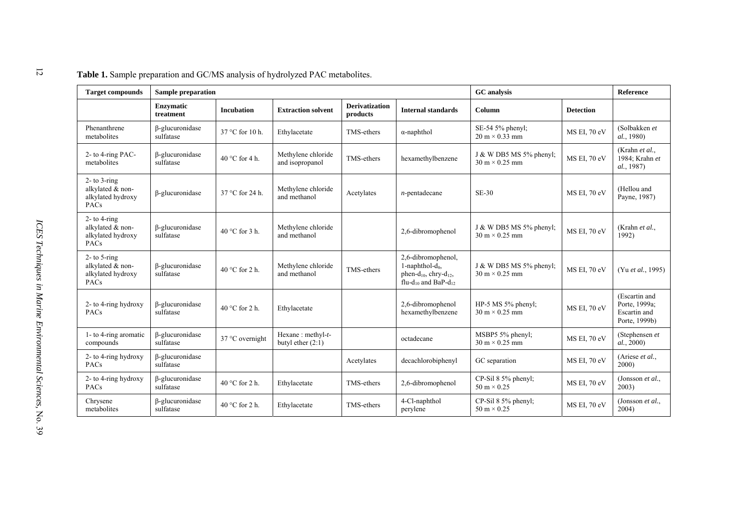**Table 1.** Sample preparation and GC/MS analysis of hydrolyzed PAC metabolites.

| Target compounds | Sample preparation | | | | | GC analysis | | Reference |
|---|---|---|---|---|---|---|---|---|
| | **Enzymatic treatment** | **Incubation** | **Extraction solvent** | **Derivatization products** | **Internal standards** | **Column** | **Detection** | |
| Phenanthrene metabolites | β-glucuronidase sulfatase | 37 °C for 10 h. | Ethylacetate | TMS-ethers | α-naphthol | SE-54 5% phenyl; 20 m × 0.33 mm | MS EI, 70 eV | (Solbakken *et al.*, 1980) |
| 2- to 4-ring PAC-metabolites | β-glucuronidase sulfatase | 40 °C for 4 h. | Methylene chloride and isopropanol | TMS-ethers | hexamethylbenzene | J & W DB5 MS 5% phenyl; 30 m × 0.25 mm | MS EI, 70 eV | (Krahn *et al.*, 1984; Krahn *et al.*, 1987) |
| 2- to 3-ring alkylated & non-alkylated hydroxy PACs | β-glucuronidase | 37 °C for 24 h. | Methylene chloride and methanol | Acetylates | *n*-pentadecane | SE-30 | MS EI, 70 eV | (Hellou and Payne, 1987) |
| 2- to 4-ring alkylated & non-alkylated hydroxy PACs | β-glucuronidase sulfatase | 40 °C for 3 h. | Methylene chloride and methanol | | 2,6-dibromophenol | J & W DB5 MS 5% phenyl; 30 m × 0.25 mm | MS EI, 70 eV | (Krahn *et al.*, 1992) |
| 2- to 5-ring alkylated & non-alkylated hydroxy PACs | β-glucuronidase sulfatase | 40 °C for 2 h. | Methylene chloride and methanol | TMS-ethers | 2,6-dibromophenol, 1-naphthol-$d_8$, phen-$d_{10}$, chry-$d_{12}$, flu-$d_{10}$ and BaP-$d_{12}$ | J & W DB5 MS 5% phenyl; 30 m × 0.25 mm | MS EI, 70 eV | (Yu *et al.*, 1995) |
| 2- to 4-ring hydroxy PACs | β-glucuronidase sulfatase | 40 °C for 2 h. | Ethylacetate | | 2,6-dibromophenol hexamethylbenzene | HP-5 MS 5% phenyl; 30 m × 0.25 mm | MS EI, 70 eV | (Escartin and Porte, 1999a; Escartin and Porte, 1999b) |
| 1- to 4-ring aromatic compounds | β-glucuronidase sulfatase | 37 °C overnight | Hexane : methyl-*t*-butyl ether (2:1) | | octadecane | MSBP5 5% phenyl; 30 m × 0.25 mm | MS EI, 70 eV | (Stephensen *et al.*, 2000) |
| 2- to 4-ring hydroxy PACs | β-glucuronidase sulfatase | | | Acetylates | decachlorobiphenyl | GC separation | MS EI, 70 eV | (Ariese *et al.*, 2000) |
| 2- to 4-ring hydroxy PACs | β-glucuronidase sulfatase | 40 °C for 2 h. | Ethylacetate | TMS-ethers | 2,6-dibromophenol | CP-Sil 8 5% phenyl; 50 m × 0.25 | MS EI, 70 eV | (Jonsson *et al.*, 2003) |
| Chrysene metabolites | β-glucuronidase sulfatase | 40 °C for 2 h. | Ethylacetate | TMS-ethers | 4-Cl-naphthol perylene | CP-Sil 8 5% phenyl; 50 m × 0.25 | MS EI, 70 eV | (Jonsson *et al.*, 2004) |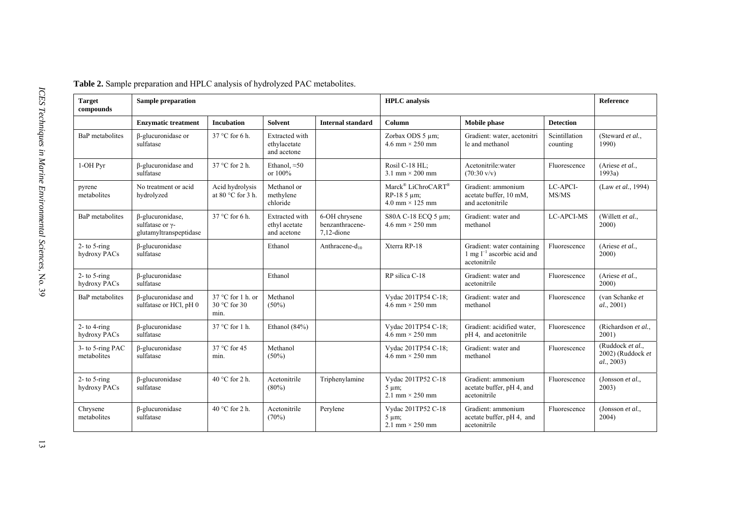**Table 2.** Sample preparation and HPLC analysis of hydrolyzed PAC metabolites.

| Target compounds | Sample preparation | | | | HPLC analysis | | | Reference |
|---|---|---|---|---|---|---|---|---|
| | **Enzymatic treatment** | **Incubation** | **Solvent** | **Internal standard** | **Column** | **Mobile phase** | **Detection** | |
| BaP metabolites | β-glucuronidase or sulfatase | 37 °C for 6 h. | Extracted with ethylacetate and acetone | | Zorbax ODS 5 µm; 4.6 mm × 250 mm | Gradient: water, acetonitrile and methanol | Scintillation counting | (Steward *et al.*, 1990) |
| 1-OH Pyr | β-glucuronidase and sulfatase | 37 °C for 2 h. | Ethanol, ≈50 or 100% | | Rosil C-18 HL; 3.1 mm × 200 mm | Acetonitrile:water (70:30 v/v) | Fluorescence | (Ariese *et al.*, 1993a) |
| pyrene metabolites | No treatment or acid hydrolyzed | Acid hydrolysis at 80 °C for 3 h. | Methanol or methylene chloride | | Marck® LiChroCART® RP-18 5 µm; 4.0 mm × 125 mm | Gradient: ammonium acetate buffer, 10 mM, and acetonitrile | LC-APCI-MS/MS | (Law *et al.*, 1994) |
| BaP metabolites | β-glucuronidase, sulfatase or γ-glutamyltranspeptidase | 37 °C for 6 h. | Extracted with ethyl acetate and acetone | 6-OH chrysene benzanthracene-7,12-dione | S80A C-18 ECQ 5 µm; 4.6 mm × 250 mm | Gradient: water and methanol | LC-APCI-MS | (Willett *et al.*, 2000) |
| 2- to 5-ring hydroxy PACs | β-glucuronidase sulfatase | | Ethanol | Anthracene-$d_{10}$ | Xterra RP-18 | Gradient: water containing 1 mg $l^{-1}$ ascorbic acid and acetonitrile | Fluorescence | (Ariese *et al.*, 2000) |
| 2- to 5-ring hydroxy PACs | β-glucuronidase sulfatase | | Ethanol | | RP silica C-18 | Gradient: water and acetonitrile | Fluorescence | (Ariese *et al.*, 2000) |
| BaP metabolites | β-glucuronidase and sulfatase or HCl, pH 0 | 37 °C for 1 h. or 30 °C for 30 min. | Methanol (50%) | | Vydac 201TP54 C-18; 4.6 mm × 250 mm | Gradient: water and methanol | Fluorescence | (van Schanke *et al.*, 2001) |
| 2- to 4-ring hydroxy PACs | β-glucuronidase sulfatase | 37 °C for 1 h. | Ethanol (84%) | | Vydac 201TP54 C-18; 4.6 mm × 250 mm | Gradient: acidified water, pH 4, and acetonitrile | Fluorescence | (Richardson *et al.*, 2001) |
| 3- to 5-ring PAC metabolites | β-glucuronidase sulfatase | 37 °C for 45 min. | Methanol (50%) | | Vydac 201TP54 C-18; 4.6 mm × 250 mm | Gradient: water and methanol | Fluorescence | (Ruddock *et al.*, 2002) (Ruddock *et al.*, 2003) |
| 2- to 5-ring hydroxy PACs | β-glucuronidase sulfatase | 40 °C for 2 h. | Acetonitrile (80%) | Triphenylamine | Vydac 201TP52 C-18 5 µm; 2.1 mm × 250 mm | Gradient: ammonium acetate buffer, pH 4, and acetonitrile | Fluorescence | (Jonsson *et al.*, 2003) |
| Chrysene metabolites | β-glucuronidase sulfatase | 40 °C for 2 h. | Acetonitrile (70%) | Perylene | Vydac 201TP52 C-18 5 µm; 2.1 mm × 250 mm | Gradient: ammonium acetate buffer, pH 4, and acetonitrile | Fluorescence | (Jonsson *et al.*, 2004) |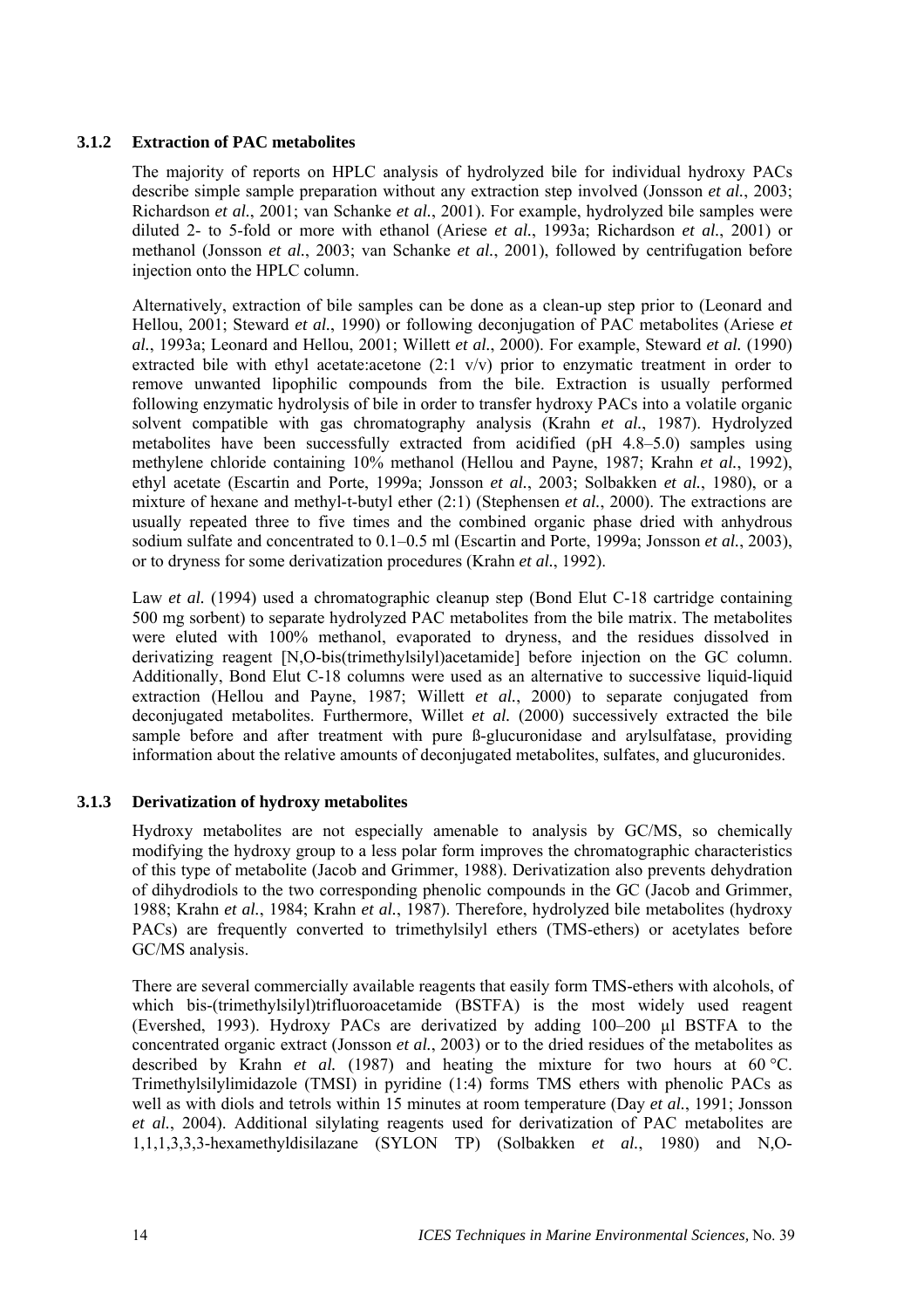### 3.1.2 Extraction of PAC metabolites

The majority of reports on HPLC analysis of hydrolyzed bile for individual hydroxy PACs describe simple sample preparation without any extraction step involved (Jonsson *et al.*, 2003; Richardson *et al.*, 2001; van Schanke *et al.*, 2001). For example, hydrolyzed bile samples were diluted 2- to 5-fold or more with ethanol (Ariese *et al.*, 1993a; Richardson *et al.*, 2001) or methanol (Jonsson *et al.*, 2003; van Schanke *et al.*, 2001), followed by centrifugation before injection onto the HPLC column.

Alternatively, extraction of bile samples can be done as a clean-up step prior to (Leonard and Hellou, 2001; Steward *et al.*, 1990) or following deconjugation of PAC metabolites (Ariese *et al.*, 1993a; Leonard and Hellou, 2001; Willett *et al.*, 2000). For example, Steward *et al.* (1990) extracted bile with ethyl acetate:acetone (2:1 v/v) prior to enzymatic treatment in order to remove unwanted lipophilic compounds from the bile. Extraction is usually performed following enzymatic hydrolysis of bile in order to transfer hydroxy PACs into a volatile organic solvent compatible with gas chromatography analysis (Krahn *et al.*, 1987). Hydrolyzed metabolites have been successfully extracted from acidified (pH 4.8–5.0) samples using methylene chloride containing 10% methanol (Hellou and Payne, 1987; Krahn *et al.*, 1992), ethyl acetate (Escartin and Porte, 1999a; Jonsson *et al.*, 2003; Solbakken *et al.*, 1980), or a mixture of hexane and methyl-t-butyl ether (2:1) (Stephensen *et al.*, 2000). The extractions are usually repeated three to five times and the combined organic phase dried with anhydrous sodium sulfate and concentrated to 0.1–0.5 ml (Escartin and Porte, 1999a; Jonsson *et al.*, 2003), or to dryness for some derivatization procedures (Krahn *et al.*, 1992).

Law *et al.* (1994) used a chromatographic cleanup step (Bond Elut C-18 cartridge containing 500 mg sorbent) to separate hydrolyzed PAC metabolites from the bile matrix. The metabolites were eluted with 100% methanol, evaporated to dryness, and the residues dissolved in derivatizing reagent [N,O-bis(trimethylsilyl)acetamide] before injection on the GC column. Additionally, Bond Elut C-18 columns were used as an alternative to successive liquid-liquid extraction (Hellou and Payne, 1987; Willett *et al.*, 2000) to separate conjugated from deconjugated metabolites. Furthermore, Willet *et al.* (2000) successively extracted the bile sample before and after treatment with pure ß-glucuronidase and arylsulfatase, providing information about the relative amounts of deconjugated metabolites, sulfates, and glucuronides.

### 3.1.3 Derivatization of hydroxy metabolites

Hydroxy metabolites are not especially amenable to analysis by GC/MS, so chemically modifying the hydroxy group to a less polar form improves the chromatographic characteristics of this type of metabolite (Jacob and Grimmer, 1988). Derivatization also prevents dehydration of dihydrodiols to the two corresponding phenolic compounds in the GC (Jacob and Grimmer, 1988; Krahn *et al.*, 1984; Krahn *et al.*, 1987). Therefore, hydrolyzed bile metabolites (hydroxy PACs) are frequently converted to trimethylsilyl ethers (TMS-ethers) or acetylates before GC/MS analysis.

There are several commercially available reagents that easily form TMS-ethers with alcohols, of which bis-(trimethylsilyl)trifluoroacetamide (BSTFA) is the most widely used reagent (Evershed, 1993). Hydroxy PACs are derivatized by adding 100–200 µl BSTFA to the concentrated organic extract (Jonsson *et al.*, 2003) or to the dried residues of the metabolites as described by Krahn *et al.* (1987) and heating the mixture for two hours at 60 °C. Trimethylsilylimidazole (TMSI) in pyridine (1:4) forms TMS ethers with phenolic PACs as well as with diols and tetrols within 15 minutes at room temperature (Day *et al.*, 1991; Jonsson *et al.*, 2004). Additional silylating reagents used for derivatization of PAC metabolites are 1,1,1,3,3,3-hexamethyldisilazane (SYLON TP) (Solbakken *et al.*, 1980) and N,O-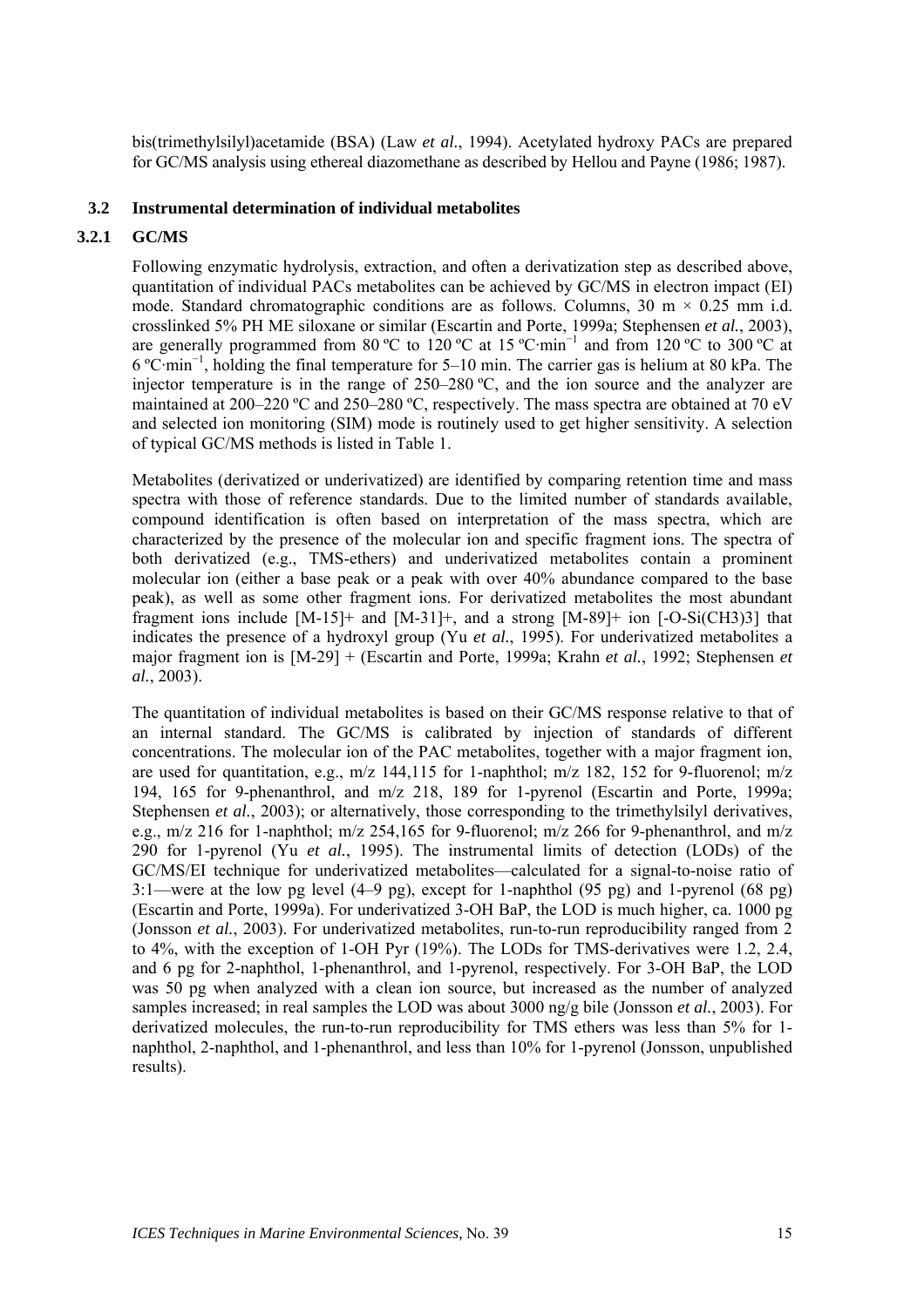bis(trimethylsilyl)acetamide (BSA) (Law *et al.*, 1994). Acetylated hydroxy PACs are prepared for GC/MS analysis using ethereal diazomethane as described by Hellou and Payne (1986; 1987).

## 3.2 Instrumental determination of individual metabolites

### 3.2.1 GC/MS

Following enzymatic hydrolysis, extraction, and often a derivatization step as described above, quantitation of individual PACs metabolites can be achieved by GC/MS in electron impact (EI) mode. Standard chromatographic conditions are as follows. Columns, 30 m × 0.25 mm i.d. crosslinked 5% PH ME siloxane or similar (Escartin and Porte, 1999a; Stephensen *et al.*, 2003), are generally programmed from 80 ºC to 120 ºC at 15 ºC·min$^{-1}$ and from 120 ºC to 300 ºC at 6 ºC·min$^{-1}$, holding the final temperature for 5–10 min. The carrier gas is helium at 80 kPa. The injector temperature is in the range of 250–280 ºC, and the ion source and the analyzer are maintained at 200–220 ºC and 250–280 ºC, respectively. The mass spectra are obtained at 70 eV and selected ion monitoring (SIM) mode is routinely used to get higher sensitivity. A selection of typical GC/MS methods is listed in Table 1.

Metabolites (derivatized or underivatized) are identified by comparing retention time and mass spectra with those of reference standards. Due to the limited number of standards available, compound identification is often based on interpretation of the mass spectra, which are characterized by the presence of the molecular ion and specific fragment ions. The spectra of both derivatized (e.g., TMS-ethers) and underivatized metabolites contain a prominent molecular ion (either a base peak or a peak with over 40% abundance compared to the base peak), as well as some other fragment ions. For derivatized metabolites the most abundant fragment ions include [M-15]+ and [M-31]+, and a strong [M-89]+ ion [-O-Si(CH3)3] that indicates the presence of a hydroxyl group (Yu *et al.*, 1995). For underivatized metabolites a major fragment ion is [M-29] + (Escartin and Porte, 1999a; Krahn *et al.*, 1992; Stephensen *et al.*, 2003).

The quantitation of individual metabolites is based on their GC/MS response relative to that of an internal standard. The GC/MS is calibrated by injection of standards of different concentrations. The molecular ion of the PAC metabolites, together with a major fragment ion, are used for quantitation, e.g., m/z 144,115 for 1-naphthol; m/z 182, 152 for 9-fluorenol; m/z 194, 165 for 9-phenanthrol, and m/z 218, 189 for 1-pyrenol (Escartin and Porte, 1999a; Stephensen *et al.*, 2003); or alternatively, those corresponding to the trimethylsilyl derivatives, e.g., m/z 216 for 1-naphthol; m/z 254,165 for 9-fluorenol; m/z 266 for 9-phenanthrol, and m/z 290 for 1-pyrenol (Yu *et al.*, 1995). The instrumental limits of detection (LODs) of the GC/MS/EI technique for underivatized metabolites—calculated for a signal-to-noise ratio of 3:1—were at the low pg level (4–9 pg), except for 1-naphthol (95 pg) and 1-pyrenol (68 pg) (Escartin and Porte, 1999a). For underivatized 3-OH BaP, the LOD is much higher, ca. 1000 pg (Jonsson *et al.*, 2003). For underivatized metabolites, run-to-run reproducibility ranged from 2 to 4%, with the exception of 1-OH Pyr (19%). The LODs for TMS-derivatives were 1.2, 2.4, and 6 pg for 2-naphthol, 1-phenanthrol, and 1-pyrenol, respectively. For 3-OH BaP, the LOD was 50 pg when analyzed with a clean ion source, but increased as the number of analyzed samples increased; in real samples the LOD was about 3000 ng/g bile (Jonsson *et al.*, 2003). For derivatized molecules, the run-to-run reproducibility for TMS ethers was less than 5% for 1-naphthol, 2-naphthol, and 1-phenanthrol, and less than 10% for 1-pyrenol (Jonsson, unpublished results).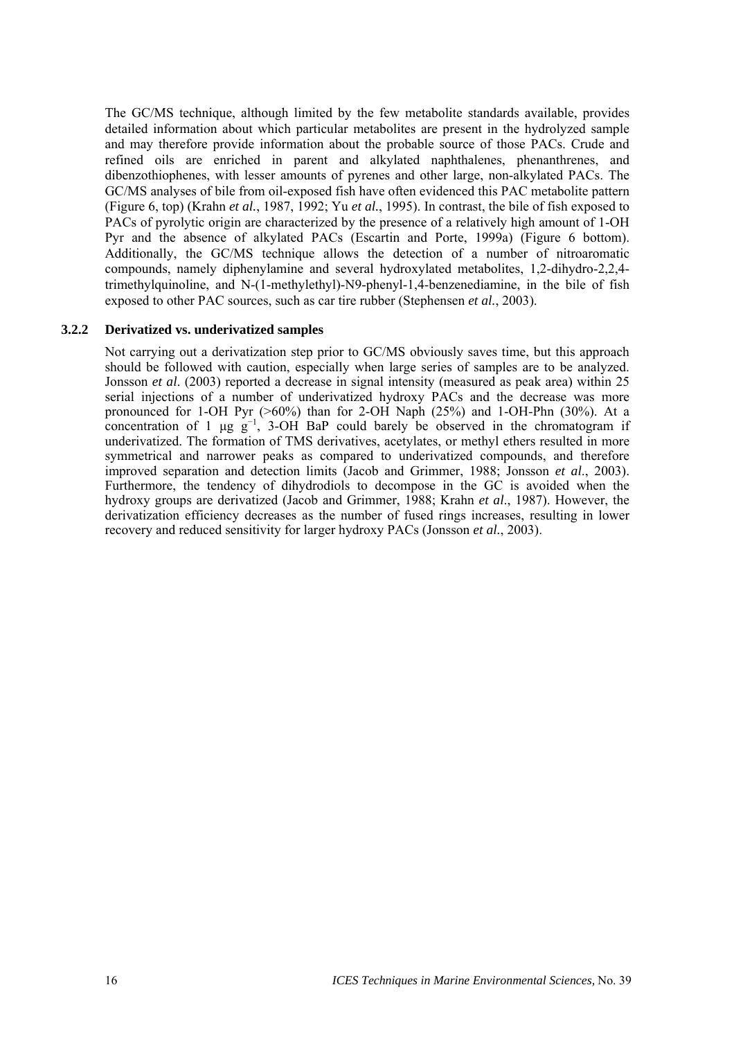The GC/MS technique, although limited by the few metabolite standards available, provides detailed information about which particular metabolites are present in the hydrolyzed sample and may therefore provide information about the probable source of those PACs. Crude and refined oils are enriched in parent and alkylated naphthalenes, phenanthrenes, and dibenzothiophenes, with lesser amounts of pyrenes and other large, non-alkylated PACs. The GC/MS analyses of bile from oil-exposed fish have often evidenced this PAC metabolite pattern (Figure 6, top) (Krahn *et al.*, 1987, 1992; Yu *et al.*, 1995). In contrast, the bile of fish exposed to PACs of pyrolytic origin are characterized by the presence of a relatively high amount of 1-OH Pyr and the absence of alkylated PACs (Escartin and Porte, 1999a) (Figure 6 bottom). Additionally, the GC/MS technique allows the detection of a number of nitroaromatic compounds, namely diphenylamine and several hydroxylated metabolites, 1,2-dihydro-2,2,4-trimethylquinoline, and N-(1-methylethyl)-N9-phenyl-1,4-benzenediamine, in the bile of fish exposed to other PAC sources, such as car tire rubber (Stephensen *et al.*, 2003).

### 3.2.2 Derivatized vs. underivatized samples

Not carrying out a derivatization step prior to GC/MS obviously saves time, but this approach should be followed with caution, especially when large series of samples are to be analyzed. Jonsson *et al.* (2003) reported a decrease in signal intensity (measured as peak area) within 25 serial injections of a number of underivatized hydroxy PACs and the decrease was more pronounced for 1-OH Pyr (>60%) than for 2-OH Naph (25%) and 1-OH-Phn (30%). At a concentration of 1 μg $g^{-1}$, 3-OH BaP could barely be observed in the chromatogram if underivatized. The formation of TMS derivatives, acetylates, or methyl ethers resulted in more symmetrical and narrower peaks as compared to underivatized compounds, and therefore improved separation and detection limits (Jacob and Grimmer, 1988; Jonsson *et al.*, 2003). Furthermore, the tendency of dihydrodiols to decompose in the GC is avoided when the hydroxy groups are derivatized (Jacob and Grimmer, 1988; Krahn *et al.*, 1987). However, the derivatization efficiency decreases as the number of fused rings increases, resulting in lower recovery and reduced sensitivity for larger hydroxy PACs (Jonsson *et al.*, 2003).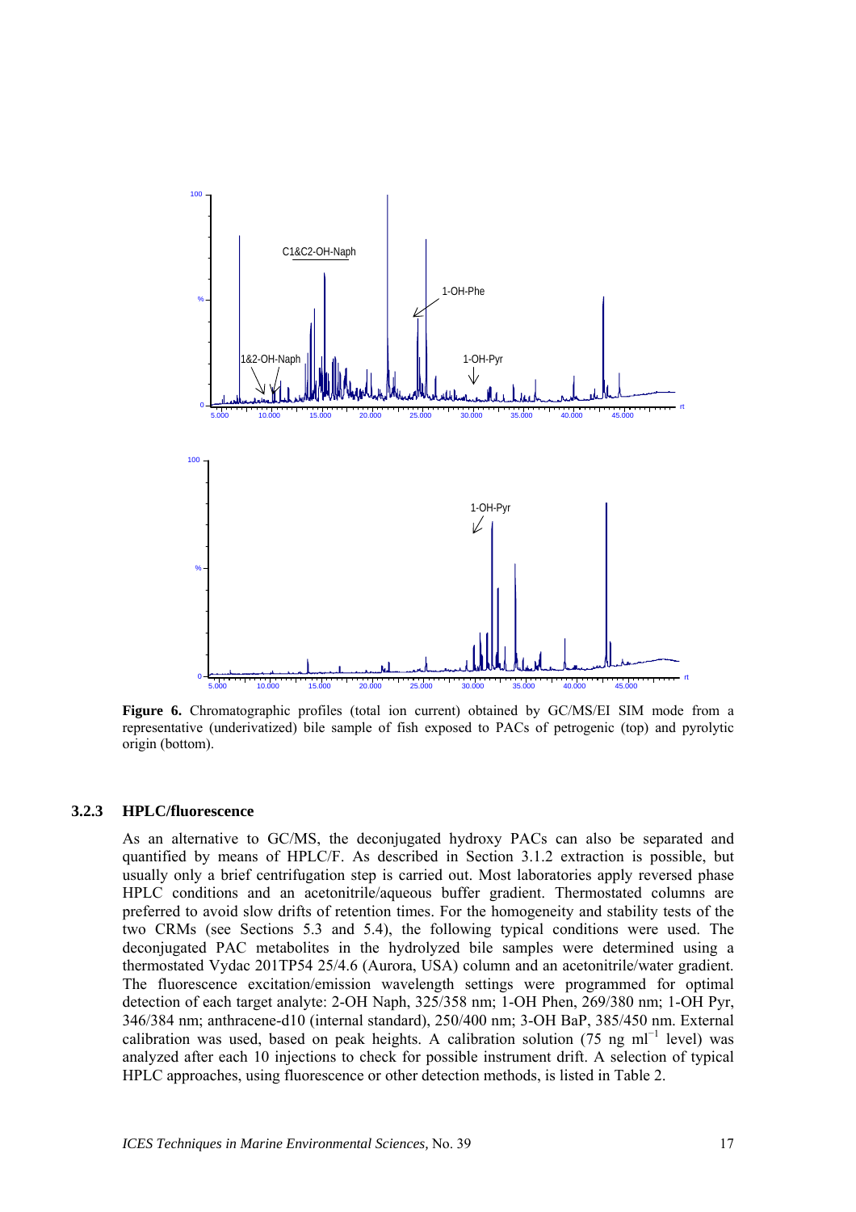**Figure 6.** Chromatographic profiles (total ion current) obtained by GC/MS/EI SIM mode from a representative (underivatized) bile sample of fish exposed to PACs of petrogenic (top) and pyrolytic origin (bottom).

### 3.2.3 HPLC/fluorescence

As an alternative to GC/MS, the deconjugated hydroxy PACs can also be separated and quantified by means of HPLC/F. As described in Section 3.1.2 extraction is possible, but usually only a brief centrifugation step is carried out. Most laboratories apply reversed phase HPLC conditions and an acetonitrile/aqueous buffer gradient. Thermostated columns are preferred to avoid slow drifts of retention times. For the homogeneity and stability tests of the two CRMs (see Sections 5.3 and 5.4), the following typical conditions were used. The deconjugated PAC metabolites in the hydrolyzed bile samples were determined using a thermostated Vydac 201TP54 25/4.6 (Aurora, USA) column and an acetonitrile/water gradient. The fluorescence excitation/emission wavelength settings were programmed for optimal detection of each target analyte: 2-OH Naph, 325/358 nm; 1-OH Phen, 269/380 nm; 1-OH Pyr, 346/384 nm; anthracene-d10 (internal standard), 250/400 nm; 3-OH BaP, 385/450 nm. External calibration was used, based on peak heights. A calibration solution (75 ng ml$^{-1}$ level) was analyzed after each 10 injections to check for possible instrument drift. A selection of typical HPLC approaches, using fluorescence or other detection methods, is listed in Table 2.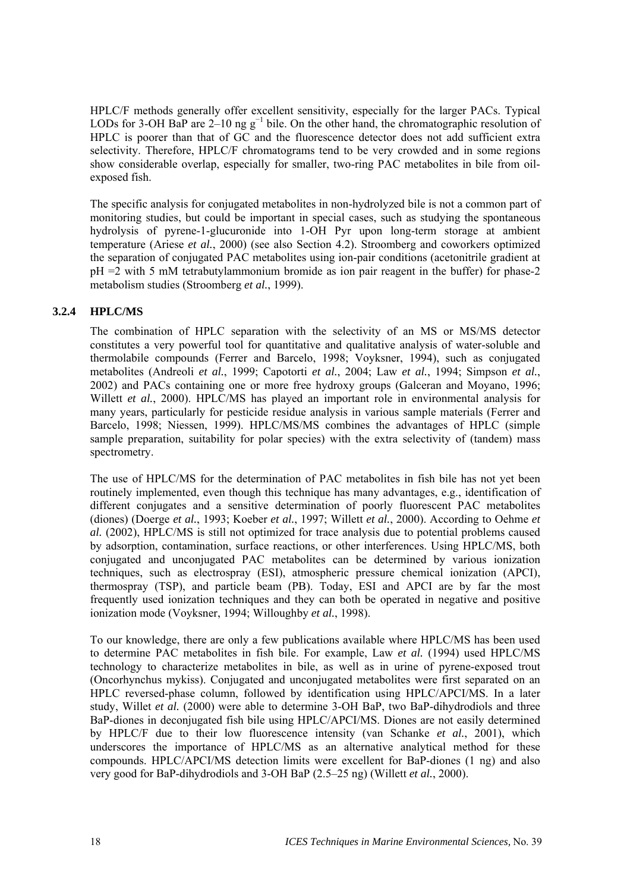HPLC/F methods generally offer excellent sensitivity, especially for the larger PACs. Typical LODs for 3-OH BaP are 2–10 ng $g^{-1}$ bile. On the other hand, the chromatographic resolution of HPLC is poorer than that of GC and the fluorescence detector does not add sufficient extra selectivity. Therefore, HPLC/F chromatograms tend to be very crowded and in some regions show considerable overlap, especially for smaller, two-ring PAC metabolites in bile from oil-exposed fish.

The specific analysis for conjugated metabolites in non-hydrolyzed bile is not a common part of monitoring studies, but could be important in special cases, such as studying the spontaneous hydrolysis of pyrene-1-glucuronide into 1-OH Pyr upon long-term storage at ambient temperature (Ariese *et al.*, 2000) (see also Section 4.2). Stroomberg and coworkers optimized the separation of conjugated PAC metabolites using ion-pair conditions (acetonitrile gradient at pH =2 with 5 mM tetrabutylammonium bromide as ion pair reagent in the buffer) for phase-2 metabolism studies (Stroomberg *et al.*, 1999).

### 3.2.4 HPLC/MS

The combination of HPLC separation with the selectivity of an MS or MS/MS detector constitutes a very powerful tool for quantitative and qualitative analysis of water-soluble and thermolabile compounds (Ferrer and Barcelo, 1998; Voyksner, 1994), such as conjugated metabolites (Andreoli *et al.*, 1999; Capotorti *et al.*, 2004; Law *et al.*, 1994; Simpson *et al.*, 2002) and PACs containing one or more free hydroxy groups (Galceran and Moyano, 1996; Willett *et al.*, 2000). HPLC/MS has played an important role in environmental analysis for many years, particularly for pesticide residue analysis in various sample materials (Ferrer and Barcelo, 1998; Niessen, 1999). HPLC/MS/MS combines the advantages of HPLC (simple sample preparation, suitability for polar species) with the extra selectivity of (tandem) mass spectrometry.

The use of HPLC/MS for the determination of PAC metabolites in fish bile has not yet been routinely implemented, even though this technique has many advantages, e.g., identification of different conjugates and a sensitive determination of poorly fluorescent PAC metabolites (diones) (Doerge *et al.*, 1993; Koeber *et al.*, 1997; Willett *et al.*, 2000). According to Oehme *et al.* (2002), HPLC/MS is still not optimized for trace analysis due to potential problems caused by adsorption, contamination, surface reactions, or other interferences. Using HPLC/MS, both conjugated and unconjugated PAC metabolites can be determined by various ionization techniques, such as electrospray (ESI), atmospheric pressure chemical ionization (APCI), thermospray (TSP), and particle beam (PB). Today, ESI and APCI are by far the most frequently used ionization techniques and they can both be operated in negative and positive ionization mode (Voyksner, 1994; Willoughby *et al.*, 1998).

To our knowledge, there are only a few publications available where HPLC/MS has been used to determine PAC metabolites in fish bile. For example, Law *et al.* (1994) used HPLC/MS technology to characterize metabolites in bile, as well as in urine of pyrene-exposed trout (Oncorhynchus mykiss). Conjugated and unconjugated metabolites were first separated on an HPLC reversed-phase column, followed by identification using HPLC/APCI/MS. In a later study, Willet *et al.* (2000) were able to determine 3-OH BaP, two BaP-dihydrodiols and three BaP-diones in deconjugated fish bile using HPLC/APCI/MS. Diones are not easily determined by HPLC/F due to their low fluorescence intensity (van Schanke *et al.*, 2001), which underscores the importance of HPLC/MS as an alternative analytical method for these compounds. HPLC/APCI/MS detection limits were excellent for BaP-diones (1 ng) and also very good for BaP-dihydrodiols and 3-OH BaP (2.5–25 ng) (Willett *et al.*, 2000).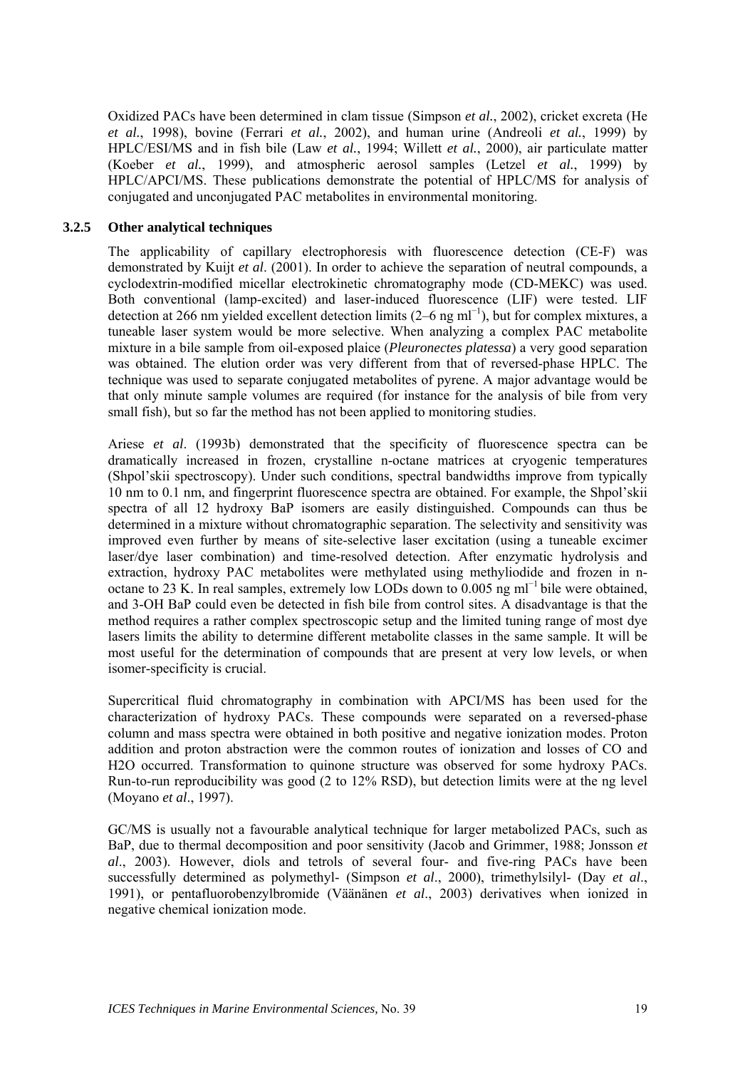Oxidized PACs have been determined in clam tissue (Simpson *et al.*, 2002), cricket excreta (He *et al.*, 1998), bovine (Ferrari *et al.*, 2002), and human urine (Andreoli *et al.*, 1999) by HPLC/ESI/MS and in fish bile (Law *et al.*, 1994; Willett *et al.*, 2000), air particulate matter (Koeber *et al.*, 1999), and atmospheric aerosol samples (Letzel *et al.*, 1999) by HPLC/APCI/MS. These publications demonstrate the potential of HPLC/MS for analysis of conjugated and unconjugated PAC metabolites in environmental monitoring.

### 3.2.5 Other analytical techniques

The applicability of capillary electrophoresis with fluorescence detection (CE-F) was demonstrated by Kuijt *et al*. (2001). In order to achieve the separation of neutral compounds, a cyclodextrin-modified micellar electrokinetic chromatography mode (CD-MEKC) was used. Both conventional (lamp-excited) and laser-induced fluorescence (LIF) were tested. LIF detection at 266 nm yielded excellent detection limits (2–6 ng $ml^{-1}$), but for complex mixtures, a tuneable laser system would be more selective. When analyzing a complex PAC metabolite mixture in a bile sample from oil-exposed plaice (*Pleuronectes platessa*) a very good separation was obtained. The elution order was very different from that of reversed-phase HPLC. The technique was used to separate conjugated metabolites of pyrene. A major advantage would be that only minute sample volumes are required (for instance for the analysis of bile from very small fish), but so far the method has not been applied to monitoring studies.

Ariese *et al*. (1993b) demonstrated that the specificity of fluorescence spectra can be dramatically increased in frozen, crystalline n-octane matrices at cryogenic temperatures (Shpol'skii spectroscopy). Under such conditions, spectral bandwidths improve from typically 10 nm to 0.1 nm, and fingerprint fluorescence spectra are obtained. For example, the Shpol'skii spectra of all 12 hydroxy BaP isomers are easily distinguished. Compounds can thus be determined in a mixture without chromatographic separation. The selectivity and sensitivity was improved even further by means of site-selective laser excitation (using a tuneable excimer laser/dye laser combination) and time-resolved detection. After enzymatic hydrolysis and extraction, hydroxy PAC metabolites were methylated using methyliodide and frozen in n-octane to 23 K. In real samples, extremely low LODs down to 0.005 ng $ml^{-1}$ bile were obtained, and 3-OH BaP could even be detected in fish bile from control sites. A disadvantage is that the method requires a rather complex spectroscopic setup and the limited tuning range of most dye lasers limits the ability to determine different metabolite classes in the same sample. It will be most useful for the determination of compounds that are present at very low levels, or when isomer-specificity is crucial.

Supercritical fluid chromatography in combination with APCI/MS has been used for the characterization of hydroxy PACs. These compounds were separated on a reversed-phase column and mass spectra were obtained in both positive and negative ionization modes. Proton addition and proton abstraction were the common routes of ionization and losses of CO and H2O occurred. Transformation to quinone structure was observed for some hydroxy PACs. Run-to-run reproducibility was good (2 to 12% RSD), but detection limits were at the ng level (Moyano *et al*., 1997).

GC/MS is usually not a favourable analytical technique for larger metabolized PACs, such as BaP, due to thermal decomposition and poor sensitivity (Jacob and Grimmer, 1988; Jonsson *et al*., 2003). However, diols and tetrols of several four- and five-ring PACs have been successfully determined as polymethyl- (Simpson *et al*., 2000), trimethylsilyl- (Day *et al*., 1991), or pentafluorobenzylbromide (Väänänen *et al*., 2003) derivatives when ionized in negative chemical ionization mode.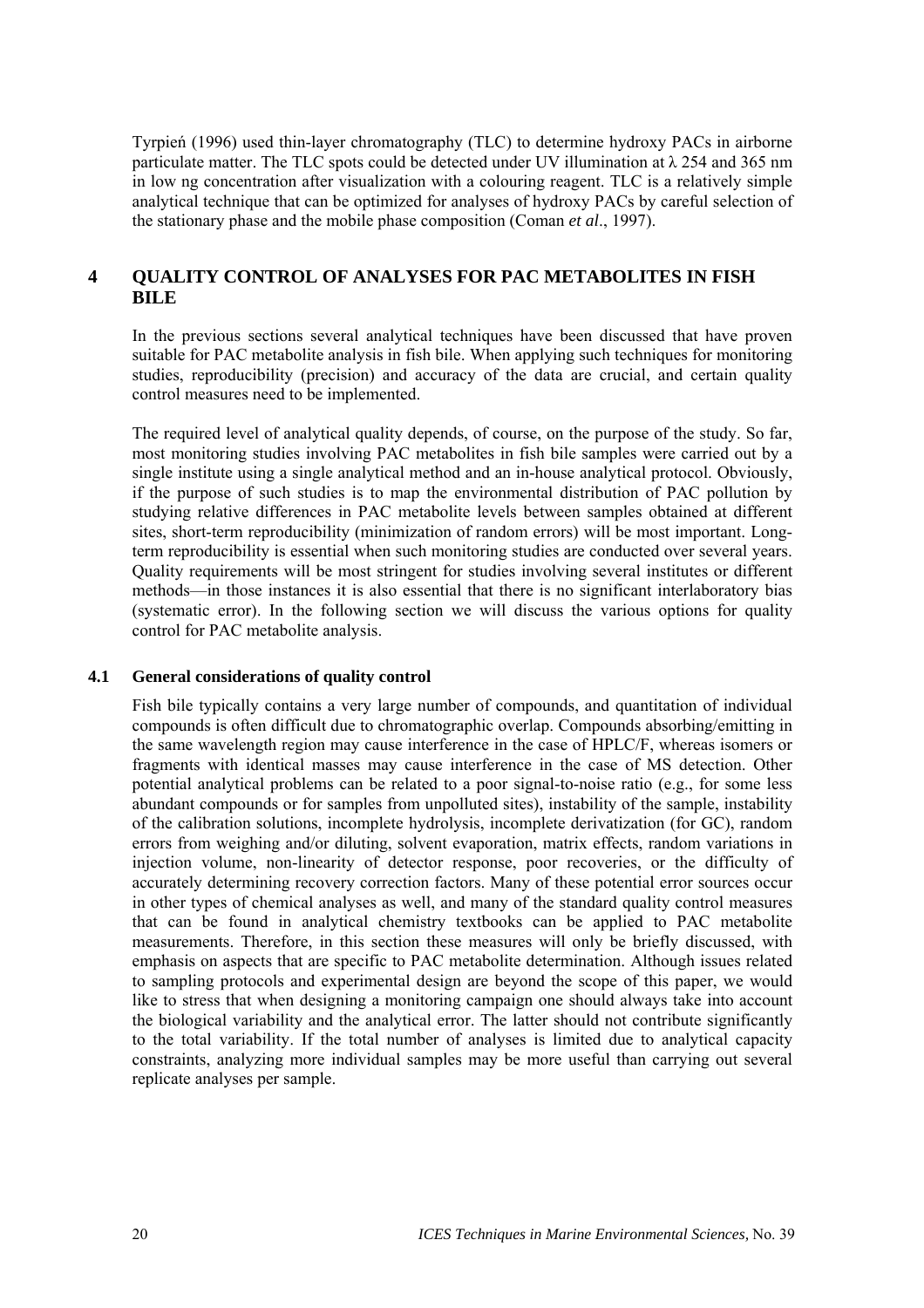Tyrpień (1996) used thin-layer chromatography (TLC) to determine hydroxy PACs in airborne particulate matter. The TLC spots could be detected under UV illumination at λ 254 and 365 nm in low ng concentration after visualization with a colouring reagent. TLC is a relatively simple analytical technique that can be optimized for analyses of hydroxy PACs by careful selection of the stationary phase and the mobile phase composition (Coman *et al*., 1997).

# 4 QUALITY CONTROL OF ANALYSES FOR PAC METABOLITES IN FISH BILE

In the previous sections several analytical techniques have been discussed that have proven suitable for PAC metabolite analysis in fish bile. When applying such techniques for monitoring studies, reproducibility (precision) and accuracy of the data are crucial, and certain quality control measures need to be implemented.

The required level of analytical quality depends, of course, on the purpose of the study. So far, most monitoring studies involving PAC metabolites in fish bile samples were carried out by a single institute using a single analytical method and an in-house analytical protocol. Obviously, if the purpose of such studies is to map the environmental distribution of PAC pollution by studying relative differences in PAC metabolite levels between samples obtained at different sites, short-term reproducibility (minimization of random errors) will be most important. Long-term reproducibility is essential when such monitoring studies are conducted over several years. Quality requirements will be most stringent for studies involving several institutes or different methods—in those instances it is also essential that there is no significant interlaboratory bias (systematic error). In the following section we will discuss the various options for quality control for PAC metabolite analysis.

## 4.1 General considerations of quality control

Fish bile typically contains a very large number of compounds, and quantitation of individual compounds is often difficult due to chromatographic overlap. Compounds absorbing/emitting in the same wavelength region may cause interference in the case of HPLC/F, whereas isomers or fragments with identical masses may cause interference in the case of MS detection. Other potential analytical problems can be related to a poor signal-to-noise ratio (e.g., for some less abundant compounds or for samples from unpolluted sites), instability of the sample, instability of the calibration solutions, incomplete hydrolysis, incomplete derivatization (for GC), random errors from weighing and/or diluting, solvent evaporation, matrix effects, random variations in injection volume, non-linearity of detector response, poor recoveries, or the difficulty of accurately determining recovery correction factors. Many of these potential error sources occur in other types of chemical analyses as well, and many of the standard quality control measures that can be found in analytical chemistry textbooks can be applied to PAC metabolite measurements. Therefore, in this section these measures will only be briefly discussed, with emphasis on aspects that are specific to PAC metabolite determination. Although issues related to sampling protocols and experimental design are beyond the scope of this paper, we would like to stress that when designing a monitoring campaign one should always take into account the biological variability and the analytical error. The latter should not contribute significantly to the total variability. If the total number of analyses is limited due to analytical capacity constraints, analyzing more individual samples may be more useful than carrying out several replicate analyses per sample.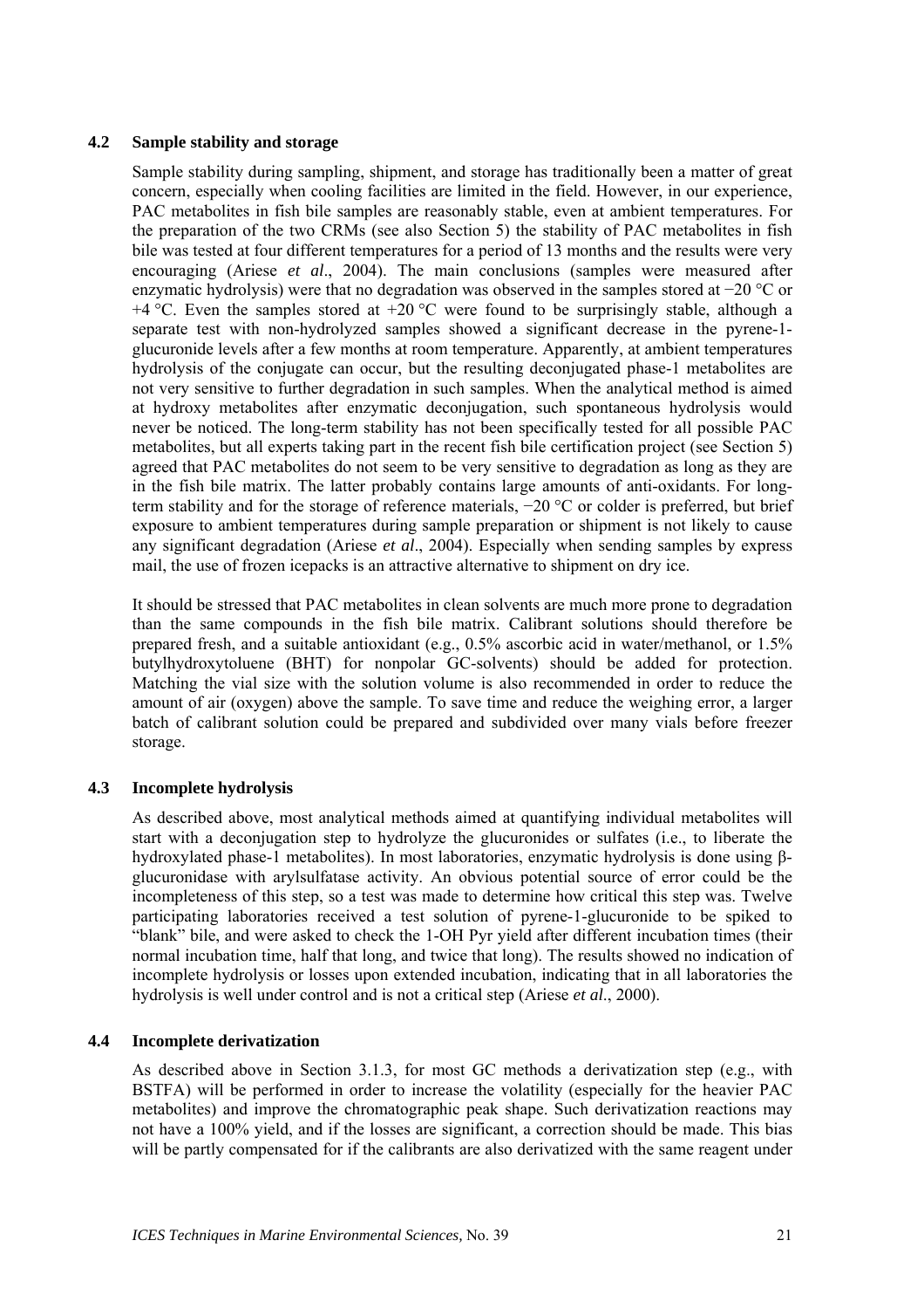### 4.2 Sample stability and storage

Sample stability during sampling, shipment, and storage has traditionally been a matter of great concern, especially when cooling facilities are limited in the field. However, in our experience, PAC metabolites in fish bile samples are reasonably stable, even at ambient temperatures. For the preparation of the two CRMs (see also Section 5) the stability of PAC metabolites in fish bile was tested at four different temperatures for a period of 13 months and the results were very encouraging (Ariese *et al*., 2004). The main conclusions (samples were measured after enzymatic hydrolysis) were that no degradation was observed in the samples stored at −20 °C or +4 °C. Even the samples stored at +20 °C were found to be surprisingly stable, although a separate test with non-hydrolyzed samples showed a significant decrease in the pyrene-1-glucuronide levels after a few months at room temperature. Apparently, at ambient temperatures hydrolysis of the conjugate can occur, but the resulting deconjugated phase-1 metabolites are not very sensitive to further degradation in such samples. When the analytical method is aimed at hydroxy metabolites after enzymatic deconjugation, such spontaneous hydrolysis would never be noticed. The long-term stability has not been specifically tested for all possible PAC metabolites, but all experts taking part in the recent fish bile certification project (see Section 5) agreed that PAC metabolites do not seem to be very sensitive to degradation as long as they are in the fish bile matrix. The latter probably contains large amounts of anti-oxidants. For long-term stability and for the storage of reference materials, −20 °C or colder is preferred, but brief exposure to ambient temperatures during sample preparation or shipment is not likely to cause any significant degradation (Ariese *et al*., 2004). Especially when sending samples by express mail, the use of frozen icepacks is an attractive alternative to shipment on dry ice.

It should be stressed that PAC metabolites in clean solvents are much more prone to degradation than the same compounds in the fish bile matrix. Calibrant solutions should therefore be prepared fresh, and a suitable antioxidant (e.g., 0.5% ascorbic acid in water/methanol, or 1.5% butylhydroxytoluene (BHT) for nonpolar GC-solvents) should be added for protection. Matching the vial size with the solution volume is also recommended in order to reduce the amount of air (oxygen) above the sample. To save time and reduce the weighing error, a larger batch of calibrant solution could be prepared and subdivided over many vials before freezer storage.

### 4.3 Incomplete hydrolysis

As described above, most analytical methods aimed at quantifying individual metabolites will start with a deconjugation step to hydrolyze the glucuronides or sulfates (i.e., to liberate the hydroxylated phase-1 metabolites). In most laboratories, enzymatic hydrolysis is done using β-glucuronidase with arylsulfatase activity. An obvious potential source of error could be the incompleteness of this step, so a test was made to determine how critical this step was. Twelve participating laboratories received a test solution of pyrene-1-glucuronide to be spiked to "blank" bile, and were asked to check the 1-OH Pyr yield after different incubation times (their normal incubation time, half that long, and twice that long). The results showed no indication of incomplete hydrolysis or losses upon extended incubation, indicating that in all laboratories the hydrolysis is well under control and is not a critical step (Ariese *et al*., 2000).

### 4.4 Incomplete derivatization

As described above in Section 3.1.3, for most GC methods a derivatization step (e.g., with BSTFA) will be performed in order to increase the volatility (especially for the heavier PAC metabolites) and improve the chromatographic peak shape. Such derivatization reactions may not have a 100% yield, and if the losses are significant, a correction should be made. This bias will be partly compensated for if the calibrants are also derivatized with the same reagent under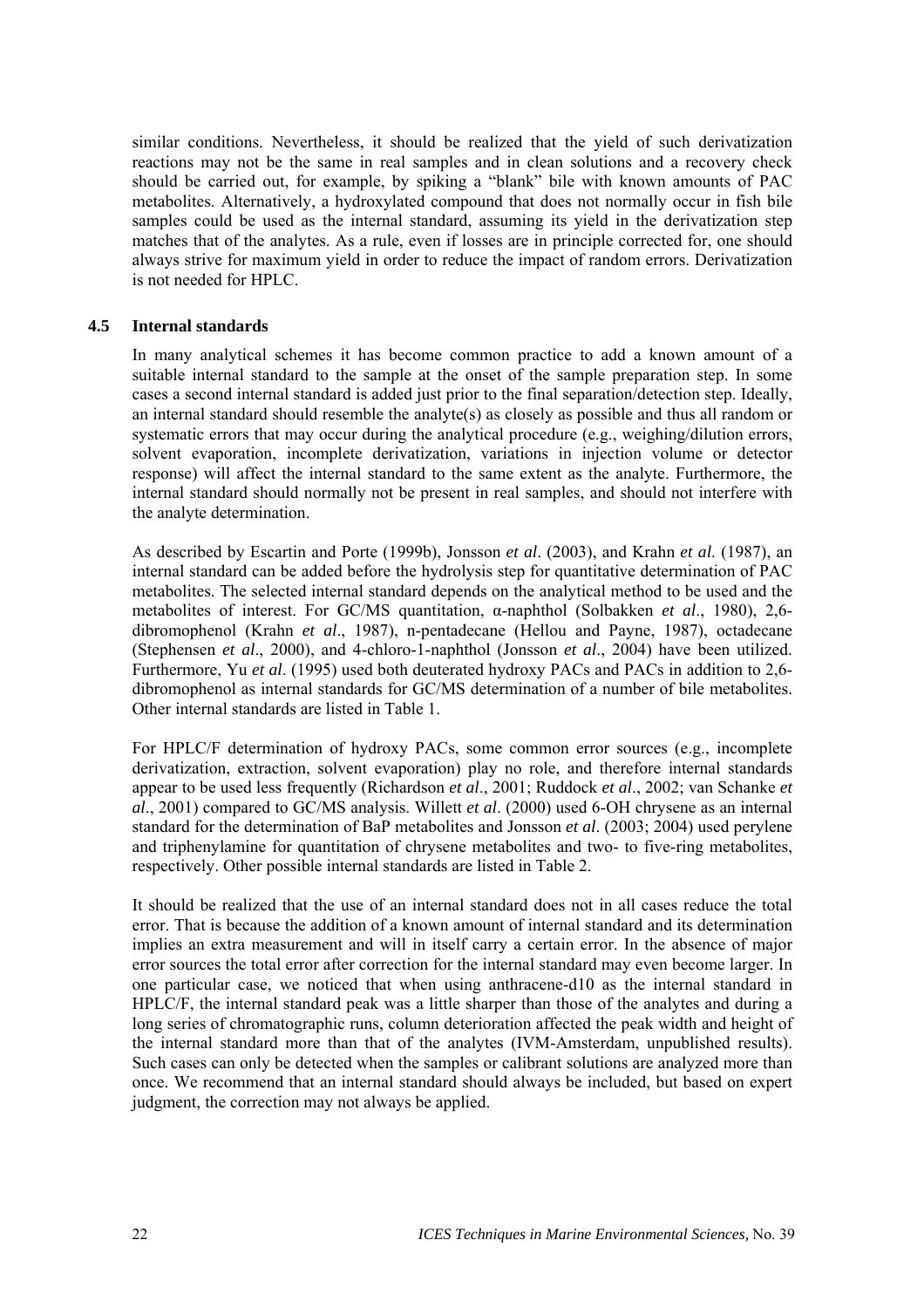similar conditions. Nevertheless, it should be realized that the yield of such derivatization reactions may not be the same in real samples and in clean solutions and a recovery check should be carried out, for example, by spiking a "blank" bile with known amounts of PAC metabolites. Alternatively, a hydroxylated compound that does not normally occur in fish bile samples could be used as the internal standard, assuming its yield in the derivatization step matches that of the analytes. As a rule, even if losses are in principle corrected for, one should always strive for maximum yield in order to reduce the impact of random errors. Derivatization is not needed for HPLC.

## 4.5 Internal standards

In many analytical schemes it has become common practice to add a known amount of a suitable internal standard to the sample at the onset of the sample preparation step. In some cases a second internal standard is added just prior to the final separation/detection step. Ideally, an internal standard should resemble the analyte(s) as closely as possible and thus all random or systematic errors that may occur during the analytical procedure (e.g., weighing/dilution errors, solvent evaporation, incomplete derivatization, variations in injection volume or detector response) will affect the internal standard to the same extent as the analyte. Furthermore, the internal standard should normally not be present in real samples, and should not interfere with the analyte determination.

As described by Escartin and Porte (1999b), Jonsson *et al*. (2003), and Krahn *et al*. (1987), an internal standard can be added before the hydrolysis step for quantitative determination of PAC metabolites. The selected internal standard depends on the analytical method to be used and the metabolites of interest. For GC/MS quantitation, α-naphthol (Solbakken *et al*., 1980), 2,6-dibromophenol (Krahn *et al*., 1987), n-pentadecane (Hellou and Payne, 1987), octadecane (Stephensen *et al*., 2000), and 4-chloro-1-naphthol (Jonsson *et al*., 2004) have been utilized. Furthermore, Yu *et al*. (1995) used both deuterated hydroxy PACs and PACs in addition to 2,6-dibromophenol as internal standards for GC/MS determination of a number of bile metabolites. Other internal standards are listed in Table 1.

For HPLC/F determination of hydroxy PACs, some common error sources (e.g., incomplete derivatization, extraction, solvent evaporation) play no role, and therefore internal standards appear to be used less frequently (Richardson *et al*., 2001; Ruddock *et al*., 2002; van Schanke *et al*., 2001) compared to GC/MS analysis. Willett *et al*. (2000) used 6-OH chrysene as an internal standard for the determination of BaP metabolites and Jonsson *et al*. (2003; 2004) used perylene and triphenylamine for quantitation of chrysene metabolites and two- to five-ring metabolites, respectively. Other possible internal standards are listed in Table 2.

It should be realized that the use of an internal standard does not in all cases reduce the total error. That is because the addition of a known amount of internal standard and its determination implies an extra measurement and will in itself carry a certain error. In the absence of major error sources the total error after correction for the internal standard may even become larger. In one particular case, we noticed that when using anthracene-d10 as the internal standard in HPLC/F, the internal standard peak was a little sharper than those of the analytes and during a long series of chromatographic runs, column deterioration affected the peak width and height of the internal standard more than that of the analytes (IVM-Amsterdam, unpublished results). Such cases can only be detected when the samples or calibrant solutions are analyzed more than once. We recommend that an internal standard should always be included, but based on expert judgment, the correction may not always be applied.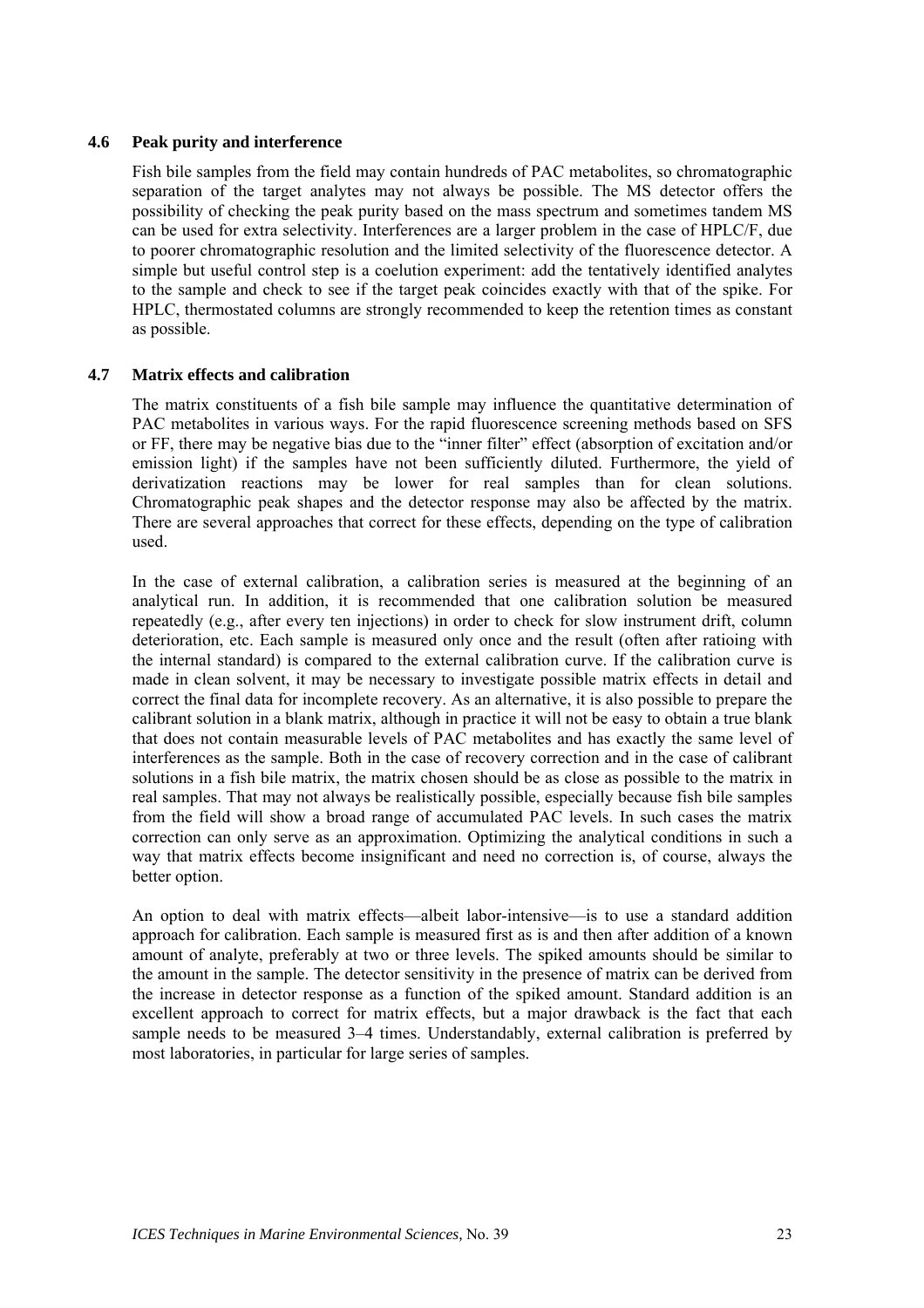## 4.6 Peak purity and interference

Fish bile samples from the field may contain hundreds of PAC metabolites, so chromatographic separation of the target analytes may not always be possible. The MS detector offers the possibility of checking the peak purity based on the mass spectrum and sometimes tandem MS can be used for extra selectivity. Interferences are a larger problem in the case of HPLC/F, due to poorer chromatographic resolution and the limited selectivity of the fluorescence detector. A simple but useful control step is a coelution experiment: add the tentatively identified analytes to the sample and check to see if the target peak coincides exactly with that of the spike. For HPLC, thermostated columns are strongly recommended to keep the retention times as constant as possible.

## 4.7 Matrix effects and calibration

The matrix constituents of a fish bile sample may influence the quantitative determination of PAC metabolites in various ways. For the rapid fluorescence screening methods based on SFS or FF, there may be negative bias due to the "inner filter" effect (absorption of excitation and/or emission light) if the samples have not been sufficiently diluted. Furthermore, the yield of derivatization reactions may be lower for real samples than for clean solutions. Chromatographic peak shapes and the detector response may also be affected by the matrix. There are several approaches that correct for these effects, depending on the type of calibration used.

In the case of external calibration, a calibration series is measured at the beginning of an analytical run. In addition, it is recommended that one calibration solution be measured repeatedly (e.g., after every ten injections) in order to check for slow instrument drift, column deterioration, etc. Each sample is measured only once and the result (often after ratioing with the internal standard) is compared to the external calibration curve. If the calibration curve is made in clean solvent, it may be necessary to investigate possible matrix effects in detail and correct the final data for incomplete recovery. As an alternative, it is also possible to prepare the calibrant solution in a blank matrix, although in practice it will not be easy to obtain a true blank that does not contain measurable levels of PAC metabolites and has exactly the same level of interferences as the sample. Both in the case of recovery correction and in the case of calibrant solutions in a fish bile matrix, the matrix chosen should be as close as possible to the matrix in real samples. That may not always be realistically possible, especially because fish bile samples from the field will show a broad range of accumulated PAC levels. In such cases the matrix correction can only serve as an approximation. Optimizing the analytical conditions in such a way that matrix effects become insignificant and need no correction is, of course, always the better option.

An option to deal with matrix effects—albeit labor-intensive—is to use a standard addition approach for calibration. Each sample is measured first as is and then after addition of a known amount of analyte, preferably at two or three levels. The spiked amounts should be similar to the amount in the sample. The detector sensitivity in the presence of matrix can be derived from the increase in detector response as a function of the spiked amount. Standard addition is an excellent approach to correct for matrix effects, but a major drawback is the fact that each sample needs to be measured 3–4 times. Understandably, external calibration is preferred by most laboratories, in particular for large series of samples.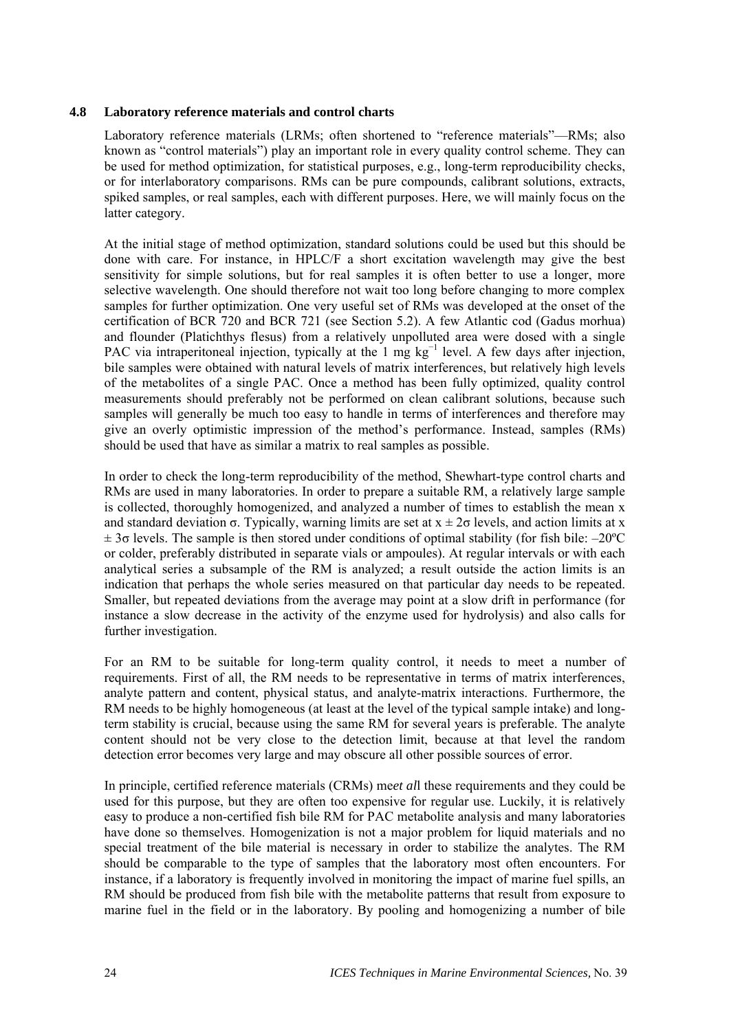### 4.8 Laboratory reference materials and control charts

Laboratory reference materials (LRMs; often shortened to "reference materials"—RMs; also known as "control materials") play an important role in every quality control scheme. They can be used for method optimization, for statistical purposes, e.g., long-term reproducibility checks, or for interlaboratory comparisons. RMs can be pure compounds, calibrant solutions, extracts, spiked samples, or real samples, each with different purposes. Here, we will mainly focus on the latter category.

At the initial stage of method optimization, standard solutions could be used but this should be done with care. For instance, in HPLC/F a short excitation wavelength may give the best sensitivity for simple solutions, but for real samples it is often better to use a longer, more selective wavelength. One should therefore not wait too long before changing to more complex samples for further optimization. One very useful set of RMs was developed at the onset of the certification of BCR 720 and BCR 721 (see Section 5.2). A few Atlantic cod (Gadus morhua) and flounder (Platichthys flesus) from a relatively unpolluted area were dosed with a single PAC via intraperitoneal injection, typically at the 1 mg $kg^{-1}$ level. A few days after injection, bile samples were obtained with natural levels of matrix interferences, but relatively high levels of the metabolites of a single PAC. Once a method has been fully optimized, quality control measurements should preferably not be performed on clean calibrant solutions, because such samples will generally be much too easy to handle in terms of interferences and therefore may give an overly optimistic impression of the method's performance. Instead, samples (RMs) should be used that have as similar a matrix to real samples as possible.

In order to check the long-term reproducibility of the method, Shewhart-type control charts and RMs are used in many laboratories. In order to prepare a suitable RM, a relatively large sample is collected, thoroughly homogenized, and analyzed a number of times to establish the mean x and standard deviation σ. Typically, warning limits are set at $x \pm 2\sigma$ levels, and action limits at $x \pm 3\sigma$ levels. The sample is then stored under conditions of optimal stability (for fish bile: –20ºC or colder, preferably distributed in separate vials or ampoules). At regular intervals or with each analytical series a subsample of the RM is analyzed; a result outside the action limits is an indication that perhaps the whole series measured on that particular day needs to be repeated. Smaller, but repeated deviations from the average may point at a slow drift in performance (for instance a slow decrease in the activity of the enzyme used for hydrolysis) and also calls for further investigation.

For an RM to be suitable for long-term quality control, it needs to meet a number of requirements. First of all, the RM needs to be representative in terms of matrix interferences, analyte pattern and content, physical status, and analyte-matrix interactions. Furthermore, the RM needs to be highly homogeneous (at least at the level of the typical sample intake) and long-term stability is crucial, because using the same RM for several years is preferable. The analyte content should not be very close to the detection limit, because at that level the random detection error becomes very large and may obscure all other possible sources of error.

In principle, certified reference materials (CRMs) me*et al*l these requirements and they could be used for this purpose, but they are often too expensive for regular use. Luckily, it is relatively easy to produce a non-certified fish bile RM for PAC metabolite analysis and many laboratories have done so themselves. Homogenization is not a major problem for liquid materials and no special treatment of the bile material is necessary in order to stabilize the analytes. The RM should be comparable to the type of samples that the laboratory most often encounters. For instance, if a laboratory is frequently involved in monitoring the impact of marine fuel spills, an RM should be produced from fish bile with the metabolite patterns that result from exposure to marine fuel in the field or in the laboratory. By pooling and homogenizing a number of bile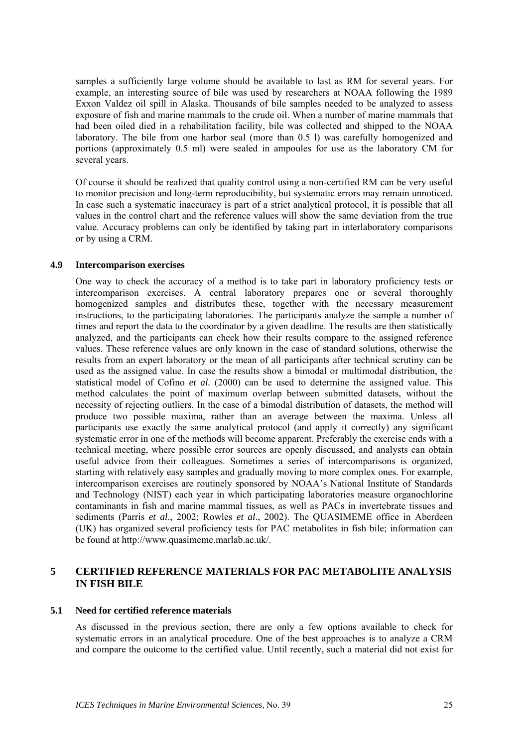samples a sufficiently large volume should be available to last as RM for several years. For example, an interesting source of bile was used by researchers at NOAA following the 1989 Exxon Valdez oil spill in Alaska. Thousands of bile samples needed to be analyzed to assess exposure of fish and marine mammals to the crude oil. When a number of marine mammals that had been oiled died in a rehabilitation facility, bile was collected and shipped to the NOAA laboratory. The bile from one harbor seal (more than 0.5 l) was carefully homogenized and portions (approximately 0.5 ml) were sealed in ampoules for use as the laboratory CM for several years.

Of course it should be realized that quality control using a non-certified RM can be very useful to monitor precision and long-term reproducibility, but systematic errors may remain unnoticed. In case such a systematic inaccuracy is part of a strict analytical protocol, it is possible that all values in the control chart and the reference values will show the same deviation from the true value. Accuracy problems can only be identified by taking part in interlaboratory comparisons or by using a CRM.

### 4.9 Intercomparison exercises

One way to check the accuracy of a method is to take part in laboratory proficiency tests or intercomparison exercises. A central laboratory prepares one or several thoroughly homogenized samples and distributes these, together with the necessary measurement instructions, to the participating laboratories. The participants analyze the sample a number of times and report the data to the coordinator by a given deadline. The results are then statistically analyzed, and the participants can check how their results compare to the assigned reference values. These reference values are only known in the case of standard solutions, otherwise the results from an expert laboratory or the mean of all participants after technical scrutiny can be used as the assigned value. In case the results show a bimodal or multimodal distribution, the statistical model of Cofino *et al.* (2000) can be used to determine the assigned value. This method calculates the point of maximum overlap between submitted datasets, without the necessity of rejecting outliers. In the case of a bimodal distribution of datasets, the method will produce two possible maxima, rather than an average between the maxima. Unless all participants use exactly the same analytical protocol (and apply it correctly) any significant systematic error in one of the methods will become apparent. Preferably the exercise ends with a technical meeting, where possible error sources are openly discussed, and analysts can obtain useful advice from their colleagues. Sometimes a series of intercomparisons is organized, starting with relatively easy samples and gradually moving to more complex ones. For example, intercomparison exercises are routinely sponsored by NOAA's National Institute of Standards and Technology (NIST) each year in which participating laboratories measure organochlorine contaminants in fish and marine mammal tissues, as well as PACs in invertebrate tissues and sediments (Parris *et al*., 2002; Rowles *et al*., 2002). The QUASIMEME office in Aberdeen (UK) has organized several proficiency tests for PAC metabolites in fish bile; information can be found at http://www.quasimeme.marlab.ac.uk/.

## 5 CERTIFIED REFERENCE MATERIALS FOR PAC METABOLITE ANALYSIS IN FISH BILE

### 5.1 Need for certified reference materials

As discussed in the previous section, there are only a few options available to check for systematic errors in an analytical procedure. One of the best approaches is to analyze a CRM and compare the outcome to the certified value. Until recently, such a material did not exist for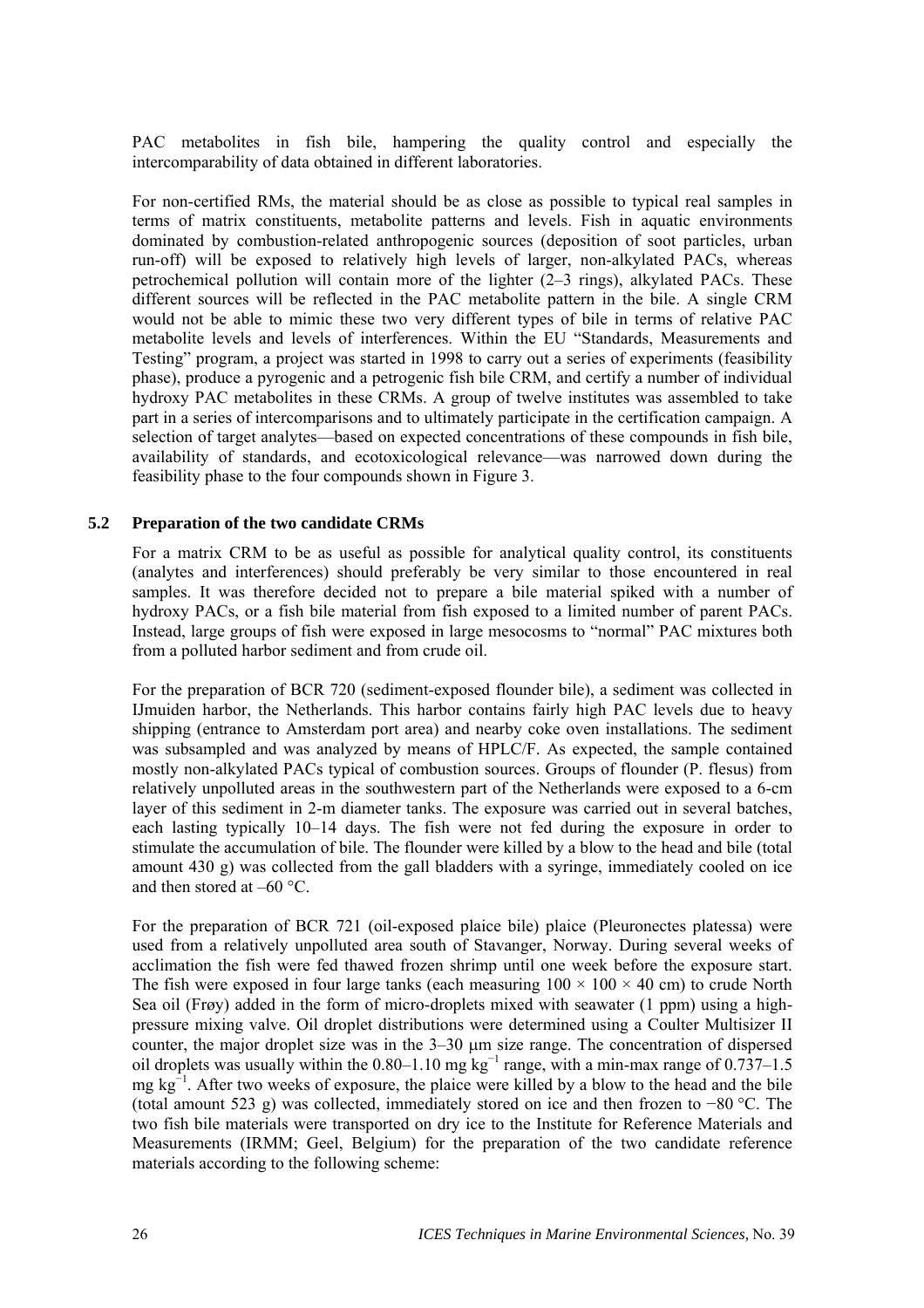PAC metabolites in fish bile, hampering the quality control and especially the intercomparability of data obtained in different laboratories.

For non-certified RMs, the material should be as close as possible to typical real samples in terms of matrix constituents, metabolite patterns and levels. Fish in aquatic environments dominated by combustion-related anthropogenic sources (deposition of soot particles, urban run-off) will be exposed to relatively high levels of larger, non-alkylated PACs, whereas petrochemical pollution will contain more of the lighter (2–3 rings), alkylated PACs. These different sources will be reflected in the PAC metabolite pattern in the bile. A single CRM would not be able to mimic these two very different types of bile in terms of relative PAC metabolite levels and levels of interferences. Within the EU "Standards, Measurements and Testing" program, a project was started in 1998 to carry out a series of experiments (feasibility phase), produce a pyrogenic and a petrogenic fish bile CRM, and certify a number of individual hydroxy PAC metabolites in these CRMs. A group of twelve institutes was assembled to take part in a series of intercomparisons and to ultimately participate in the certification campaign. A selection of target analytes—based on expected concentrations of these compounds in fish bile, availability of standards, and ecotoxicological relevance—was narrowed down during the feasibility phase to the four compounds shown in Figure 3.

### 5.2 Preparation of the two candidate CRMs

For a matrix CRM to be as useful as possible for analytical quality control, its constituents (analytes and interferences) should preferably be very similar to those encountered in real samples. It was therefore decided not to prepare a bile material spiked with a number of hydroxy PACs, or a fish bile material from fish exposed to a limited number of parent PACs. Instead, large groups of fish were exposed in large mesocosms to "normal" PAC mixtures both from a polluted harbor sediment and from crude oil.

For the preparation of BCR 720 (sediment-exposed flounder bile), a sediment was collected in IJmuiden harbor, the Netherlands. This harbor contains fairly high PAC levels due to heavy shipping (entrance to Amsterdam port area) and nearby coke oven installations. The sediment was subsampled and was analyzed by means of HPLC/F. As expected, the sample contained mostly non-alkylated PACs typical of combustion sources. Groups of flounder (P. flesus) from relatively unpolluted areas in the southwestern part of the Netherlands were exposed to a 6-cm layer of this sediment in 2-m diameter tanks. The exposure was carried out in several batches, each lasting typically 10–14 days. The fish were not fed during the exposure in order to stimulate the accumulation of bile. The flounder were killed by a blow to the head and bile (total amount 430 g) was collected from the gall bladders with a syringe, immediately cooled on ice and then stored at –60 °C.

For the preparation of BCR 721 (oil-exposed plaice bile) plaice (Pleuronectes platessa) were used from a relatively unpolluted area south of Stavanger, Norway. During several weeks of acclimation the fish were fed thawed frozen shrimp until one week before the exposure start. The fish were exposed in four large tanks (each measuring $100 \times 100 \times 40$ cm) to crude North Sea oil (Frøy) added in the form of micro-droplets mixed with seawater (1 ppm) using a high-pressure mixing valve. Oil droplet distributions were determined using a Coulter Multisizer II counter, the major droplet size was in the 3–30 μm size range. The concentration of dispersed oil droplets was usually within the 0.80–1.10 mg $kg^{-1}$ range, with a min-max range of 0.737–1.5 mg $kg^{-1}$. After two weeks of exposure, the plaice were killed by a blow to the head and the bile (total amount 523 g) was collected, immediately stored on ice and then frozen to −80 °C. The two fish bile materials were transported on dry ice to the Institute for Reference Materials and Measurements (IRMM; Geel, Belgium) for the preparation of the two candidate reference materials according to the following scheme: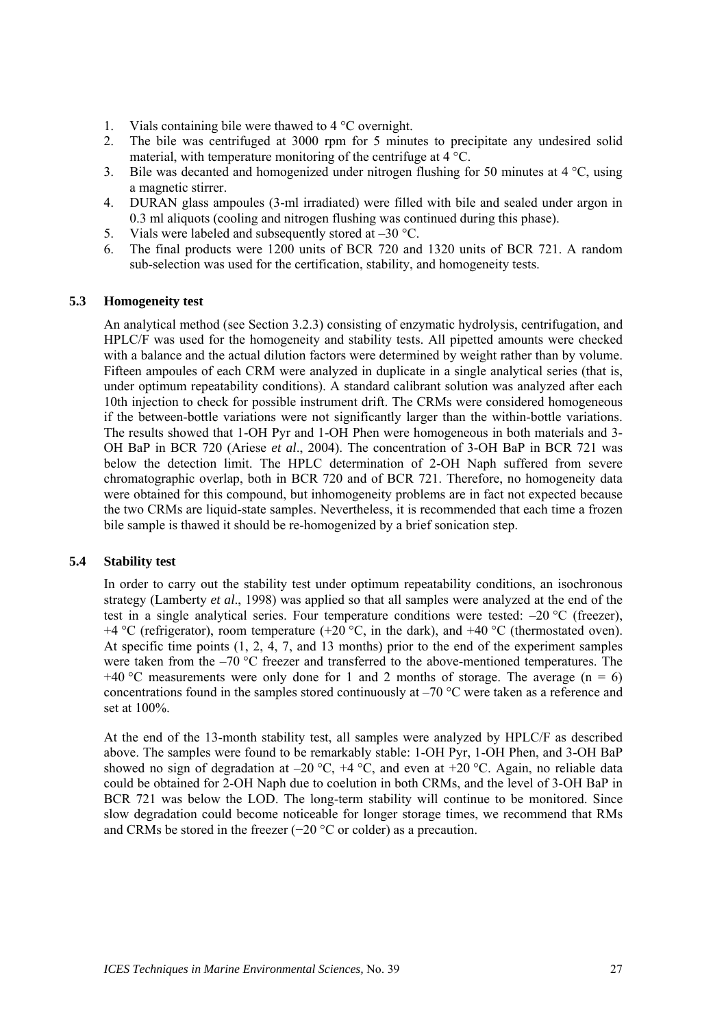1. Vials containing bile were thawed to 4 °C overnight.
2. The bile was centrifuged at 3000 rpm for 5 minutes to precipitate any undesired solid material, with temperature monitoring of the centrifuge at 4 °C.
3. Bile was decanted and homogenized under nitrogen flushing for 50 minutes at 4 °C, using a magnetic stirrer.
4. DURAN glass ampoules (3-ml irradiated) were filled with bile and sealed under argon in 0.3 ml aliquots (cooling and nitrogen flushing was continued during this phase).
5. Vials were labeled and subsequently stored at –30 °C.
6. The final products were 1200 units of BCR 720 and 1320 units of BCR 721. A random sub-selection was used for the certification, stability, and homogeneity tests.

## 5.3 Homogeneity test

An analytical method (see Section 3.2.3) consisting of enzymatic hydrolysis, centrifugation, and HPLC/F was used for the homogeneity and stability tests. All pipetted amounts were checked with a balance and the actual dilution factors were determined by weight rather than by volume. Fifteen ampoules of each CRM were analyzed in duplicate in a single analytical series (that is, under optimum repeatability conditions). A standard calibrant solution was analyzed after each 10th injection to check for possible instrument drift. The CRMs were considered homogeneous if the between-bottle variations were not significantly larger than the within-bottle variations. The results showed that 1-OH Pyr and 1-OH Phen were homogeneous in both materials and 3-OH BaP in BCR 720 (Ariese *et al*., 2004). The concentration of 3-OH BaP in BCR 721 was below the detection limit. The HPLC determination of 2-OH Naph suffered from severe chromatographic overlap, both in BCR 720 and of BCR 721. Therefore, no homogeneity data were obtained for this compound, but inhomogeneity problems are in fact not expected because the two CRMs are liquid-state samples. Nevertheless, it is recommended that each time a frozen bile sample is thawed it should be re-homogenized by a brief sonication step.

## 5.4 Stability test

In order to carry out the stability test under optimum repeatability conditions, an isochronous strategy (Lamberty *et al*., 1998) was applied so that all samples were analyzed at the end of the test in a single analytical series. Four temperature conditions were tested: –20 °C (freezer), +4 °C (refrigerator), room temperature (+20 °C, in the dark), and +40 °C (thermostated oven). At specific time points (1, 2, 4, 7, and 13 months) prior to the end of the experiment samples were taken from the –70 °C freezer and transferred to the above-mentioned temperatures. The +40 °C measurements were only done for 1 and 2 months of storage. The average ($n = 6$) concentrations found in the samples stored continuously at –70 °C were taken as a reference and set at 100%.

At the end of the 13-month stability test, all samples were analyzed by HPLC/F as described above. The samples were found to be remarkably stable: 1-OH Pyr, 1-OH Phen, and 3-OH BaP showed no sign of degradation at –20 °C, +4 °C, and even at +20 °C. Again, no reliable data could be obtained for 2-OH Naph due to coelution in both CRMs, and the level of 3-OH BaP in BCR 721 was below the LOD. The long-term stability will continue to be monitored. Since slow degradation could become noticeable for longer storage times, we recommend that RMs and CRMs be stored in the freezer (−20 °C or colder) as a precaution.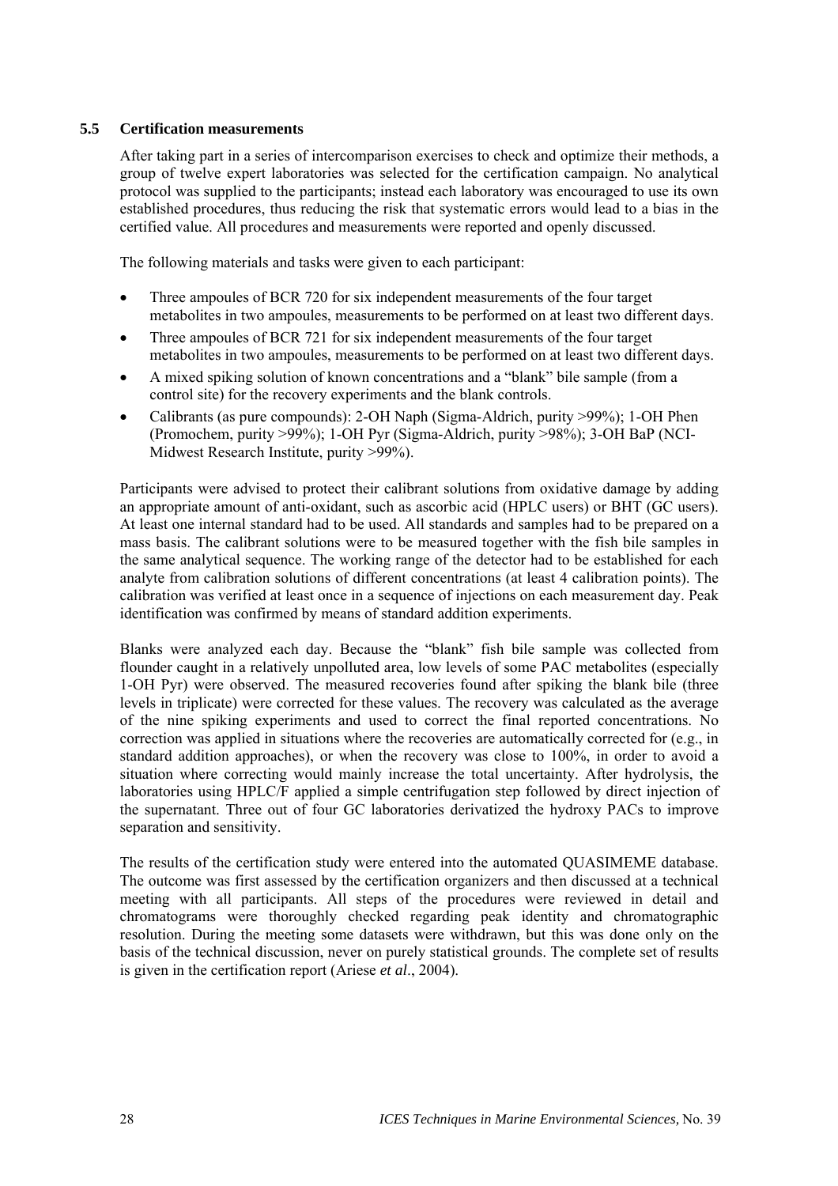### 5.5 Certification measurements

After taking part in a series of intercomparison exercises to check and optimize their methods, a group of twelve expert laboratories was selected for the certification campaign. No analytical protocol was supplied to the participants; instead each laboratory was encouraged to use its own established procedures, thus reducing the risk that systematic errors would lead to a bias in the certified value. All procedures and measurements were reported and openly discussed.

The following materials and tasks were given to each participant:

- Three ampoules of BCR 720 for six independent measurements of the four target metabolites in two ampoules, measurements to be performed on at least two different days.
- Three ampoules of BCR 721 for six independent measurements of the four target metabolites in two ampoules, measurements to be performed on at least two different days.
- A mixed spiking solution of known concentrations and a "blank" bile sample (from a control site) for the recovery experiments and the blank controls.
- Calibrants (as pure compounds): 2-OH Naph (Sigma-Aldrich, purity >99%); 1-OH Phen (Promochem, purity >99%); 1-OH Pyr (Sigma-Aldrich, purity >98%); 3-OH BaP (NCI-Midwest Research Institute, purity >99%).

Participants were advised to protect their calibrant solutions from oxidative damage by adding an appropriate amount of anti-oxidant, such as ascorbic acid (HPLC users) or BHT (GC users). At least one internal standard had to be used. All standards and samples had to be prepared on a mass basis. The calibrant solutions were to be measured together with the fish bile samples in the same analytical sequence. The working range of the detector had to be established for each analyte from calibration solutions of different concentrations (at least 4 calibration points). The calibration was verified at least once in a sequence of injections on each measurement day. Peak identification was confirmed by means of standard addition experiments.

Blanks were analyzed each day. Because the "blank" fish bile sample was collected from flounder caught in a relatively unpolluted area, low levels of some PAC metabolites (especially 1-OH Pyr) were observed. The measured recoveries found after spiking the blank bile (three levels in triplicate) were corrected for these values. The recovery was calculated as the average of the nine spiking experiments and used to correct the final reported concentrations. No correction was applied in situations where the recoveries are automatically corrected for (e.g., in standard addition approaches), or when the recovery was close to 100%, in order to avoid a situation where correcting would mainly increase the total uncertainty. After hydrolysis, the laboratories using HPLC/F applied a simple centrifugation step followed by direct injection of the supernatant. Three out of four GC laboratories derivatized the hydroxy PACs to improve separation and sensitivity.

The results of the certification study were entered into the automated QUASIMEME database. The outcome was first assessed by the certification organizers and then discussed at a technical meeting with all participants. All steps of the procedures were reviewed in detail and chromatograms were thoroughly checked regarding peak identity and chromatographic resolution. During the meeting some datasets were withdrawn, but this was done only on the basis of the technical discussion, never on purely statistical grounds. The complete set of results is given in the certification report (Ariese *et al*., 2004).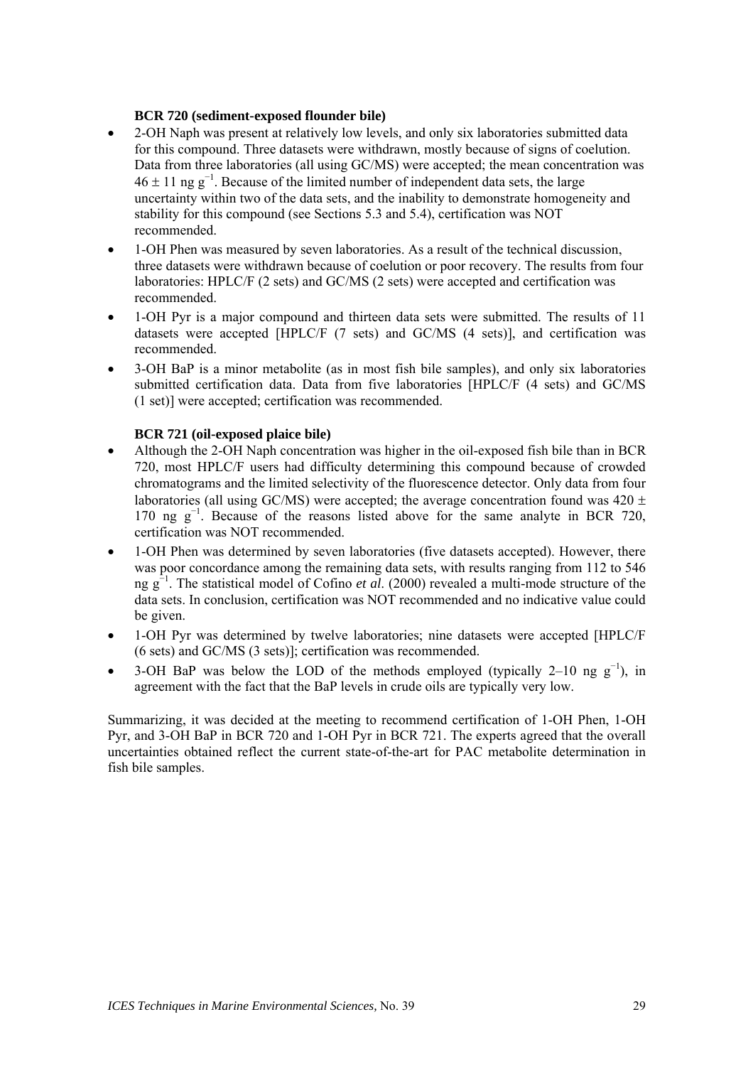**BCR 720 (sediment-exposed flounder bile)**

- 2-OH Naph was present at relatively low levels, and only six laboratories submitted data for this compound. Three datasets were withdrawn, mostly because of signs of coelution. Data from three laboratories (all using GC/MS) were accepted; the mean concentration was $46 \pm 11$ ng $g^{-1}$. Because of the limited number of independent data sets, the large uncertainty within two of the data sets, and the inability to demonstrate homogeneity and stability for this compound (see Sections 5.3 and 5.4), certification was NOT recommended.
- 1-OH Phen was measured by seven laboratories. As a result of the technical discussion, three datasets were withdrawn because of coelution or poor recovery. The results from four laboratories: HPLC/F (2 sets) and GC/MS (2 sets) were accepted and certification was recommended.
- 1-OH Pyr is a major compound and thirteen data sets were submitted. The results of 11 datasets were accepted [HPLC/F (7 sets) and GC/MS (4 sets)], and certification was recommended.
- 3-OH BaP is a minor metabolite (as in most fish bile samples), and only six laboratories submitted certification data. Data from five laboratories [HPLC/F (4 sets) and GC/MS (1 set)] were accepted; certification was recommended.

**BCR 721 (oil-exposed plaice bile)**

- Although the 2-OH Naph concentration was higher in the oil-exposed fish bile than in BCR 720, most HPLC/F users had difficulty determining this compound because of crowded chromatograms and the limited selectivity of the fluorescence detector. Only data from four laboratories (all using GC/MS) were accepted; the average concentration found was $420 \pm 170$ ng $g^{-1}$. Because of the reasons listed above for the same analyte in BCR 720, certification was NOT recommended.
- 1-OH Phen was determined by seven laboratories (five datasets accepted). However, there was poor concordance among the remaining data sets, with results ranging from 112 to 546 ng $g^{-1}$. The statistical model of Cofino *et al*. (2000) revealed a multi-mode structure of the data sets. In conclusion, certification was NOT recommended and no indicative value could be given.
- 1-OH Pyr was determined by twelve laboratories; nine datasets were accepted [HPLC/F (6 sets) and GC/MS (3 sets)]; certification was recommended.
- 3-OH BaP was below the LOD of the methods employed (typically 2–10 ng $g^{-1}$), in agreement with the fact that the BaP levels in crude oils are typically very low.

Summarizing, it was decided at the meeting to recommend certification of 1-OH Phen, 1-OH Pyr, and 3-OH BaP in BCR 720 and 1-OH Pyr in BCR 721. The experts agreed that the overall uncertainties obtained reflect the current state-of-the-art for PAC metabolite determination in fish bile samples.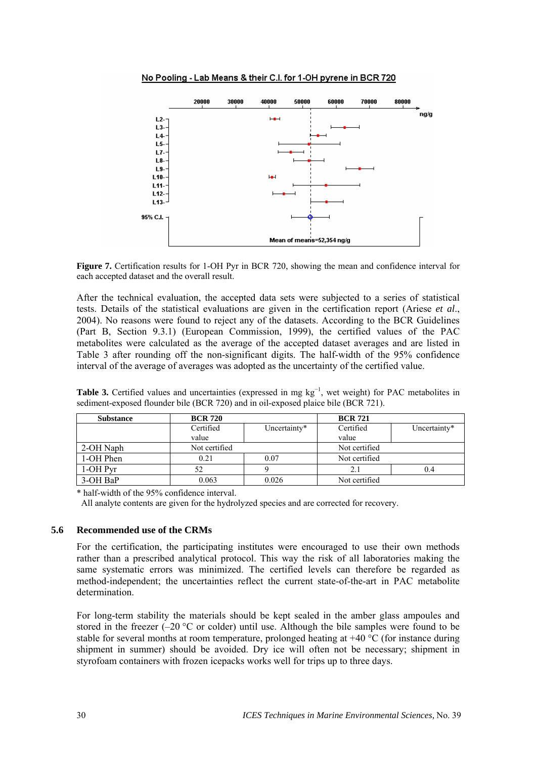**Figure 7.** Certification results for 1-OH Pyr in BCR 720, showing the mean and confidence interval for each accepted dataset and the overall result.

After the technical evaluation, the accepted data sets were subjected to a series of statistical tests. Details of the statistical evaluations are given in the certification report (Ariese *et al.*, 2004). No reasons were found to reject any of the datasets. According to the BCR Guidelines (Part B, Section 9.3.1) (European Commission, 1999), the certified values of the PAC metabolites were calculated as the average of the accepted dataset averages and are listed in Table 3 after rounding off the non-significant digits. The half-width of the 95% confidence interval of the average of averages was adopted as the uncertainty of the certified value.

**Table 3.** Certified values and uncertainties (expressed in mg $kg^{-1}$, wet weight) for PAC metabolites in sediment-exposed flounder bile (BCR 720) and in oil-exposed plaice bile (BCR 721).

| Substance | BCR 720 | | BCR 721 | |
|---|---|---|---|---|
| | Certified value | Uncertainty* | Certified value | Uncertainty* |
| 2-OH Naph | Not certified | | Not certified | |
| 1-OH Phen | 0.21 | 0.07 | Not certified | |
| 1-OH Pyr | 52 | 9 | 2.1 | 0.4 |
| 3-OH BaP | 0.063 | 0.026 | Not certified | |

\* half-width of the 95% confidence interval.
All analyte contents are given for the hydrolyzed species and are corrected for recovery.

## 5.6 Recommended use of the CRMs

For the certification, the participating institutes were encouraged to use their own methods rather than a prescribed analytical protocol. This way the risk of all laboratories making the same systematic errors was minimized. The certified levels can therefore be regarded as method-independent; the uncertainties reflect the current state-of-the-art in PAC metabolite determination.

For long-term stability the materials should be kept sealed in the amber glass ampoules and stored in the freezer (–20 °C or colder) until use. Although the bile samples were found to be stable for several months at room temperature, prolonged heating at +40 °C (for instance during shipment in summer) should be avoided. Dry ice will often not be necessary; shipment in styrofoam containers with frozen icepacks works well for trips up to three days.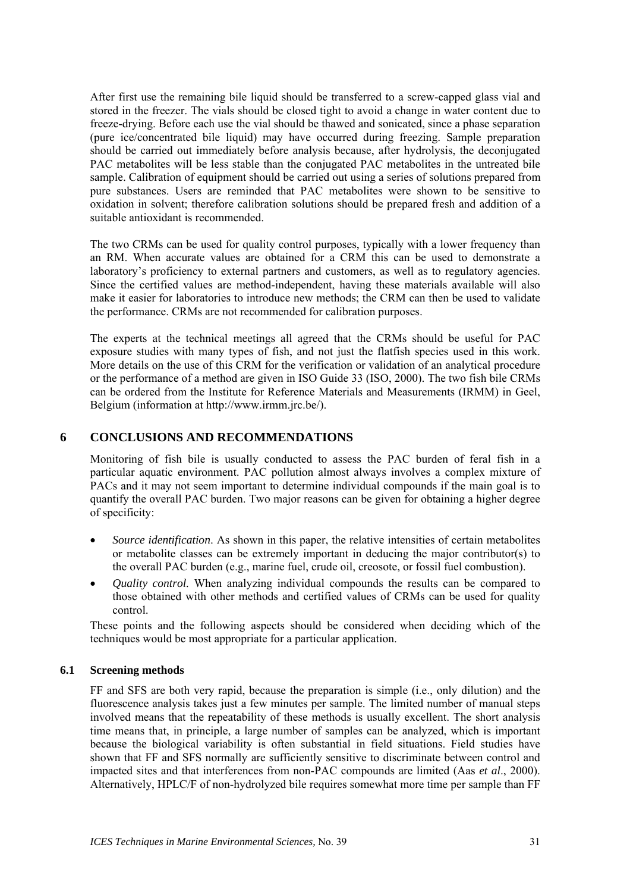After first use the remaining bile liquid should be transferred to a screw-capped glass vial and stored in the freezer. The vials should be closed tight to avoid a change in water content due to freeze-drying. Before each use the vial should be thawed and sonicated, since a phase separation (pure ice/concentrated bile liquid) may have occurred during freezing. Sample preparation should be carried out immediately before analysis because, after hydrolysis, the deconjugated PAC metabolites will be less stable than the conjugated PAC metabolites in the untreated bile sample. Calibration of equipment should be carried out using a series of solutions prepared from pure substances. Users are reminded that PAC metabolites were shown to be sensitive to oxidation in solvent; therefore calibration solutions should be prepared fresh and addition of a suitable antioxidant is recommended.

The two CRMs can be used for quality control purposes, typically with a lower frequency than an RM. When accurate values are obtained for a CRM this can be used to demonstrate a laboratory's proficiency to external partners and customers, as well as to regulatory agencies. Since the certified values are method-independent, having these materials available will also make it easier for laboratories to introduce new methods; the CRM can then be used to validate the performance. CRMs are not recommended for calibration purposes.

The experts at the technical meetings all agreed that the CRMs should be useful for PAC exposure studies with many types of fish, and not just the flatfish species used in this work. More details on the use of this CRM for the verification or validation of an analytical procedure or the performance of a method are given in ISO Guide 33 (ISO, 2000). The two fish bile CRMs can be ordered from the Institute for Reference Materials and Measurements (IRMM) in Geel, Belgium (information at http://www.irmm.jrc.be/).

## 6 CONCLUSIONS AND RECOMMENDATIONS

Monitoring of fish bile is usually conducted to assess the PAC burden of feral fish in a particular aquatic environment. PAC pollution almost always involves a complex mixture of PACs and it may not seem important to determine individual compounds if the main goal is to quantify the overall PAC burden. Two major reasons can be given for obtaining a higher degree of specificity:

- *Source identification*. As shown in this paper, the relative intensities of certain metabolites or metabolite classes can be extremely important in deducing the major contributor(s) to the overall PAC burden (e.g., marine fuel, crude oil, creosote, or fossil fuel combustion).
- *Quality control.* When analyzing individual compounds the results can be compared to those obtained with other methods and certified values of CRMs can be used for quality control.

These points and the following aspects should be considered when deciding which of the techniques would be most appropriate for a particular application.

### 6.1 Screening methods

FF and SFS are both very rapid, because the preparation is simple (i.e., only dilution) and the fluorescence analysis takes just a few minutes per sample. The limited number of manual steps involved means that the repeatability of these methods is usually excellent. The short analysis time means that, in principle, a large number of samples can be analyzed, which is important because the biological variability is often substantial in field situations. Field studies have shown that FF and SFS normally are sufficiently sensitive to discriminate between control and impacted sites and that interferences from non-PAC compounds are limited (Aas *et al*., 2000). Alternatively, HPLC/F of non-hydrolyzed bile requires somewhat more time per sample than FF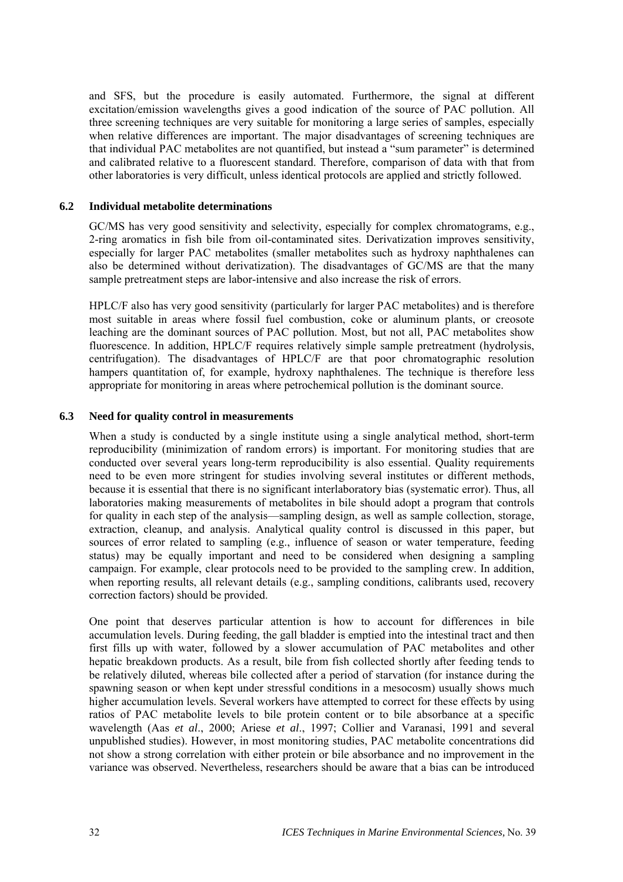and SFS, but the procedure is easily automated. Furthermore, the signal at different excitation/emission wavelengths gives a good indication of the source of PAC pollution. All three screening techniques are very suitable for monitoring a large series of samples, especially when relative differences are important. The major disadvantages of screening techniques are that individual PAC metabolites are not quantified, but instead a "sum parameter" is determined and calibrated relative to a fluorescent standard. Therefore, comparison of data with that from other laboratories is very difficult, unless identical protocols are applied and strictly followed.

### 6.2 Individual metabolite determinations

GC/MS has very good sensitivity and selectivity, especially for complex chromatograms, e.g., 2-ring aromatics in fish bile from oil-contaminated sites. Derivatization improves sensitivity, especially for larger PAC metabolites (smaller metabolites such as hydroxy naphthalenes can also be determined without derivatization). The disadvantages of GC/MS are that the many sample pretreatment steps are labor-intensive and also increase the risk of errors.

HPLC/F also has very good sensitivity (particularly for larger PAC metabolites) and is therefore most suitable in areas where fossil fuel combustion, coke or aluminum plants, or creosote leaching are the dominant sources of PAC pollution. Most, but not all, PAC metabolites show fluorescence. In addition, HPLC/F requires relatively simple sample pretreatment (hydrolysis, centrifugation). The disadvantages of HPLC/F are that poor chromatographic resolution hampers quantitation of, for example, hydroxy naphthalenes. The technique is therefore less appropriate for monitoring in areas where petrochemical pollution is the dominant source.

### 6.3 Need for quality control in measurements

When a study is conducted by a single institute using a single analytical method, short-term reproducibility (minimization of random errors) is important. For monitoring studies that are conducted over several years long-term reproducibility is also essential. Quality requirements need to be even more stringent for studies involving several institutes or different methods, because it is essential that there is no significant interlaboratory bias (systematic error). Thus, all laboratories making measurements of metabolites in bile should adopt a program that controls for quality in each step of the analysis—sampling design, as well as sample collection, storage, extraction, cleanup, and analysis. Analytical quality control is discussed in this paper, but sources of error related to sampling (e.g., influence of season or water temperature, feeding status) may be equally important and need to be considered when designing a sampling campaign. For example, clear protocols need to be provided to the sampling crew. In addition, when reporting results, all relevant details (e.g., sampling conditions, calibrants used, recovery correction factors) should be provided.

One point that deserves particular attention is how to account for differences in bile accumulation levels. During feeding, the gall bladder is emptied into the intestinal tract and then first fills up with water, followed by a slower accumulation of PAC metabolites and other hepatic breakdown products. As a result, bile from fish collected shortly after feeding tends to be relatively diluted, whereas bile collected after a period of starvation (for instance during the spawning season or when kept under stressful conditions in a mesocosm) usually shows much higher accumulation levels. Several workers have attempted to correct for these effects by using ratios of PAC metabolite levels to bile protein content or to bile absorbance at a specific wavelength (Aas *et al*., 2000; Ariese *et al*., 1997; Collier and Varanasi, 1991 and several unpublished studies). However, in most monitoring studies, PAC metabolite concentrations did not show a strong correlation with either protein or bile absorbance and no improvement in the variance was observed. Nevertheless, researchers should be aware that a bias can be introduced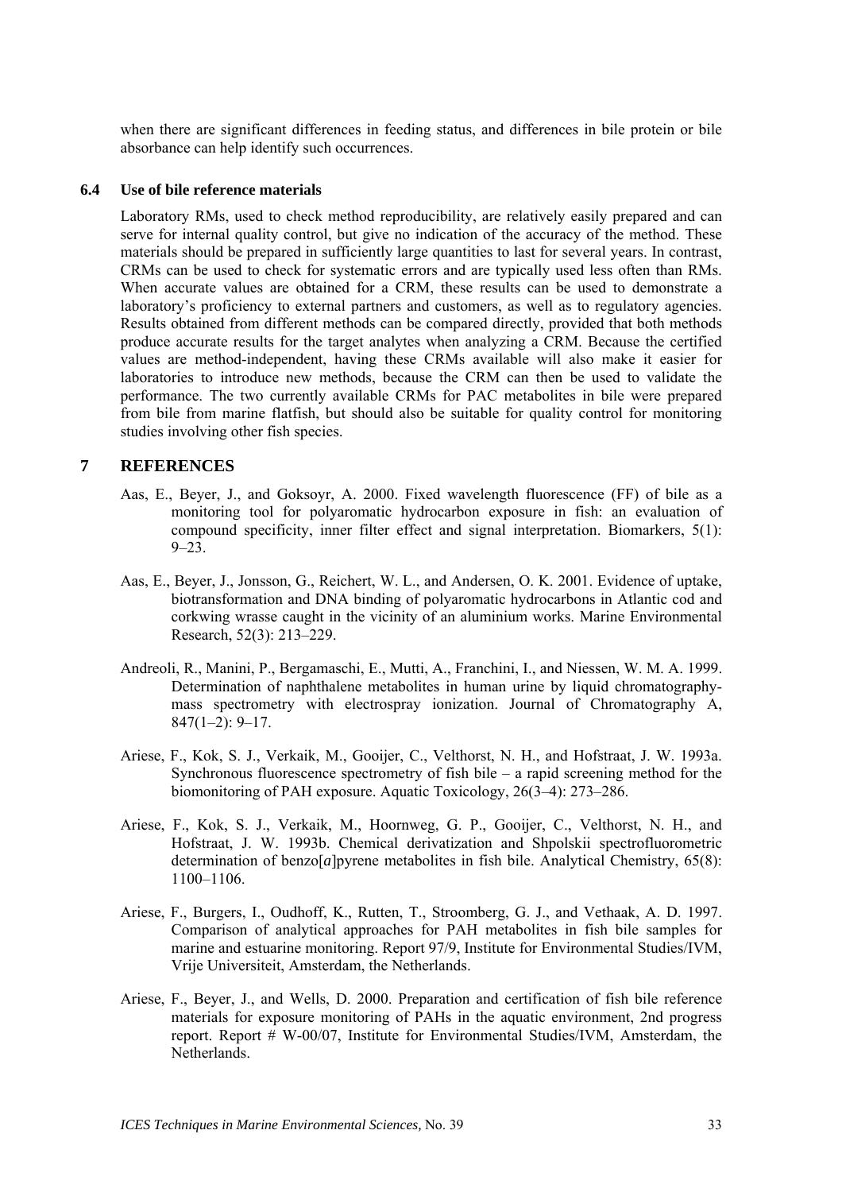when there are significant differences in feeding status, and differences in bile protein or bile absorbance can help identify such occurrences.

### 6.4 Use of bile reference materials

Laboratory RMs, used to check method reproducibility, are relatively easily prepared and can serve for internal quality control, but give no indication of the accuracy of the method. These materials should be prepared in sufficiently large quantities to last for several years. In contrast, CRMs can be used to check for systematic errors and are typically used less often than RMs. When accurate values are obtained for a CRM, these results can be used to demonstrate a laboratory's proficiency to external partners and customers, as well as to regulatory agencies. Results obtained from different methods can be compared directly, provided that both methods produce accurate results for the target analytes when analyzing a CRM. Because the certified values are method-independent, having these CRMs available will also make it easier for laboratories to introduce new methods, because the CRM can then be used to validate the performance. The two currently available CRMs for PAC metabolites in bile were prepared from bile from marine flatfish, but should also be suitable for quality control for monitoring studies involving other fish species.

## 7 REFERENCES

Aas, E., Beyer, J., and Goksoyr, A. 2000. Fixed wavelength fluorescence (FF) of bile as a monitoring tool for polyaromatic hydrocarbon exposure in fish: an evaluation of compound specificity, inner filter effect and signal interpretation. Biomarkers, 5(1): 9–23.

Aas, E., Beyer, J., Jonsson, G., Reichert, W. L., and Andersen, O. K. 2001. Evidence of uptake, biotransformation and DNA binding of polyaromatic hydrocarbons in Atlantic cod and corkwing wrasse caught in the vicinity of an aluminium works. Marine Environmental Research, 52(3): 213–229.

Andreoli, R., Manini, P., Bergamaschi, E., Mutti, A., Franchini, I., and Niessen, W. M. A. 1999. Determination of naphthalene metabolites in human urine by liquid chromatography-mass spectrometry with electrospray ionization. Journal of Chromatography A, 847(1–2): 9–17.

Ariese, F., Kok, S. J., Verkaik, M., Gooijer, C., Velthorst, N. H., and Hofstraat, J. W. 1993a. Synchronous fluorescence spectrometry of fish bile – a rapid screening method for the biomonitoring of PAH exposure. Aquatic Toxicology, 26(3–4): 273–286.

Ariese, F., Kok, S. J., Verkaik, M., Hoornweg, G. P., Gooijer, C., Velthorst, N. H., and Hofstraat, J. W. 1993b. Chemical derivatization and Shpolskii spectrofluorometric determination of benzo[*a*]pyrene metabolites in fish bile. Analytical Chemistry, 65(8): 1100–1106.

Ariese, F., Burgers, I., Oudhoff, K., Rutten, T., Stroomberg, G. J., and Vethaak, A. D. 1997. Comparison of analytical approaches for PAH metabolites in fish bile samples for marine and estuarine monitoring. Report 97/9, Institute for Environmental Studies/IVM, Vrije Universiteit, Amsterdam, the Netherlands.

Ariese, F., Beyer, J., and Wells, D. 2000. Preparation and certification of fish bile reference materials for exposure monitoring of PAHs in the aquatic environment, 2nd progress report. Report # W-00/07, Institute for Environmental Studies/IVM, Amsterdam, the Netherlands.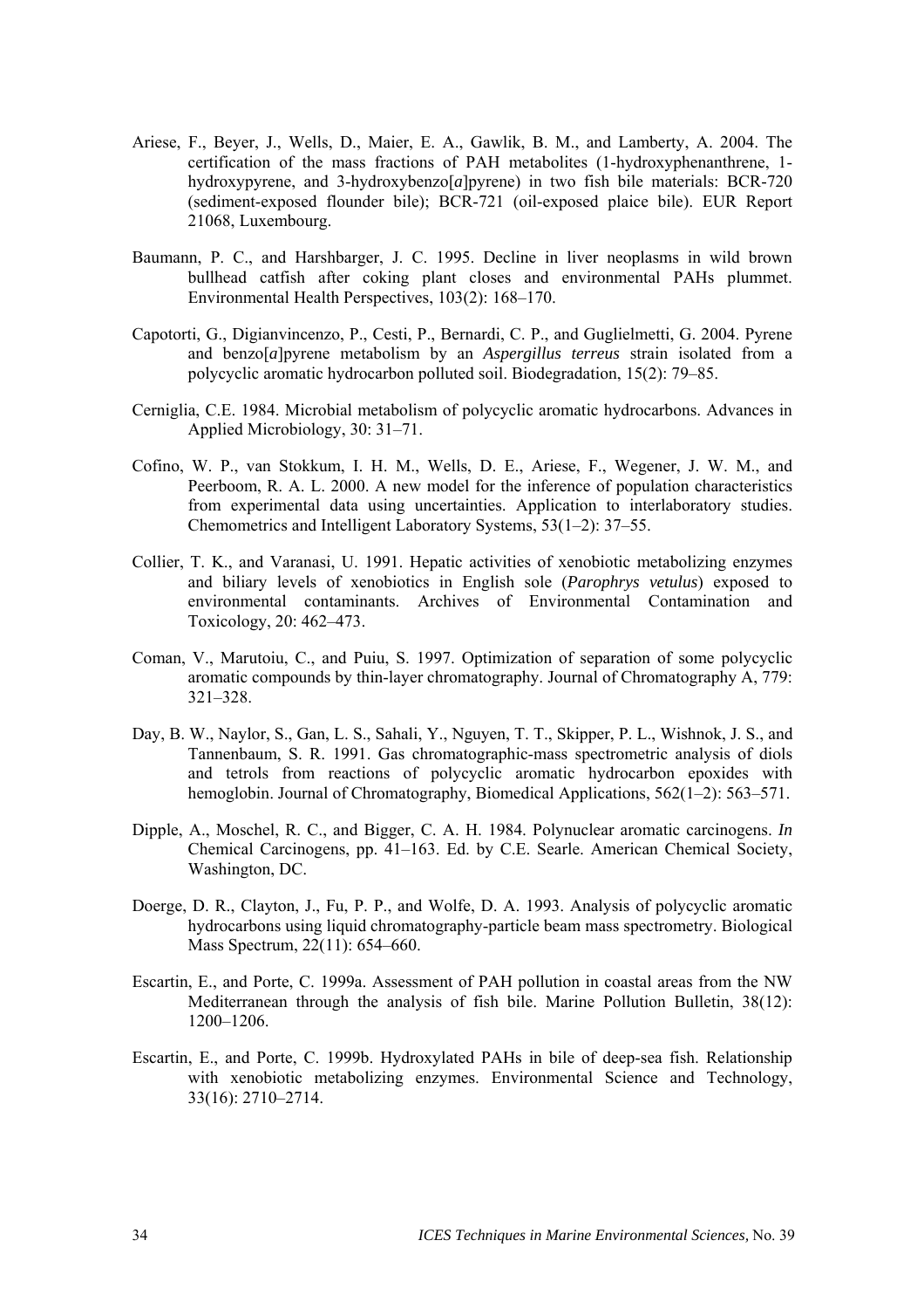Ariese, F., Beyer, J., Wells, D., Maier, E. A., Gawlik, B. M., and Lamberty, A. 2004. The certification of the mass fractions of PAH metabolites (1-hydroxyphenanthrene, 1-hydroxypyrene, and 3-hydroxybenzo[*a*]pyrene) in two fish bile materials: BCR-720 (sediment-exposed flounder bile); BCR-721 (oil-exposed plaice bile). EUR Report 21068, Luxembourg.

Baumann, P. C., and Harshbarger, J. C. 1995. Decline in liver neoplasms in wild brown bullhead catfish after coking plant closes and environmental PAHs plummet. Environmental Health Perspectives, 103(2): 168–170.

Capotorti, G., Digianvincenzo, P., Cesti, P., Bernardi, C. P., and Guglielmetti, G. 2004. Pyrene and benzo[*a*]pyrene metabolism by an *Aspergillus terreus* strain isolated from a polycyclic aromatic hydrocarbon polluted soil. Biodegradation, 15(2): 79–85.

Cerniglia, C.E. 1984. Microbial metabolism of polycyclic aromatic hydrocarbons. Advances in Applied Microbiology, 30: 31–71.

Cofino, W. P., van Stokkum, I. H. M., Wells, D. E., Ariese, F., Wegener, J. W. M., and Peerboom, R. A. L. 2000. A new model for the inference of population characteristics from experimental data using uncertainties. Application to interlaboratory studies. Chemometrics and Intelligent Laboratory Systems, 53(1–2): 37–55.

Collier, T. K., and Varanasi, U. 1991. Hepatic activities of xenobiotic metabolizing enzymes and biliary levels of xenobiotics in English sole (*Parophrys vetulus*) exposed to environmental contaminants. Archives of Environmental Contamination and Toxicology, 20: 462–473.

Coman, V., Marutoiu, C., and Puiu, S. 1997. Optimization of separation of some polycyclic aromatic compounds by thin-layer chromatography. Journal of Chromatography A, 779: 321–328.

Day, B. W., Naylor, S., Gan, L. S., Sahali, Y., Nguyen, T. T., Skipper, P. L., Wishnok, J. S., and Tannenbaum, S. R. 1991. Gas chromatographic-mass spectrometric analysis of diols and tetrols from reactions of polycyclic aromatic hydrocarbon epoxides with hemoglobin. Journal of Chromatography, Biomedical Applications, 562(1–2): 563–571.

Dipple, A., Moschel, R. C., and Bigger, C. A. H. 1984. Polynuclear aromatic carcinogens. *In* Chemical Carcinogens, pp. 41–163. Ed. by C.E. Searle. American Chemical Society, Washington, DC.

Doerge, D. R., Clayton, J., Fu, P. P., and Wolfe, D. A. 1993. Analysis of polycyclic aromatic hydrocarbons using liquid chromatography-particle beam mass spectrometry. Biological Mass Spectrum, 22(11): 654–660.

Escartin, E., and Porte, C. 1999a. Assessment of PAH pollution in coastal areas from the NW Mediterranean through the analysis of fish bile. Marine Pollution Bulletin, 38(12): 1200–1206.

Escartin, E., and Porte, C. 1999b. Hydroxylated PAHs in bile of deep-sea fish. Relationship with xenobiotic metabolizing enzymes. Environmental Science and Technology, 33(16): 2710–2714.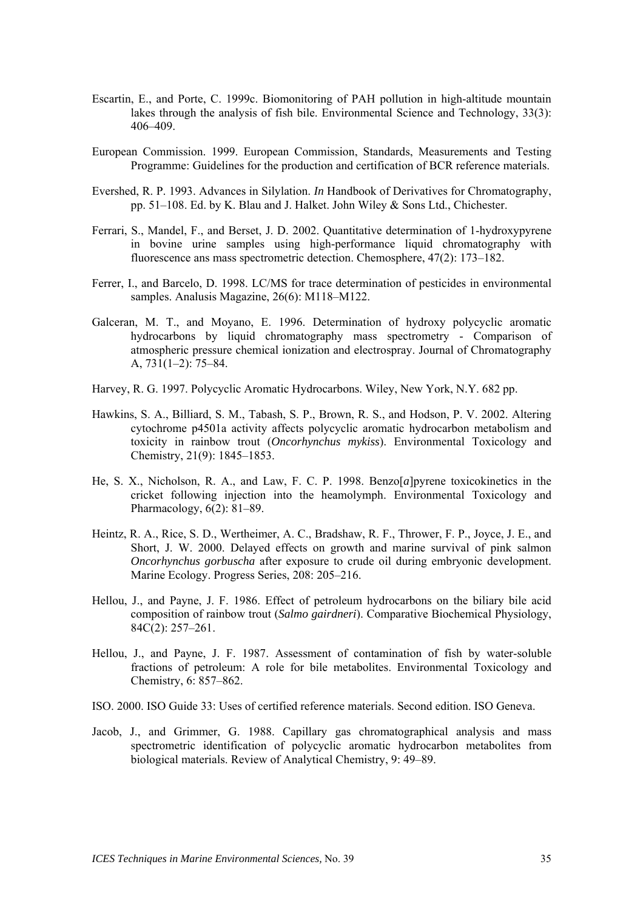Escartin, E., and Porte, C. 1999c. Biomonitoring of PAH pollution in high-altitude mountain lakes through the analysis of fish bile. Environmental Science and Technology, 33(3): 406–409.

European Commission. 1999. European Commission, Standards, Measurements and Testing Programme: Guidelines for the production and certification of BCR reference materials.

Evershed, R. P. 1993. Advances in Silylation. *In* Handbook of Derivatives for Chromatography, pp. 51–108. Ed. by K. Blau and J. Halket. John Wiley & Sons Ltd., Chichester.

Ferrari, S., Mandel, F., and Berset, J. D. 2002. Quantitative determination of 1-hydroxypyrene in bovine urine samples using high-performance liquid chromatography with fluorescence ans mass spectrometric detection. Chemosphere, 47(2): 173–182.

Ferrer, I., and Barcelo, D. 1998. LC/MS for trace determination of pesticides in environmental samples. Analusis Magazine, 26(6): M118–M122.

Galceran, M. T., and Moyano, E. 1996. Determination of hydroxy polycyclic aromatic hydrocarbons by liquid chromatography mass spectrometry - Comparison of atmospheric pressure chemical ionization and electrospray. Journal of Chromatography A, 731(1–2): 75–84.

Harvey, R. G. 1997. Polycyclic Aromatic Hydrocarbons. Wiley, New York, N.Y. 682 pp.

Hawkins, S. A., Billiard, S. M., Tabash, S. P., Brown, R. S., and Hodson, P. V. 2002. Altering cytochrome p4501a activity affects polycyclic aromatic hydrocarbon metabolism and toxicity in rainbow trout (*Oncorhynchus mykiss*). Environmental Toxicology and Chemistry, 21(9): 1845–1853.

He, S. X., Nicholson, R. A., and Law, F. C. P. 1998. Benzo[*a*]pyrene toxicokinetics in the cricket following injection into the heamolymph. Environmental Toxicology and Pharmacology, 6(2): 81–89.

Heintz, R. A., Rice, S. D., Wertheimer, A. C., Bradshaw, R. F., Thrower, F. P., Joyce, J. E., and Short, J. W. 2000. Delayed effects on growth and marine survival of pink salmon *Oncorhynchus gorbuscha* after exposure to crude oil during embryonic development. Marine Ecology. Progress Series, 208: 205–216.

Hellou, J., and Payne, J. F. 1986. Effect of petroleum hydrocarbons on the biliary bile acid composition of rainbow trout (*Salmo gairdneri*). Comparative Biochemical Physiology, 84C(2): 257–261.

Hellou, J., and Payne, J. F. 1987. Assessment of contamination of fish by water-soluble fractions of petroleum: A role for bile metabolites. Environmental Toxicology and Chemistry, 6: 857–862.

ISO. 2000. ISO Guide 33: Uses of certified reference materials. Second edition. ISO Geneva.

Jacob, J., and Grimmer, G. 1988. Capillary gas chromatographical analysis and mass spectrometric identification of polycyclic aromatic hydrocarbon metabolites from biological materials. Review of Analytical Chemistry, 9: 49–89.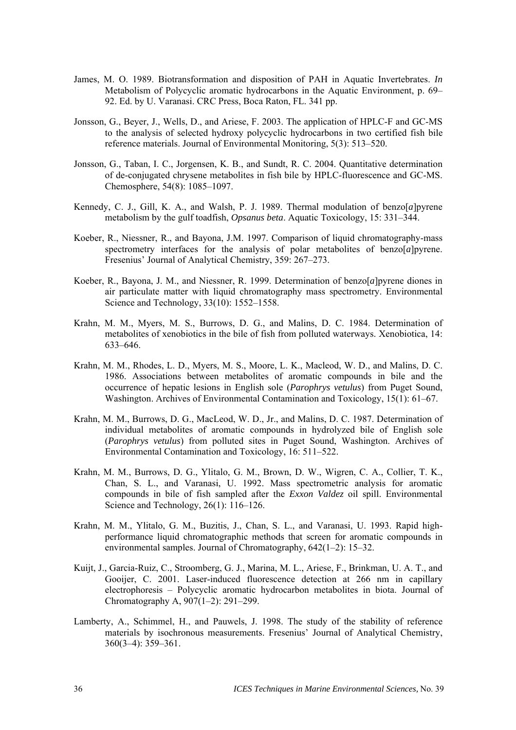James, M. O. 1989. Biotransformation and disposition of PAH in Aquatic Invertebrates. *In* Metabolism of Polycyclic aromatic hydrocarbons in the Aquatic Environment, p. 69–92. Ed. by U. Varanasi. CRC Press, Boca Raton, FL. 341 pp.

Jonsson, G., Beyer, J., Wells, D., and Ariese, F. 2003. The application of HPLC-F and GC-MS to the analysis of selected hydroxy polycyclic hydrocarbons in two certified fish bile reference materials. Journal of Environmental Monitoring, 5(3): 513–520.

Jonsson, G., Taban, I. C., Jorgensen, K. B., and Sundt, R. C. 2004. Quantitative determination of de-conjugated chrysene metabolites in fish bile by HPLC-fluorescence and GC-MS. Chemosphere, 54(8): 1085–1097.

Kennedy, C. J., Gill, K. A., and Walsh, P. J. 1989. Thermal modulation of benzo[*a*]pyrene metabolism by the gulf toadfish, *Opsanus beta*. Aquatic Toxicology, 15: 331–344.

Koeber, R., Niessner, R., and Bayona, J.M. 1997. Comparison of liquid chromatography-mass spectrometry interfaces for the analysis of polar metabolites of benzo[*a*]pyrene. Fresenius' Journal of Analytical Chemistry, 359: 267–273.

Koeber, R., Bayona, J. M., and Niessner, R. 1999. Determination of benzo[*a*]pyrene diones in air particulate matter with liquid chromatography mass spectrometry. Environmental Science and Technology, 33(10): 1552–1558.

Krahn, M. M., Myers, M. S., Burrows, D. G., and Malins, D. C. 1984. Determination of metabolites of xenobiotics in the bile of fish from polluted waterways. Xenobiotica, 14: 633–646.

Krahn, M. M., Rhodes, L. D., Myers, M. S., Moore, L. K., Macleod, W. D., and Malins, D. C. 1986. Associations between metabolites of aromatic compounds in bile and the occurrence of hepatic lesions in English sole (*Parophrys vetulus*) from Puget Sound, Washington. Archives of Environmental Contamination and Toxicology, 15(1): 61–67.

Krahn, M. M., Burrows, D. G., MacLeod, W. D., Jr., and Malins, D. C. 1987. Determination of individual metabolites of aromatic compounds in hydrolyzed bile of English sole (*Parophrys vetulus*) from polluted sites in Puget Sound, Washington. Archives of Environmental Contamination and Toxicology, 16: 511–522.

Krahn, M. M., Burrows, D. G., Ylitalo, G. M., Brown, D. W., Wigren, C. A., Collier, T. K., Chan, S. L., and Varanasi, U. 1992. Mass spectrometric analysis for aromatic compounds in bile of fish sampled after the *Exxon Valdez* oil spill. Environmental Science and Technology, 26(1): 116–126.

Krahn, M. M., Ylitalo, G. M., Buzitis, J., Chan, S. L., and Varanasi, U. 1993. Rapid high-performance liquid chromatographic methods that screen for aromatic compounds in environmental samples. Journal of Chromatography, 642(1–2): 15–32.

Kuijt, J., Garcia-Ruiz, C., Stroomberg, G. J., Marina, M. L., Ariese, F., Brinkman, U. A. T., and Gooijer, C. 2001. Laser-induced fluorescence detection at 266 nm in capillary electrophoresis – Polycyclic aromatic hydrocarbon metabolites in biota. Journal of Chromatography A, 907(1–2): 291–299.

Lamberty, A., Schimmel, H., and Pauwels, J. 1998. The study of the stability of reference materials by isochronous measurements. Fresenius' Journal of Analytical Chemistry, 360(3–4): 359–361.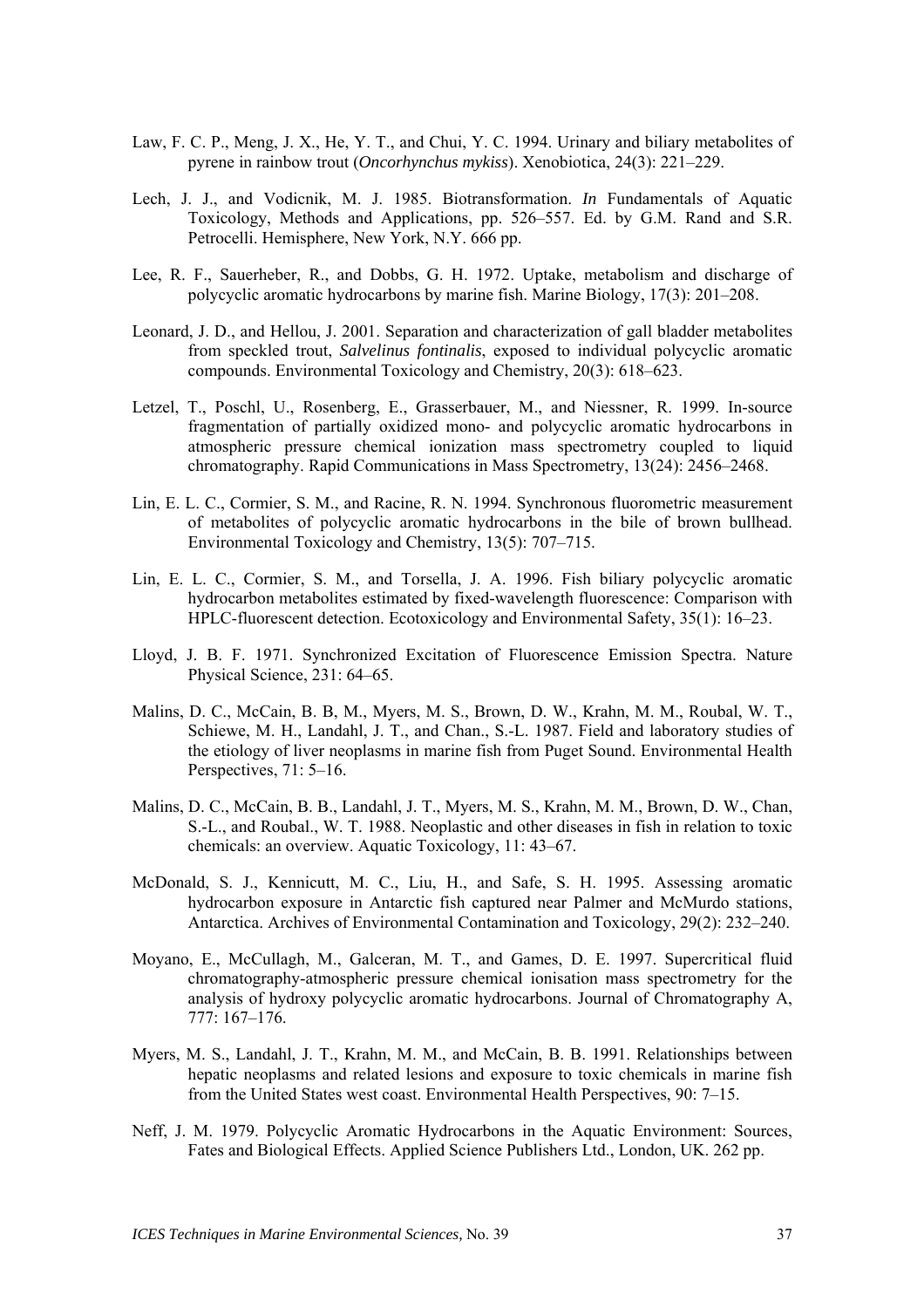Law, F. C. P., Meng, J. X., He, Y. T., and Chui, Y. C. 1994. Urinary and biliary metabolites of pyrene in rainbow trout (*Oncorhynchus mykiss*). Xenobiotica, 24(3): 221–229.

Lech, J. J., and Vodicnik, M. J. 1985. Biotransformation. *In* Fundamentals of Aquatic Toxicology, Methods and Applications, pp. 526–557. Ed. by G.M. Rand and S.R. Petrocelli. Hemisphere, New York, N.Y. 666 pp.

Lee, R. F., Sauerheber, R., and Dobbs, G. H. 1972. Uptake, metabolism and discharge of polycyclic aromatic hydrocarbons by marine fish. Marine Biology, 17(3): 201–208.

Leonard, J. D., and Hellou, J. 2001. Separation and characterization of gall bladder metabolites from speckled trout, *Salvelinus fontinalis*, exposed to individual polycyclic aromatic compounds. Environmental Toxicology and Chemistry, 20(3): 618–623.

Letzel, T., Poschl, U., Rosenberg, E., Grasserbauer, M., and Niessner, R. 1999. In-source fragmentation of partially oxidized mono- and polycyclic aromatic hydrocarbons in atmospheric pressure chemical ionization mass spectrometry coupled to liquid chromatography. Rapid Communications in Mass Spectrometry, 13(24): 2456–2468.

Lin, E. L. C., Cormier, S. M., and Racine, R. N. 1994. Synchronous fluorometric measurement of metabolites of polycyclic aromatic hydrocarbons in the bile of brown bullhead. Environmental Toxicology and Chemistry, 13(5): 707–715.

Lin, E. L. C., Cormier, S. M., and Torsella, J. A. 1996. Fish biliary polycyclic aromatic hydrocarbon metabolites estimated by fixed-wavelength fluorescence: Comparison with HPLC-fluorescent detection. Ecotoxicology and Environmental Safety, 35(1): 16–23.

Lloyd, J. B. F. 1971. Synchronized Excitation of Fluorescence Emission Spectra. Nature Physical Science, 231: 64–65.

Malins, D. C., McCain, B. B, M., Myers, M. S., Brown, D. W., Krahn, M. M., Roubal, W. T., Schiewe, M. H., Landahl, J. T., and Chan., S.-L. 1987. Field and laboratory studies of the etiology of liver neoplasms in marine fish from Puget Sound. Environmental Health Perspectives, 71: 5–16.

Malins, D. C., McCain, B. B., Landahl, J. T., Myers, M. S., Krahn, M. M., Brown, D. W., Chan, S.-L., and Roubal., W. T. 1988. Neoplastic and other diseases in fish in relation to toxic chemicals: an overview. Aquatic Toxicology, 11: 43–67.

McDonald, S. J., Kennicutt, M. C., Liu, H., and Safe, S. H. 1995. Assessing aromatic hydrocarbon exposure in Antarctic fish captured near Palmer and McMurdo stations, Antarctica. Archives of Environmental Contamination and Toxicology, 29(2): 232–240.

Moyano, E., McCullagh, M., Galceran, M. T., and Games, D. E. 1997. Supercritical fluid chromatography-atmospheric pressure chemical ionisation mass spectrometry for the analysis of hydroxy polycyclic aromatic hydrocarbons. Journal of Chromatography A, 777: 167–176.

Myers, M. S., Landahl, J. T., Krahn, M. M., and McCain, B. B. 1991. Relationships between hepatic neoplasms and related lesions and exposure to toxic chemicals in marine fish from the United States west coast. Environmental Health Perspectives, 90: 7–15.

Neff, J. M. 1979. Polycyclic Aromatic Hydrocarbons in the Aquatic Environment: Sources, Fates and Biological Effects. Applied Science Publishers Ltd., London, UK. 262 pp.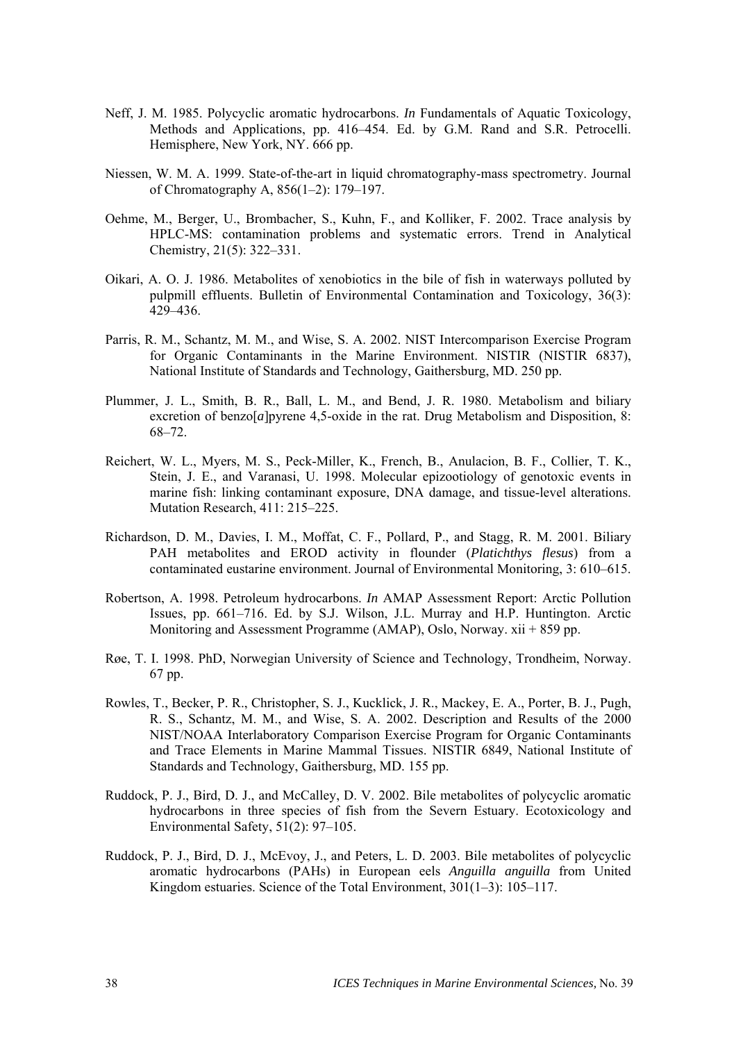Neff, J. M. 1985. Polycyclic aromatic hydrocarbons. *In* Fundamentals of Aquatic Toxicology, Methods and Applications, pp. 416–454. Ed. by G.M. Rand and S.R. Petrocelli. Hemisphere, New York, NY. 666 pp.

Niessen, W. M. A. 1999. State-of-the-art in liquid chromatography-mass spectrometry. Journal of Chromatography A, 856(1–2): 179–197.

Oehme, M., Berger, U., Brombacher, S., Kuhn, F., and Kolliker, F. 2002. Trace analysis by HPLC-MS: contamination problems and systematic errors. Trend in Analytical Chemistry, 21(5): 322–331.

Oikari, A. O. J. 1986. Metabolites of xenobiotics in the bile of fish in waterways polluted by pulpmill effluents. Bulletin of Environmental Contamination and Toxicology, 36(3): 429–436.

Parris, R. M., Schantz, M. M., and Wise, S. A. 2002. NIST Intercomparison Exercise Program for Organic Contaminants in the Marine Environment. NISTIR (NISTIR 6837), National Institute of Standards and Technology, Gaithersburg, MD. 250 pp.

Plummer, J. L., Smith, B. R., Ball, L. M., and Bend, J. R. 1980. Metabolism and biliary excretion of benzo[*a*]pyrene 4,5-oxide in the rat. Drug Metabolism and Disposition, 8: 68–72.

Reichert, W. L., Myers, M. S., Peck-Miller, K., French, B., Anulacion, B. F., Collier, T. K., Stein, J. E., and Varanasi, U. 1998. Molecular epizootiology of genotoxic events in marine fish: linking contaminant exposure, DNA damage, and tissue-level alterations. Mutation Research, 411: 215–225.

Richardson, D. M., Davies, I. M., Moffat, C. F., Pollard, P., and Stagg, R. M. 2001. Biliary PAH metabolites and EROD activity in flounder (*Platichthys flesus*) from a contaminated eustarine environment. Journal of Environmental Monitoring, 3: 610–615.

Robertson, A. 1998. Petroleum hydrocarbons. *In* AMAP Assessment Report: Arctic Pollution Issues, pp. 661–716. Ed. by S.J. Wilson, J.L. Murray and H.P. Huntington. Arctic Monitoring and Assessment Programme (AMAP), Oslo, Norway. xii + 859 pp.

Røe, T. I. 1998. PhD, Norwegian University of Science and Technology, Trondheim, Norway. 67 pp.

Rowles, T., Becker, P. R., Christopher, S. J., Kucklick, J. R., Mackey, E. A., Porter, B. J., Pugh, R. S., Schantz, M. M., and Wise, S. A. 2002. Description and Results of the 2000 NIST/NOAA Interlaboratory Comparison Exercise Program for Organic Contaminants and Trace Elements in Marine Mammal Tissues. NISTIR 6849, National Institute of Standards and Technology, Gaithersburg, MD. 155 pp.

Ruddock, P. J., Bird, D. J., and McCalley, D. V. 2002. Bile metabolites of polycyclic aromatic hydrocarbons in three species of fish from the Severn Estuary. Ecotoxicology and Environmental Safety, 51(2): 97–105.

Ruddock, P. J., Bird, D. J., McEvoy, J., and Peters, L. D. 2003. Bile metabolites of polycyclic aromatic hydrocarbons (PAHs) in European eels *Anguilla anguilla* from United Kingdom estuaries. Science of the Total Environment, 301(1–3): 105–117.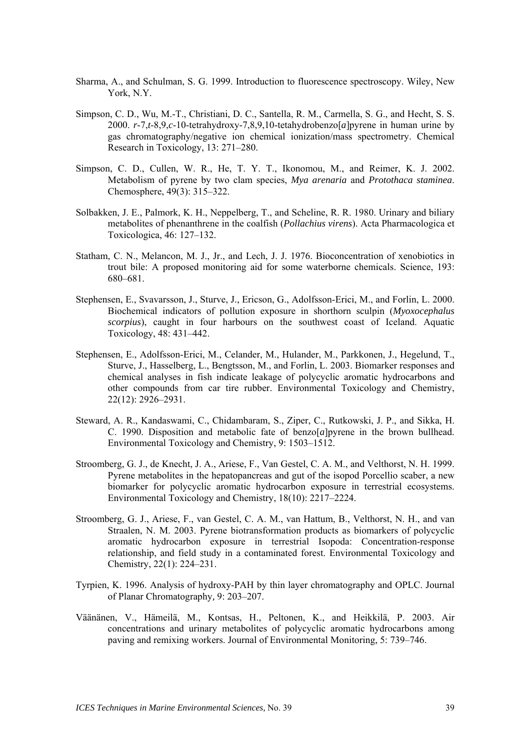Sharma, A., and Schulman, S. G. 1999. Introduction to fluorescence spectroscopy. Wiley, New York, N.Y.

Simpson, C. D., Wu, M.-T., Christiani, D. C., Santella, R. M., Carmella, S. G., and Hecht, S. S. 2000. *r*-7,*t*-8,9,*c*-10-tetrahydroxy-7,8,9,10-tetahydrobenzo[*a*]pyrene in human urine by gas chromatography/negative ion chemical ionization/mass spectrometry. Chemical Research in Toxicology, 13: 271–280.

Simpson, C. D., Cullen, W. R., He, T. Y. T., Ikonomou, M., and Reimer, K. J. 2002. Metabolism of pyrene by two clam species, *Mya arenaria* and *Protothaca staminea*. Chemosphere, 49(3): 315–322.

Solbakken, J. E., Palmork, K. H., Neppelberg, T., and Scheline, R. R. 1980. Urinary and biliary metabolites of phenanthrene in the coalfish (*Pollachius virens*). Acta Pharmacologica et Toxicologica, 46: 127–132.

Statham, C. N., Melancon, M. J., Jr., and Lech, J. J. 1976. Bioconcentration of xenobiotics in trout bile: A proposed monitoring aid for some waterborne chemicals. Science, 193: 680–681.

Stephensen, E., Svavarsson, J., Sturve, J., Ericson, G., Adolfsson-Erici, M., and Forlin, L. 2000. Biochemical indicators of pollution exposure in shorthorn sculpin (*Myoxocephalus scorpius*), caught in four harbours on the southwest coast of Iceland. Aquatic Toxicology, 48: 431–442.

Stephensen, E., Adolfsson-Erici, M., Celander, M., Hulander, M., Parkkonen, J., Hegelund, T., Sturve, J., Hasselberg, L., Bengtsson, M., and Forlin, L. 2003. Biomarker responses and chemical analyses in fish indicate leakage of polycyclic aromatic hydrocarbons and other compounds from car tire rubber. Environmental Toxicology and Chemistry, 22(12): 2926–2931.

Steward, A. R., Kandaswami, C., Chidambaram, S., Ziper, C., Rutkowski, J. P., and Sikka, H. C. 1990. Disposition and metabolic fate of benzo[*a*]pyrene in the brown bullhead. Environmental Toxicology and Chemistry, 9: 1503–1512.

Stroomberg, G. J., de Knecht, J. A., Ariese, F., Van Gestel, C. A. M., and Velthorst, N. H. 1999. Pyrene metabolites in the hepatopancreas and gut of the isopod Porcellio scaber, a new biomarker for polycyclic aromatic hydrocarbon exposure in terrestrial ecosystems. Environmental Toxicology and Chemistry, 18(10): 2217–2224.

Stroomberg, G. J., Ariese, F., van Gestel, C. A. M., van Hattum, B., Velthorst, N. H., and van Straalen, N. M. 2003. Pyrene biotransformation products as biomarkers of polycyclic aromatic hydrocarbon exposure in terrestrial Isopoda: Concentration-response relationship, and field study in a contaminated forest. Environmental Toxicology and Chemistry, 22(1): 224–231.

Tyrpien, K. 1996. Analysis of hydroxy-PAH by thin layer chromatography and OPLC. Journal of Planar Chromatography, 9: 203–207.

Väänänen, V., Hämeilä, M., Kontsas, H., Peltonen, K., and Heikkilä, P. 2003. Air concentrations and urinary metabolites of polycyclic aromatic hydrocarbons among paving and remixing workers. Journal of Environmental Monitoring, 5: 739–746.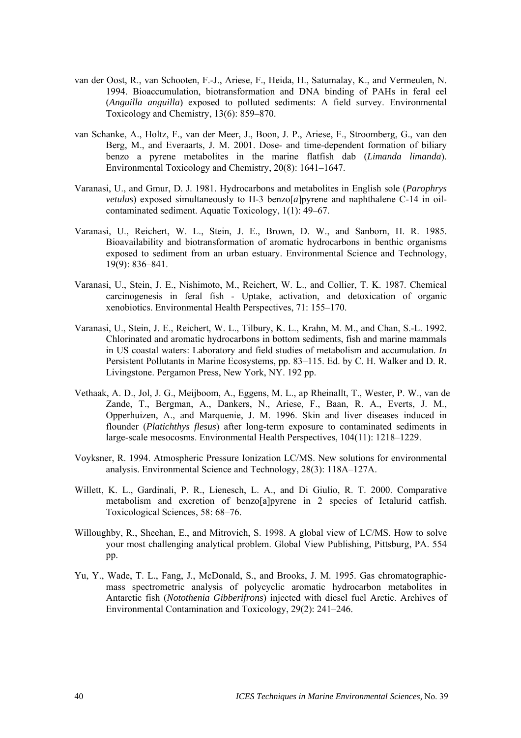van der Oost, R., van Schooten, F.-J., Ariese, F., Heida, H., Satumalay, K., and Vermeulen, N. 1994. Bioaccumulation, biotransformation and DNA binding of PAHs in feral eel (*Anguilla anguilla*) exposed to polluted sediments: A field survey. Environmental Toxicology and Chemistry, 13(6): 859–870.

van Schanke, A., Holtz, F., van der Meer, J., Boon, J. P., Ariese, F., Stroomberg, G., van den Berg, M., and Everaarts, J. M. 2001. Dose- and time-dependent formation of biliary benzo a pyrene metabolites in the marine flatfish dab (*Limanda limanda*). Environmental Toxicology and Chemistry, 20(8): 1641–1647.

Varanasi, U., and Gmur, D. J. 1981. Hydrocarbons and metabolites in English sole (*Parophrys vetulus*) exposed simultaneously to H-3 benzo[*a*]pyrene and naphthalene C-14 in oil-contaminated sediment. Aquatic Toxicology, 1(1): 49–67.

Varanasi, U., Reichert, W. L., Stein, J. E., Brown, D. W., and Sanborn, H. R. 1985. Bioavailability and biotransformation of aromatic hydrocarbons in benthic organisms exposed to sediment from an urban estuary. Environmental Science and Technology, 19(9): 836–841.

Varanasi, U., Stein, J. E., Nishimoto, M., Reichert, W. L., and Collier, T. K. 1987. Chemical carcinogenesis in feral fish - Uptake, activation, and detoxication of organic xenobiotics. Environmental Health Perspectives, 71: 155–170.

Varanasi, U., Stein, J. E., Reichert, W. L., Tilbury, K. L., Krahn, M. M., and Chan, S.-L. 1992. Chlorinated and aromatic hydrocarbons in bottom sediments, fish and marine mammals in US coastal waters: Laboratory and field studies of metabolism and accumulation. *In* Persistent Pollutants in Marine Ecosystems, pp. 83–115. Ed. by C. H. Walker and D. R. Livingstone. Pergamon Press, New York, NY. 192 pp.

Vethaak, A. D., Jol, J. G., Meijboom, A., Eggens, M. L., ap Rheinallt, T., Wester, P. W., van de Zande, T., Bergman, A., Dankers, N., Ariese, F., Baan, R. A., Everts, J. M., Opperhuizen, A., and Marquenie, J. M. 1996. Skin and liver diseases induced in flounder (*Platichthys flesus*) after long-term exposure to contaminated sediments in large-scale mesocosms. Environmental Health Perspectives, 104(11): 1218–1229.

Voyksner, R. 1994. Atmospheric Pressure Ionization LC/MS. New solutions for environmental analysis. Environmental Science and Technology, 28(3): 118A–127A.

Willett, K. L., Gardinali, P. R., Lienesch, L. A., and Di Giulio, R. T. 2000. Comparative metabolism and excretion of benzo[a]pyrene in 2 species of Ictalurid catfish. Toxicological Sciences, 58: 68–76.

Willoughby, R., Sheehan, E., and Mitrovich, S. 1998. A global view of LC/MS. How to solve your most challenging analytical problem. Global View Publishing, Pittsburg, PA. 554 pp.

Yu, Y., Wade, T. L., Fang, J., McDonald, S., and Brooks, J. M. 1995. Gas chromatographic-mass spectrometric analysis of polycyclic aromatic hydrocarbon metabolites in Antarctic fish (*Notothenia Gibberifrons*) injected with diesel fuel Arctic. Archives of Environmental Contamination and Toxicology, 29(2): 241–246.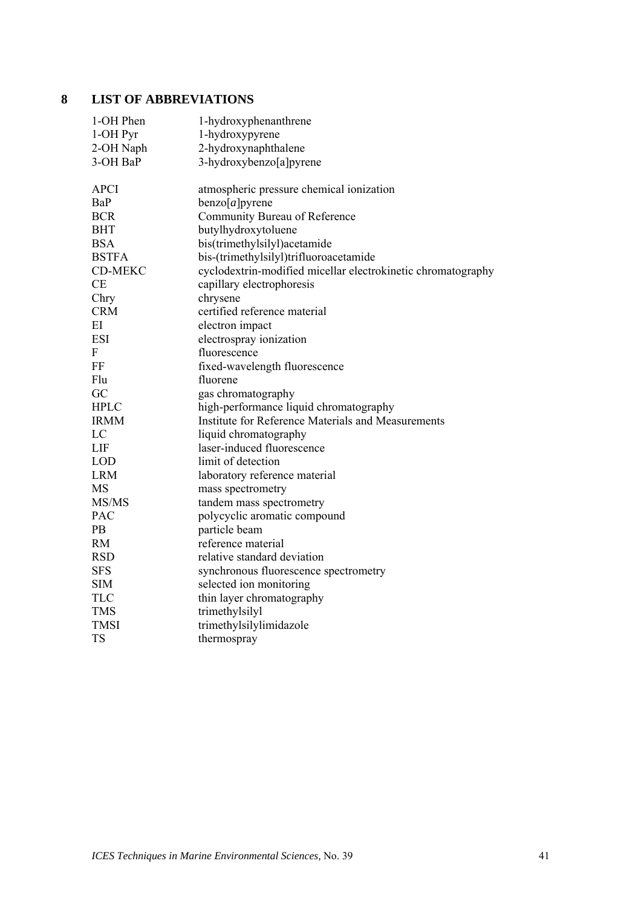# 8 LIST OF ABBREVIATIONS

| | |
|---|---|
| 1-OH Phen | 1-hydroxyphenanthrene |
| 1-OH Pyr | 1-hydroxypyrene |
| 2-OH Naph | 2-hydroxynaphthalene |
| 3-OH BaP | 3-hydroxybenzo[a]pyrene |
| | |
| APCI | atmospheric pressure chemical ionization |
| BaP | benzo[*a*]pyrene |
| BCR | Community Bureau of Reference |
| BHT | butylhydroxytoluene |
| BSA | bis(trimethylsilyl)acetamide |
| BSTFA | bis-(trimethylsilyl)trifluoroacetamide |
| CD-MEKC | cyclodextrin-modified micellar electrokinetic chromatography |
| CE | capillary electrophoresis |
| Chry | chrysene |
| CRM | certified reference material |
| EI | electron impact |
| ESI | electrospray ionization |
| F | fluorescence |
| FF | fixed-wavelength fluorescence |
| Flu | fluorene |
| GC | gas chromatography |
| HPLC | high-performance liquid chromatography |
| IRMM | Institute for Reference Materials and Measurements |
| LC | liquid chromatography |
| LIF | laser-induced fluorescence |
| LOD | limit of detection |
| LRM | laboratory reference material |
| MS | mass spectrometry |
| MS/MS | tandem mass spectrometry |
| PAC | polycyclic aromatic compound |
| PB | particle beam |
| RM | reference material |
| RSD | relative standard deviation |
| SFS | synchronous fluorescence spectrometry |
| SIM | selected ion monitoring |
| TLC | thin layer chromatography |
| TMS | trimethylsilyl |
| TMSI | trimethylsilylimidazole |
| TS | thermospray |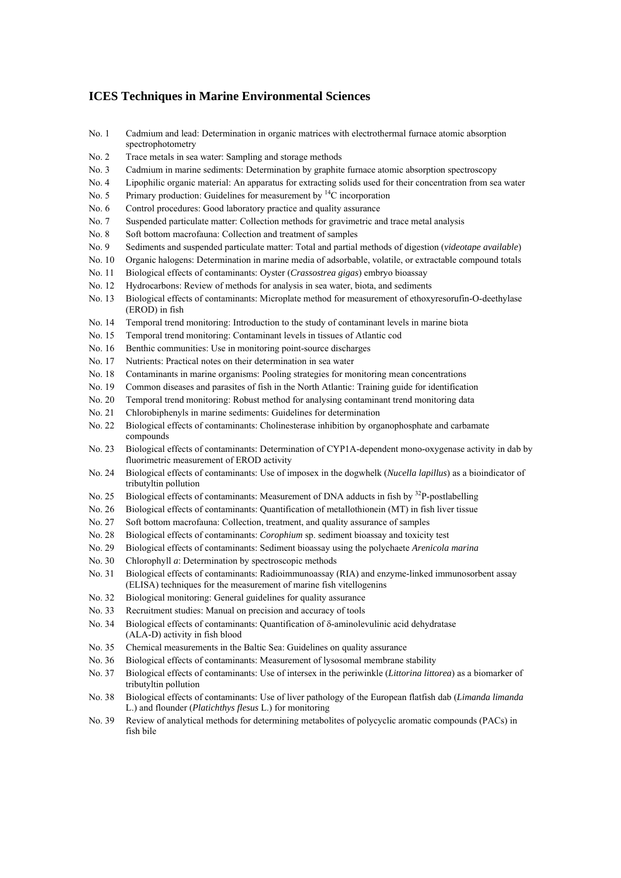## ICES Techniques in Marine Environmental Sciences

No. 1 Cadmium and lead: Determination in organic matrices with electrothermal furnace atomic absorption spectrophotometry

No. 2 Trace metals in sea water: Sampling and storage methods

No. 3 Cadmium in marine sediments: Determination by graphite furnace atomic absorption spectroscopy

No. 4 Lipophilic organic material: An apparatus for extracting solids used for their concentration from sea water

No. 5 Primary production: Guidelines for measurement by $^{14}C$ incorporation

No. 6 Control procedures: Good laboratory practice and quality assurance

No. 7 Suspended particulate matter: Collection methods for gravimetric and trace metal analysis

No. 8 Soft bottom macrofauna: Collection and treatment of samples

No. 9 Sediments and suspended particulate matter: Total and partial methods of digestion (*videotape available*)

No. 10 Organic halogens: Determination in marine media of adsorbable, volatile, or extractable compound totals

No. 11 Biological effects of contaminants: Oyster (*Crassostrea gigas*) embryo bioassay

No. 12 Hydrocarbons: Review of methods for analysis in sea water, biota, and sediments

No. 13 Biological effects of contaminants: Microplate method for measurement of ethoxyresorufin-O-deethylase (EROD) in fish

No. 14 Temporal trend monitoring: Introduction to the study of contaminant levels in marine biota

No. 15 Temporal trend monitoring: Contaminant levels in tissues of Atlantic cod

No. 16 Benthic communities: Use in monitoring point-source discharges

No. 17 Nutrients: Practical notes on their determination in sea water

No. 18 Contaminants in marine organisms: Pooling strategies for monitoring mean concentrations

No. 19 Common diseases and parasites of fish in the North Atlantic: Training guide for identification

No. 20 Temporal trend monitoring: Robust method for analysing contaminant trend monitoring data

No. 21 Chlorobiphenyls in marine sediments: Guidelines for determination

No. 22 Biological effects of contaminants: Cholinesterase inhibition by organophosphate and carbamate compounds

No. 23 Biological effects of contaminants: Determination of CYP1A-dependent mono-oxygenase activity in dab by fluorimetric measurement of EROD activity

No. 24 Biological effects of contaminants: Use of imposex in the dogwhelk (*Nucella lapillus*) as a bioindicator of tributyltin pollution

No. 25 Biological effects of contaminants: Measurement of DNA adducts in fish by $^{32}P$-postlabelling

No. 26 Biological effects of contaminants: Quantification of metallothionein (MT) in fish liver tissue

No. 27 Soft bottom macrofauna: Collection, treatment, and quality assurance of samples

No. 28 Biological effects of contaminants: *Corophium* sp. sediment bioassay and toxicity test

No. 29 Biological effects of contaminants: Sediment bioassay using the polychaete *Arenicola marina*

No. 30 Chlorophyll *a*: Determination by spectroscopic methods

No. 31 Biological effects of contaminants: Radioimmunoassay (RIA) and enzyme-linked immunosorbent assay (ELISA) techniques for the measurement of marine fish vitellogenins

No. 32 Biological monitoring: General guidelines for quality assurance

No. 33 Recruitment studies: Manual on precision and accuracy of tools

No. 34 Biological effects of contaminants: Quantification of δ-aminolevulinic acid dehydratase (ALA-D) activity in fish blood

No. 35 Chemical measurements in the Baltic Sea: Guidelines on quality assurance

No. 36 Biological effects of contaminants: Measurement of lysosomal membrane stability

No. 37 Biological effects of contaminants: Use of intersex in the periwinkle (*Littorina littorea*) as a biomarker of tributyltin pollution

No. 38 Biological effects of contaminants: Use of liver pathology of the European flatfish dab (*Limanda limanda* L.) and flounder (*Platichthys flesus* L.) for monitoring

No. 39 Review of analytical methods for determining metabolites of polycyclic aromatic compounds (PACs) in fish bile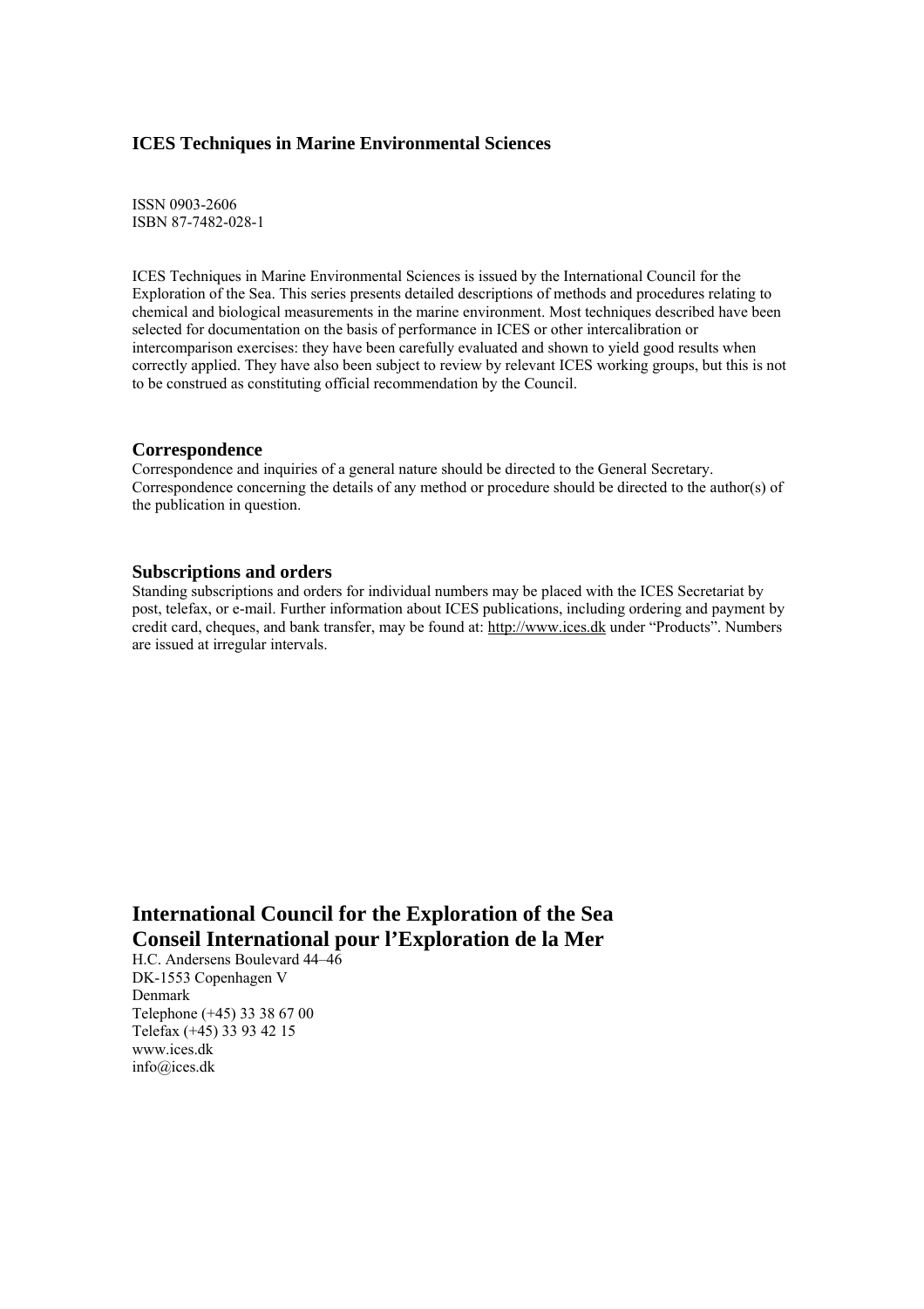**ICES Techniques in Marine Environmental Sciences**

ISSN 0903-2606
ISBN 87-7482-028-1

ICES Techniques in Marine Environmental Sciences is issued by the International Council for the Exploration of the Sea. This series presents detailed descriptions of methods and procedures relating to chemical and biological measurements in the marine environment. Most techniques described have been selected for documentation on the basis of performance in ICES or other intercalibration or intercomparison exercises: they have been carefully evaluated and shown to yield good results when correctly applied. They have also been subject to review by relevant ICES working groups, but this is not to be construed as constituting official recommendation by the Council.

## Correspondence

Correspondence and inquiries of a general nature should be directed to the General Secretary. Correspondence concerning the details of any method or procedure should be directed to the author(s) of the publication in question.

## Subscriptions and orders

Standing subscriptions and orders for individual numbers may be placed with the ICES Secretariat by post, telefax, or e-mail. Further information about ICES publications, including ordering and payment by credit card, cheques, and bank transfer, may be found at: http://www.ices.dk under "Products". Numbers are issued at irregular intervals.

## International Council for the Exploration of the Sea
## Conseil International pour l'Exploration de la Mer

H.C. Andersens Boulevard 44–46
DK-1553 Copenhagen V
Denmark
Telephone (+45) 33 38 67 00
Telefax (+45) 33 93 42 15
www.ices.dk
info@ices.dk